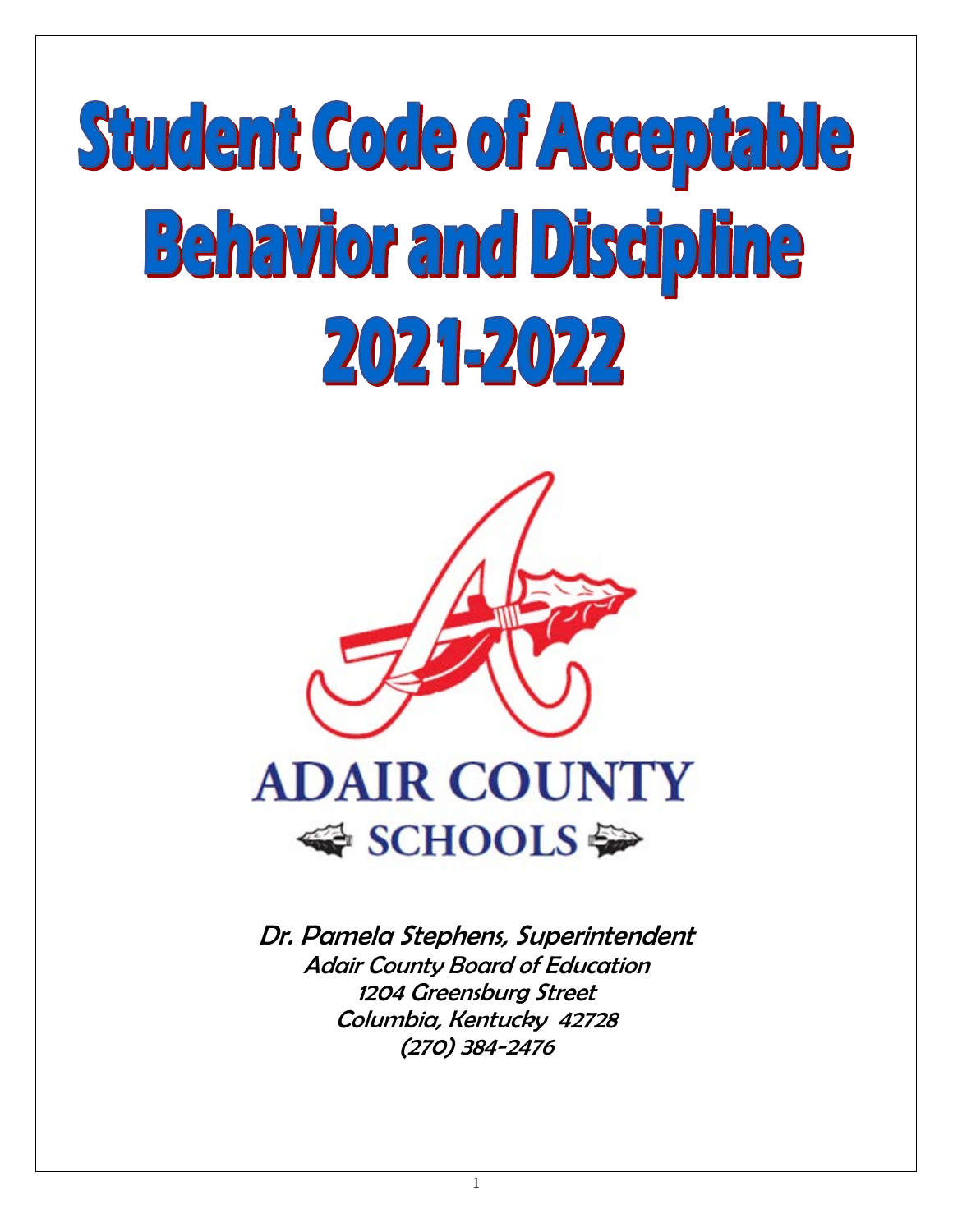# Student Code of Acceptable Behavior and Discipline 2021-2022

ADAIR COUNTY SCHOOLS

Dr. Pamela Stephens, Superintendent

Adair County Board of Education

1204 Greensburg Street

Columbia, Kentucky 42728

(270) 384-2476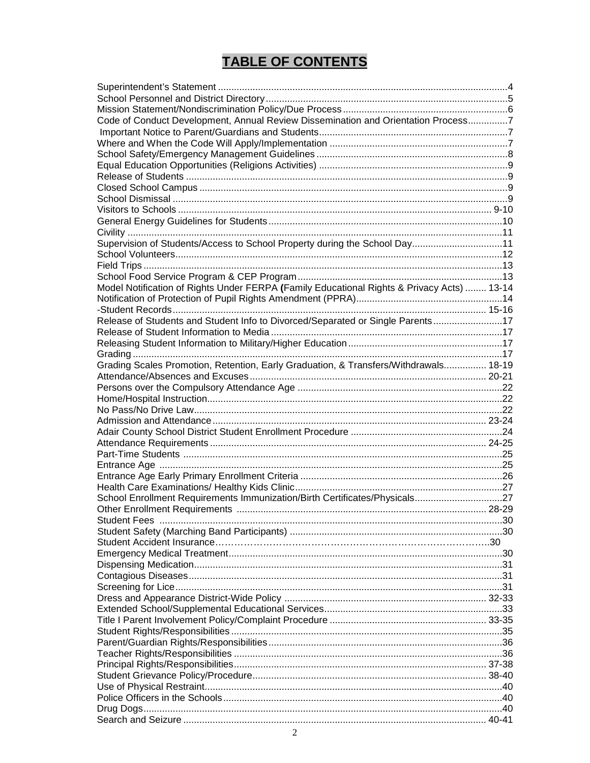# TABLE OF CONTENTS

| | |
|---|---|
| Superintendent's Statement | 4 |
| School Personnel and District Directory | 5 |
| Mission Statement/Nondiscrimination Policy/Due Process | 6 |
| Code of Conduct Development, Annual Review Dissemination and Orientation Process | 7 |
| Important Notice to Parent/Guardians and Students | 7 |
| Where and When the Code Will Apply/Implementation | 7 |
| School Safety/Emergency Management Guidelines | 8 |
| Equal Education Opportunities (Religions Activities) | 9 |
| Release of Students | 9 |
| Closed School Campus | 9 |
| School Dismissal | 9 |
| Visitors to Schools | 9-10 |
| General Energy Guidelines for Students | 10 |
| Civility | 11 |
| Supervision of Students/Access to School Property during the School Day | 11 |
| School Volunteers | 12 |
| Field Trips | 13 |
| School Food Service Program & CEP Program | 13 |
| Model Notification of Rights Under FERPA **(**Family Educational Rights & Privacy Acts) | 13-14 |
| Notification of Protection of Pupil Rights Amendment (PPRA) | 14 |
| -Student Records | 15-16 |
| Release of Students and Student Info to Divorced/Separated or Single Parents | 17 |
| Release of Student Information to Media | 17 |
| Releasing Student Information to Military/Higher Education | 17 |
| Grading | 17 |
| Grading Scales Promotion, Retention, Early Graduation, & Transfers/Withdrawals | 18-19 |
| Attendance/Absences and Excuses | 20-21 |
| Persons over the Compulsory Attendance Age | 22 |
| Home/Hospital Instruction | 22 |
| No Pass/No Drive Law | 22 |
| Admission and Attendance | 23-24 |
| Adair County School District Student Enrollment Procedure | 24 |
| Attendance Requirements | 24-25 |
| Part-Time Students | 25 |
| Entrance Age | 25 |
| Entrance Age Early Primary Enrollment Criteria | 26 |
| Health Care Examinations/ Healthy Kids Clinic | 27 |
| School Enrollment Requirements Immunization/Birth Certificates/Physicals | 27 |
| Other Enrollment Requirements | 28-29 |
| Student Fees | 30 |
| Student Safety (Marching Band Participants) | 30 |
| Student Accident Insurance | 30 |
| Emergency Medical Treatment | 30 |
| Dispensing Medication | 31 |
| Contagious Diseases | 31 |
| Screening for Lice | 31 |
| Dress and Appearance District-Wide Policy | 32-33 |
| Extended School/Supplemental Educational Services | 33 |
| Title I Parent Involvement Policy/Complaint Procedure | 33-35 |
| Student Rights/Responsibilities | 35 |
| Parent/Guardian Rights/Responsibilities | 36 |
| Teacher Rights/Responsibilities | 36 |
| Principal Rights/Responsibilities | 37-38 |
| Student Grievance Policy/Procedure | 38-40 |
| Use of Physical Restraint | 40 |
| Police Officers in the Schools | 40 |
| Drug Dogs | 40 |
| Search and Seizure | 40-41 |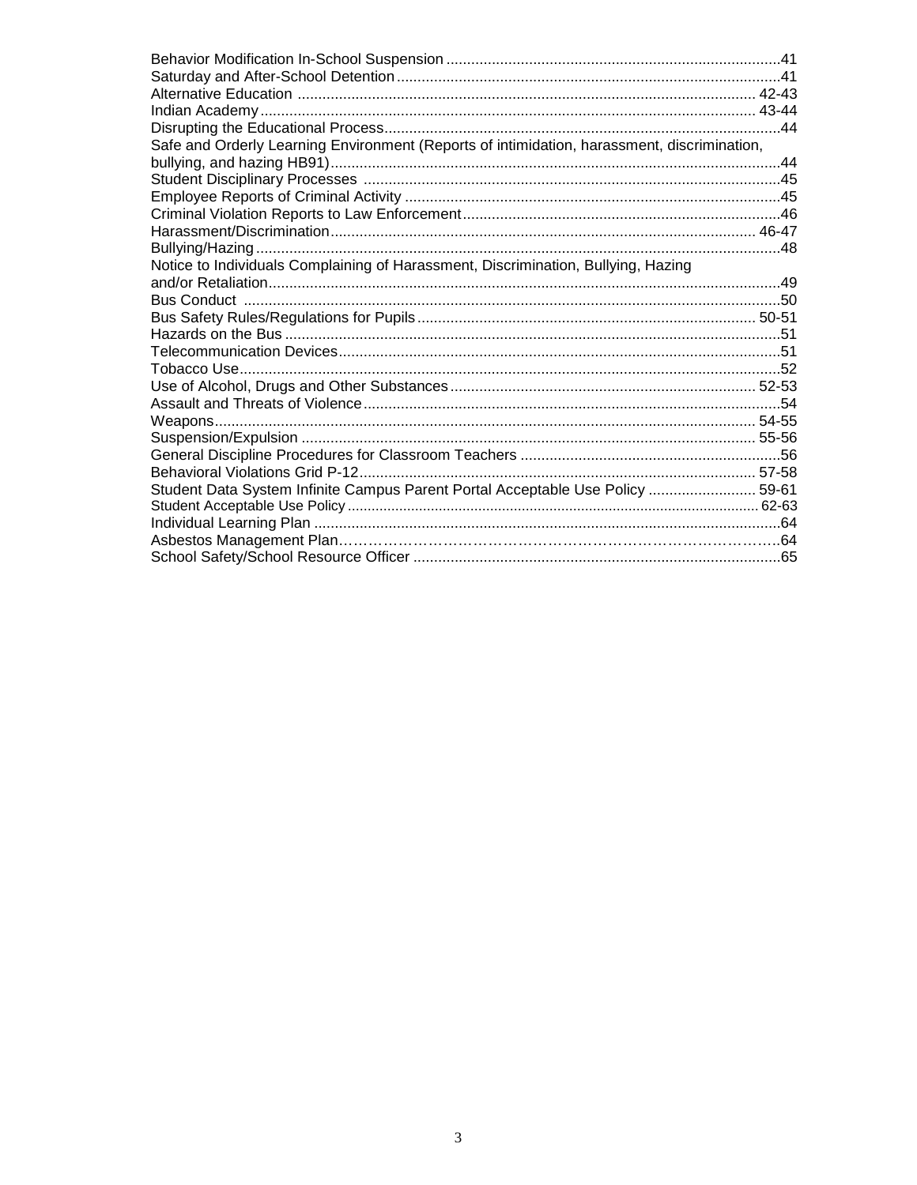Behavior Modification In-School Suspension ................................................................................41
Saturday and After-School Detention ...........................................................................................41
Alternative Education ............................................................................................................ 42-43
Indian Academy ..................................................................................................................... 43-44
Disrupting the Educational Process...............................................................................................44
Safe and Orderly Learning Environment (Reports of intimidation, harassment, discrimination, bullying, and hazing HB91)............................................................................................................44
Student Disciplinary Processes ....................................................................................................45
Employee Reports of Criminal Activity ..........................................................................................45
Criminal Violation Reports to Law Enforcement............................................................................46
Harassment/Discrimination..................................................................................................... 46-47
Bullying/Hazing..............................................................................................................................48
Notice to Individuals Complaining of Harassment, Discrimination, Bullying, Hazing and/or Retaliation...........................................................................................................................49
Bus Conduct .................................................................................................................................50
Bus Safety Rules/Regulations for Pupils................................................................................. 50-51
Hazards on the Bus .......................................................................................................................51
Telecommunication Devices..........................................................................................................51
Tobacco Use..................................................................................................................................52
Use of Alcohol, Drugs and Other Substances........................................................................ 52-53
Assault and Threats of Violence....................................................................................................54
Weapons................................................................................................................................ 54-55
Suspension/Expulsion ........................................................................................................... 55-56
General Discipline Procedures for Classroom Teachers ..............................................................56
Behavioral Violations Grid P-12.............................................................................................. 57-58
Student Data System Infinite Campus Parent Portal Acceptable Use Policy .......................... 59-61
Student Acceptable Use Policy ............................................................................................. 62-63
Individual Learning Plan ................................................................................................................64
Asbestos Management Plan………………………………………………………………………….64
School Safety/School Resource Officer ........................................................................................65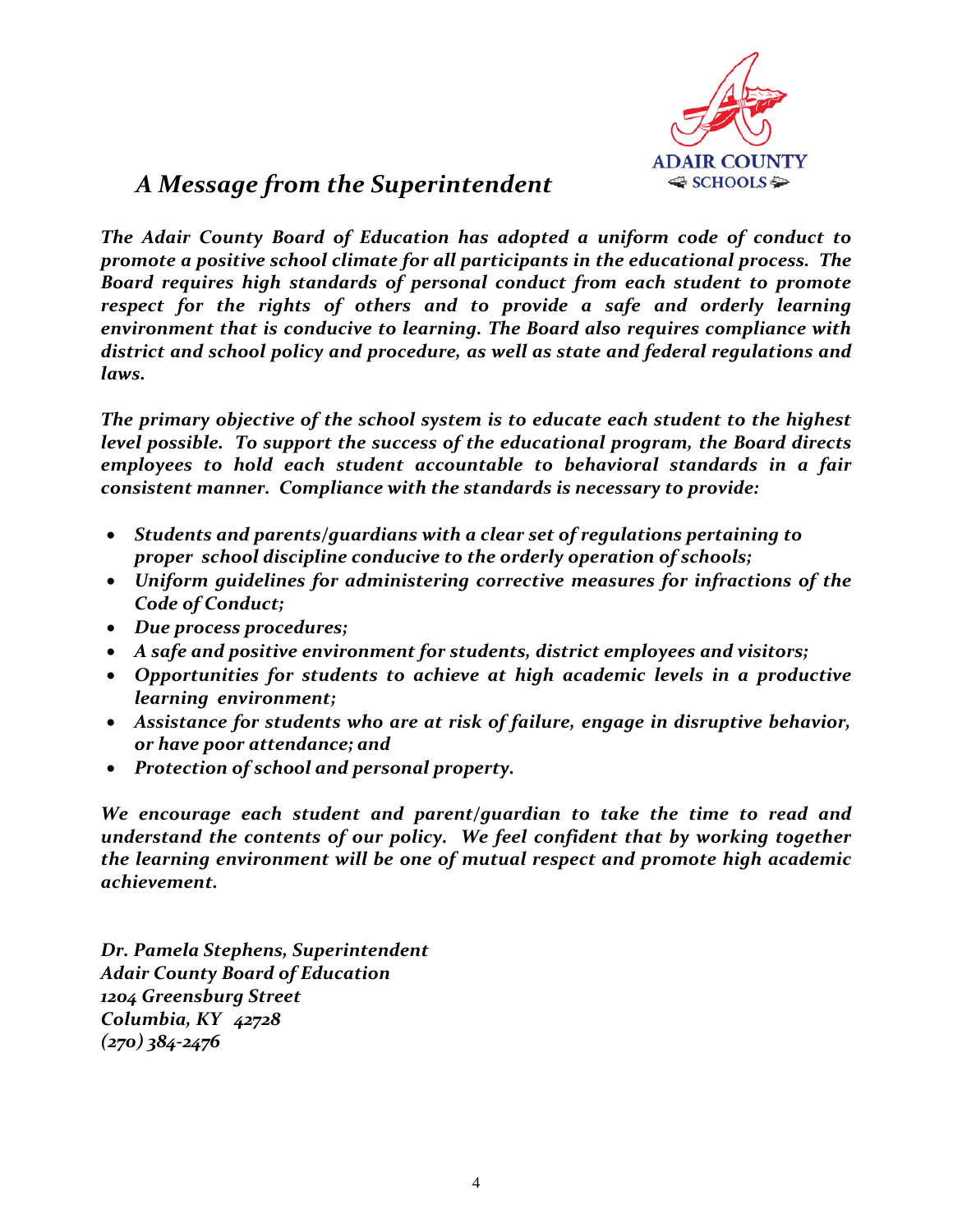# *A Message from the Superintendent*

***The Adair County Board of Education has adopted a uniform code of conduct to promote a positive school climate for all participants in the educational process. The Board requires high standards of personal conduct from each student to promote respect for the rights of others and to provide a safe and orderly learning environment that is conducive to learning. The Board also requires compliance with district and school policy and procedure, as well as state and federal regulations and laws.***

***The primary objective of the school system is to educate each student to the highest level possible. To support the success of the educational program, the Board directs employees to hold each student accountable to behavioral standards in a fair consistent manner. Compliance with the standards is necessary to provide:***

- ***Students and parents/guardians with a clear set of regulations pertaining to proper school discipline conducive to the orderly operation of schools;***
- ***Uniform guidelines for administering corrective measures for infractions of the Code of Conduct;***
- ***Due process procedures;***
- ***A safe and positive environment for students, district employees and visitors;***
- ***Opportunities for students to achieve at high academic levels in a productive learning environment;***
- ***Assistance for students who are at risk of failure, engage in disruptive behavior, or have poor attendance; and***
- ***Protection of school and personal property.***

***We encourage each student and parent/guardian to take the time to read and understand the contents of our policy. We feel confident that by working together the learning environment will be one of mutual respect and promote high academic achievement.***

***Dr. Pamela Stephens, Superintendent***
***Adair County Board of Education***
***1204 Greensburg Street***
***Columbia, KY 42728***
***(270) 384-2476***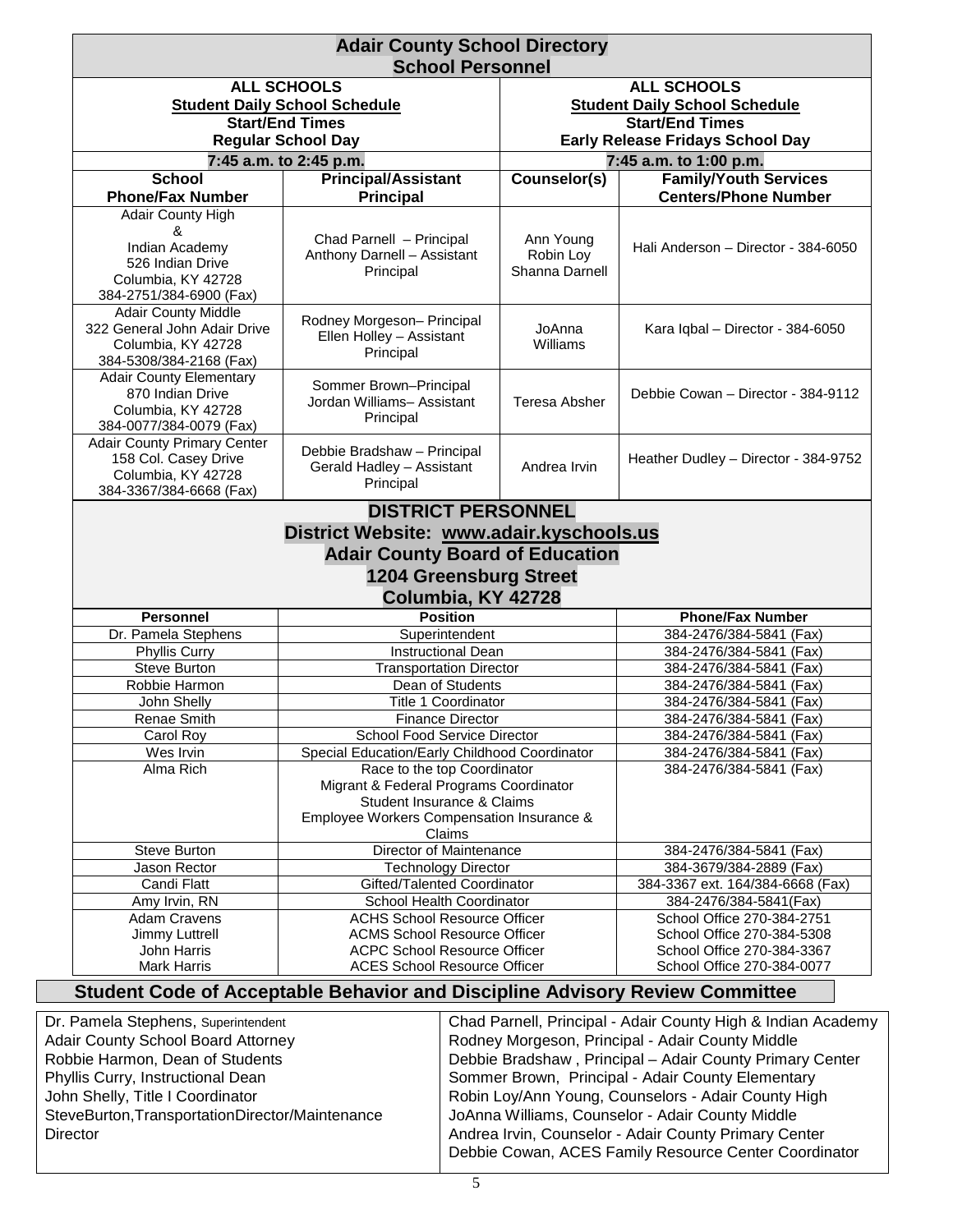# Adair County School Directory
## School Personnel

| ALL SCHOOLS<br>**Student Daily School Schedule**<br>Start/End Times<br>Regular School Day | | ALL SCHOOLS<br>**Student Daily School Schedule**<br>Start/End Times<br>Early Release Fridays School Day | |
|---|---|---|---|
| **7:45 a.m. to 2:45 p.m.** | | **7:45 a.m. to 1:00 p.m.** | |
| **School Phone/Fax Number** | **Principal/Assistant Principal** | **Counselor(s)** | **Family/Youth Services Centers/Phone Number** |
| Adair County High & Indian Academy<br>526 Indian Drive<br>Columbia, KY 42728<br>384-2751/384-6900 (Fax) | Chad Parnell – Principal<br>Anthony Darnell – Assistant Principal | Ann Young<br>Robin Loy<br>Shanna Darnell | Hali Anderson – Director - 384-6050 |
| Adair County Middle<br>322 General John Adair Drive<br>Columbia, KY 42728<br>384-5308/384-2168 (Fax) | Rodney Morgeson– Principal<br>Ellen Holley – Assistant Principal | JoAnna Williams | Kara Iqbal – Director - 384-6050 |
| Adair County Elementary<br>870 Indian Drive<br>Columbia, KY 42728<br>384-0077/384-0079 (Fax) | Sommer Brown–Principal<br>Jordan Williams– Assistant Principal | Teresa Absher | Debbie Cowan – Director - 384-9112 |
| Adair County Primary Center<br>158 Col. Casey Drive<br>Columbia, KY 42728<br>384-3367/384-6668 (Fax) | Debbie Bradshaw – Principal<br>Gerald Hadley – Assistant Principal | Andrea Irvin | Heather Dudley – Director - 384-9752 |

## DISTRICT PERSONNEL
**District Website: www.adair.kyschools.us**
**Adair County Board of Education**
**1204 Greensburg Street**
**Columbia, KY 42728**

| Personnel | Position | Phone/Fax Number |
|---|---|---|
| Dr. Pamela Stephens | Superintendent | 384-2476/384-5841 (Fax) |
| Phyllis Curry | Instructional Dean | 384-2476/384-5841 (Fax) |
| Steve Burton | Transportation Director | 384-2476/384-5841 (Fax) |
| Robbie Harmon | Dean of Students | 384-2476/384-5841 (Fax) |
| John Shelly | Title 1 Coordinator | 384-2476/384-5841 (Fax) |
| Renae Smith | Finance Director | 384-2476/384-5841 (Fax) |
| Carol Roy | School Food Service Director | 384-2476/384-5841 (Fax) |
| Wes Irvin | Special Education/Early Childhood Coordinator | 384-2476/384-5841 (Fax) |
| Alma Rich | Race to the top Coordinator<br>Migrant & Federal Programs Coordinator<br>Student Insurance & Claims<br>Employee Workers Compensation Insurance & Claims | 384-2476/384-5841 (Fax) |
| Steve Burton | Director of Maintenance | 384-2476/384-5841 (Fax) |
| Jason Rector | Technology Director | 384-3679/384-2889 (Fax) |
| Candi Flatt | Gifted/Talented Coordinator | 384-3367 ext. 164/384-6668 (Fax) |
| Amy Irvin, RN | School Health Coordinator | 384-2476/384-5841(Fax) |
| Adam Cravens<br>Jimmy Luttrell<br>John Harris<br>Mark Harris | ACHS School Resource Officer<br>ACMS School Resource Officer<br>ACPC School Resource Officer<br>ACES School Resource Officer | School Office 270-384-2751<br>School Office 270-384-5308<br>School Office 270-384-3367<br>School Office 270-384-0077 |

## Student Code of Acceptable Behavior and Discipline Advisory Review Committee

Dr. Pamela Stephens, Superintendent
Adair County School Board Attorney
Robbie Harmon, Dean of Students
Phyllis Curry, Instructional Dean
John Shelly, Title I Coordinator
SteveBurton,TransportationDirector/Maintenance Director
Chad Parnell, Principal - Adair County High & Indian Academy
Rodney Morgeson, Principal - Adair County Middle
Debbie Bradshaw , Principal – Adair County Primary Center
Sommer Brown, Principal - Adair County Elementary
Robin Loy/Ann Young, Counselors - Adair County High
JoAnna Williams, Counselor - Adair County Middle
Andrea Irvin, Counselor - Adair County Primary Center
Debbie Cowan, ACES Family Resource Center Coordinator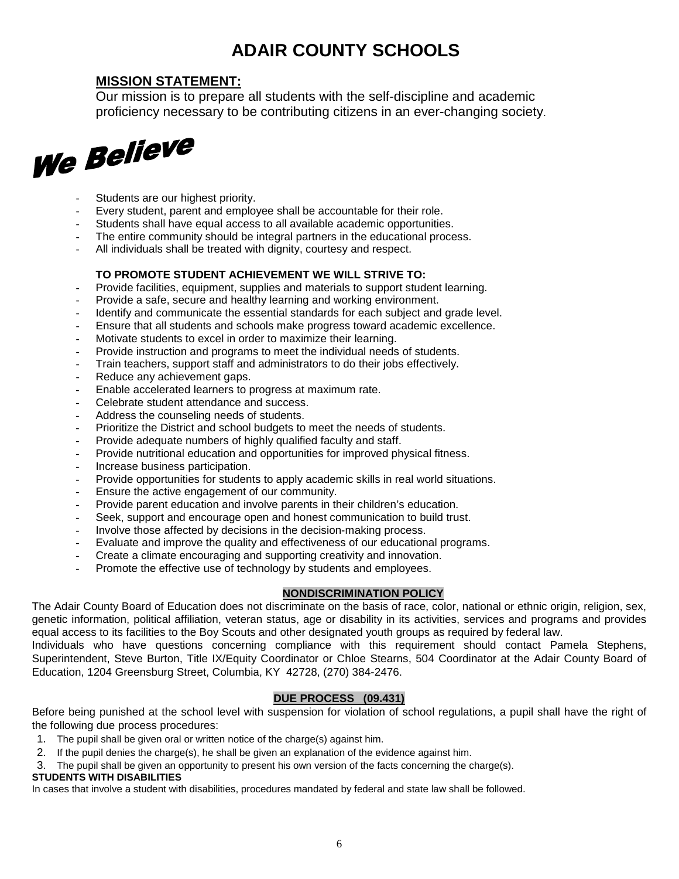# ADAIR COUNTY SCHOOLS

## MISSION STATEMENT:

Our mission is to prepare all students with the self-discipline and academic proficiency necessary to be contributing citizens in an ever-changing society.

## We Believe

- Students are our highest priority.
- Every student, parent and employee shall be accountable for their role.
- Students shall have equal access to all available academic opportunities.
- The entire community should be integral partners in the educational process.
- All individuals shall be treated with dignity, courtesy and respect.

**TO PROMOTE STUDENT ACHIEVEMENT WE WILL STRIVE TO:**

- Provide facilities, equipment, supplies and materials to support student learning.
- Provide a safe, secure and healthy learning and working environment.
- Identify and communicate the essential standards for each subject and grade level.
- Ensure that all students and schools make progress toward academic excellence.
- Motivate students to excel in order to maximize their learning.
- Provide instruction and programs to meet the individual needs of students.
- Train teachers, support staff and administrators to do their jobs effectively.
- Reduce any achievement gaps.
- Enable accelerated learners to progress at maximum rate.
- Celebrate student attendance and success.
- Address the counseling needs of students.
- Prioritize the District and school budgets to meet the needs of students.
- Provide adequate numbers of highly qualified faculty and staff.
- Provide nutritional education and opportunities for improved physical fitness.
- Increase business participation.
- Provide opportunities for students to apply academic skills in real world situations.
- Ensure the active engagement of our community.
- Provide parent education and involve parents in their children's education.
- Seek, support and encourage open and honest communication to build trust.
- Involve those affected by decisions in the decision-making process.
- Evaluate and improve the quality and effectiveness of our educational programs.
- Create a climate encouraging and supporting creativity and innovation.
- Promote the effective use of technology by students and employees.

### NONDISCRIMINATION POLICY

The Adair County Board of Education does not discriminate on the basis of race, color, national or ethnic origin, religion, sex, genetic information, political affiliation, veteran status, age or disability in its activities, services and programs and provides equal access to its facilities to the Boy Scouts and other designated youth groups as required by federal law.

Individuals who have questions concerning compliance with this requirement should contact Pamela Stephens, Superintendent, Steve Burton, Title IX/Equity Coordinator or Chloe Stearns, 504 Coordinator at the Adair County Board of Education, 1204 Greensburg Street, Columbia, KY 42728, (270) 384-2476.

### DUE PROCESS (09.431)

Before being punished at the school level with suspension for violation of school regulations, a pupil shall have the right of the following due process procedures:

1. The pupil shall be given oral or written notice of the charge(s) against him.
2. If the pupil denies the charge(s), he shall be given an explanation of the evidence against him.
3. The pupil shall be given an opportunity to present his own version of the facts concerning the charge(s).

**STUDENTS WITH DISABILITIES**

In cases that involve a student with disabilities, procedures mandated by federal and state law shall be followed.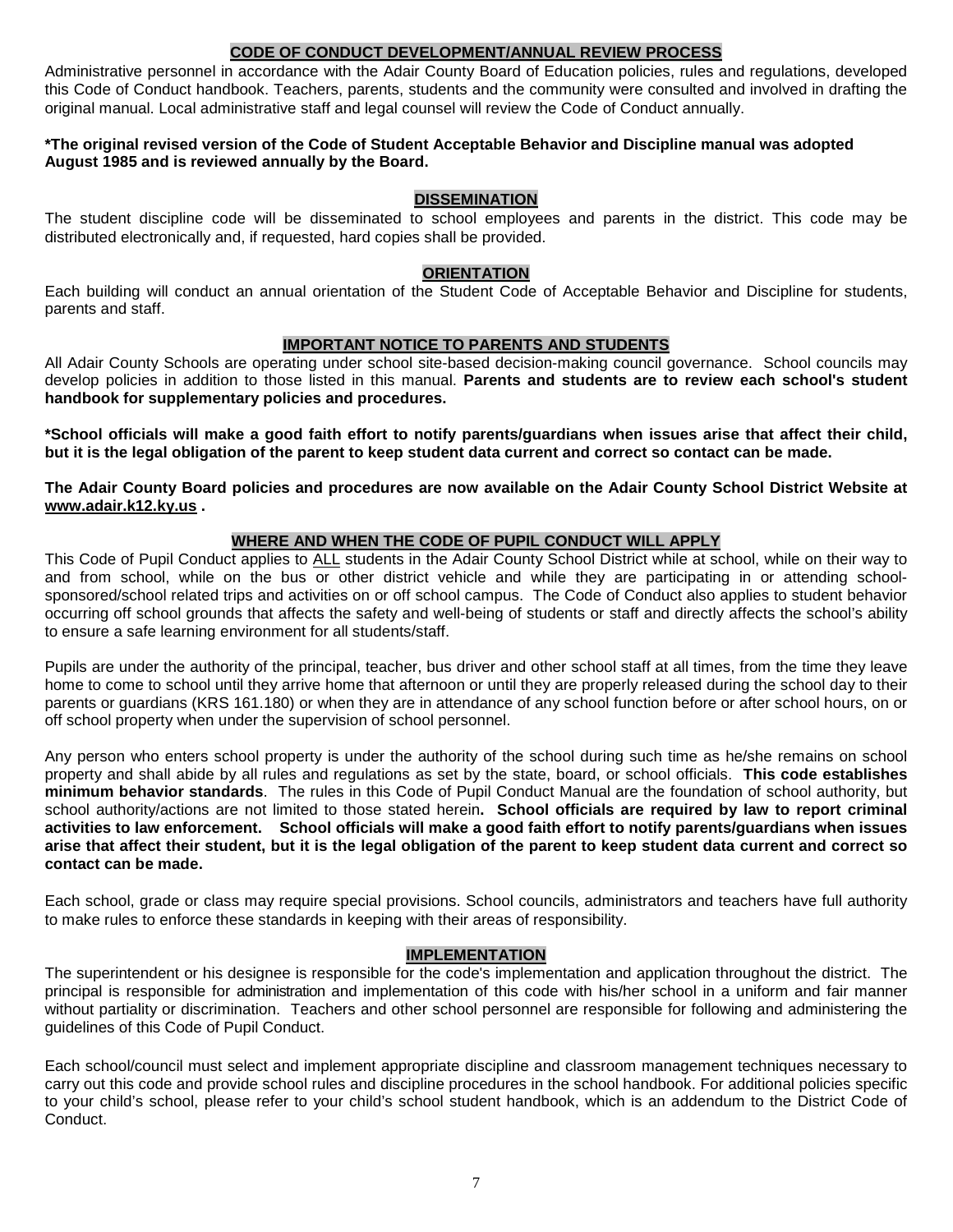## CODE OF CONDUCT DEVELOPMENT/ANNUAL REVIEW PROCESS

Administrative personnel in accordance with the Adair County Board of Education policies, rules and regulations, developed this Code of Conduct handbook. Teachers, parents, students and the community were consulted and involved in drafting the original manual. Local administrative staff and legal counsel will review the Code of Conduct annually.

**\*The original revised version of the Code of Student Acceptable Behavior and Discipline manual was adopted August 1985 and is reviewed annually by the Board.**

## DISSEMINATION

The student discipline code will be disseminated to school employees and parents in the district. This code may be distributed electronically and, if requested, hard copies shall be provided.

## ORIENTATION

Each building will conduct an annual orientation of the Student Code of Acceptable Behavior and Discipline for students, parents and staff.

## IMPORTANT NOTICE TO PARENTS AND STUDENTS

All Adair County Schools are operating under school site-based decision-making council governance. School councils may develop policies in addition to those listed in this manual. **Parents and students are to review each school's student handbook for supplementary policies and procedures.**

**\*School officials will make a good faith effort to notify parents/guardians when issues arise that affect their child, but it is the legal obligation of the parent to keep student data current and correct so contact can be made.**

**The Adair County Board policies and procedures are now available on the Adair County School District Website at www.adair.k12.ky.us .**

## WHERE AND WHEN THE CODE OF PUPIL CONDUCT WILL APPLY

This Code of Pupil Conduct applies to ALL students in the Adair County School District while at school, while on their way to and from school, while on the bus or other district vehicle and while they are participating in or attending school-sponsored/school related trips and activities on or off school campus. The Code of Conduct also applies to student behavior occurring off school grounds that affects the safety and well-being of students or staff and directly affects the school's ability to ensure a safe learning environment for all students/staff.

Pupils are under the authority of the principal, teacher, bus driver and other school staff at all times, from the time they leave home to come to school until they arrive home that afternoon or until they are properly released during the school day to their parents or guardians (KRS 161.180) or when they are in attendance of any school function before or after school hours, on or off school property when under the supervision of school personnel.

Any person who enters school property is under the authority of the school during such time as he/she remains on school property and shall abide by all rules and regulations as set by the state, board, or school officials. **This code establishes minimum behavior standards**. The rules in this Code of Pupil Conduct Manual are the foundation of school authority, but school authority/actions are not limited to those stated herein**. School officials are required by law to report criminal activities to law enforcement. School officials will make a good faith effort to notify parents/guardians when issues arise that affect their student, but it is the legal obligation of the parent to keep student data current and correct so contact can be made.**

Each school, grade or class may require special provisions. School councils, administrators and teachers have full authority to make rules to enforce these standards in keeping with their areas of responsibility.

## IMPLEMENTATION

The superintendent or his designee is responsible for the code's implementation and application throughout the district. The principal is responsible for administration and implementation of this code with his/her school in a uniform and fair manner without partiality or discrimination. Teachers and other school personnel are responsible for following and administering the guidelines of this Code of Pupil Conduct.

Each school/council must select and implement appropriate discipline and classroom management techniques necessary to carry out this code and provide school rules and discipline procedures in the school handbook. For additional policies specific to your child's school, please refer to your child's school student handbook, which is an addendum to the District Code of Conduct.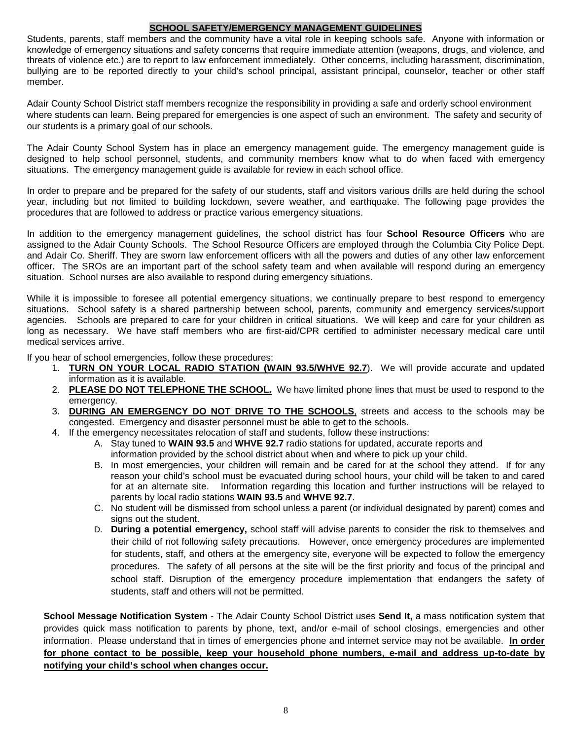## SCHOOL SAFETY/EMERGENCY MANAGEMENT GUIDELINES

Students, parents, staff members and the community have a vital role in keeping schools safe. Anyone with information or knowledge of emergency situations and safety concerns that require immediate attention (weapons, drugs, and violence, and threats of violence etc.) are to report to law enforcement immediately. Other concerns, including harassment, discrimination, bullying are to be reported directly to your child's school principal, assistant principal, counselor, teacher or other staff member.

Adair County School District staff members recognize the responsibility in providing a safe and orderly school environment where students can learn. Being prepared for emergencies is one aspect of such an environment. The safety and security of our students is a primary goal of our schools.

The Adair County School System has in place an emergency management guide. The emergency management guide is designed to help school personnel, students, and community members know what to do when faced with emergency situations. The emergency management guide is available for review in each school office.

In order to prepare and be prepared for the safety of our students, staff and visitors various drills are held during the school year, including but not limited to building lockdown, severe weather, and earthquake. The following page provides the procedures that are followed to address or practice various emergency situations.

In addition to the emergency management guidelines, the school district has four **School Resource Officers** who are assigned to the Adair County Schools. The School Resource Officers are employed through the Columbia City Police Dept. and Adair Co. Sheriff. They are sworn law enforcement officers with all the powers and duties of any other law enforcement officer. The SROs are an important part of the school safety team and when available will respond during an emergency situation. School nurses are also available to respond during emergency situations.

While it is impossible to foresee all potential emergency situations, we continually prepare to best respond to emergency situations. School safety is a shared partnership between school, parents, community and emergency services/support agencies. Schools are prepared to care for your children in critical situations. We will keep and care for your children as long as necessary. We have staff members who are first-aid/CPR certified to administer necessary medical care until medical services arrive.

If you hear of school emergencies, follow these procedures:

1. **TURN ON YOUR LOCAL RADIO STATION (WAIN 93.5/WHVE 92.7**). We will provide accurate and updated information as it is available.
2. **PLEASE DO NOT TELEPHONE THE SCHOOL.** We have limited phone lines that must be used to respond to the emergency.
3. **DURING AN EMERGENCY DO NOT DRIVE TO THE SCHOOLS**, streets and access to the schools may be congested. Emergency and disaster personnel must be able to get to the schools.
4. If the emergency necessitates relocation of staff and students, follow these instructions:
   A. Stay tuned to **WAIN 93.5** and **WHVE 92.7** radio stations for updated, accurate reports and information provided by the school district about when and where to pick up your child.
   B. In most emergencies, your children will remain and be cared for at the school they attend. If for any reason your child's school must be evacuated during school hours, your child will be taken to and cared for at an alternate site. Information regarding this location and further instructions will be relayed to parents by local radio stations **WAIN 93.5** and **WHVE 92.7**.
   C. No student will be dismissed from school unless a parent (or individual designated by parent) comes and signs out the student.
   D. **During a potential emergency,** school staff will advise parents to consider the risk to themselves and their child of not following safety precautions. However, once emergency procedures are implemented for students, staff, and others at the emergency site, everyone will be expected to follow the emergency procedures. The safety of all persons at the site will be the first priority and focus of the principal and school staff. Disruption of the emergency procedure implementation that endangers the safety of students, staff and others will not be permitted.

**School Message Notification System** - The Adair County School District uses **Send It,** a mass notification system that provides quick mass notification to parents by phone, text, and/or e-mail of school closings, emergencies and other information. Please understand that in times of emergencies phone and internet service may not be available. **In order for phone contact to be possible, keep your household phone numbers, e-mail and address up-to-date by notifying your child's school when changes occur.**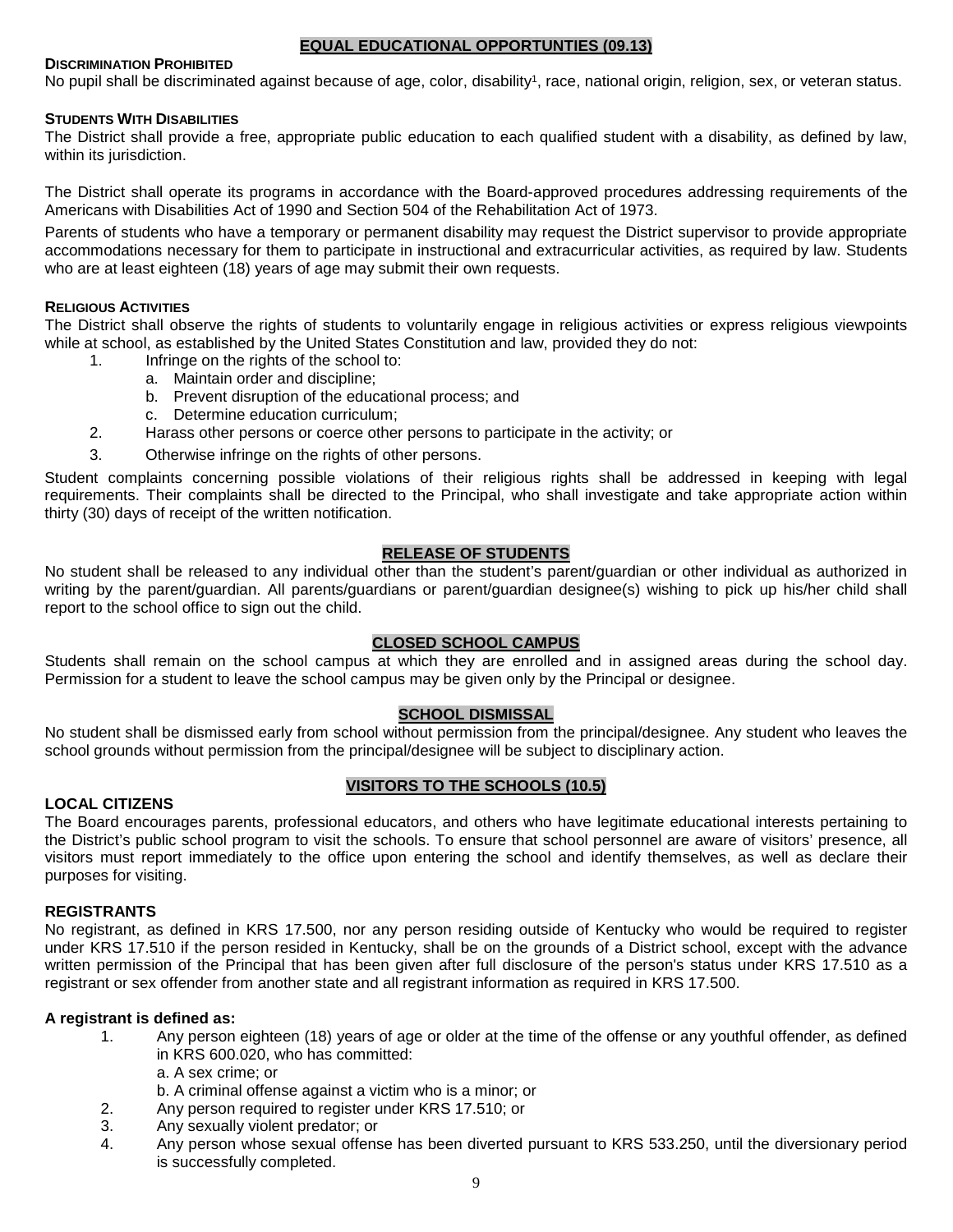## EQUAL EDUCATIONAL OPPORTUNTIES (09.13)

### DISCRIMINATION PROHIBITED

No pupil shall be discriminated against because of age, color, disability[1], race, national origin, religion, sex, or veteran status.

### STUDENTS WITH DISABILITIES

The District shall provide a free, appropriate public education to each qualified student with a disability, as defined by law, within its jurisdiction.

The District shall operate its programs in accordance with the Board-approved procedures addressing requirements of the Americans with Disabilities Act of 1990 and Section 504 of the Rehabilitation Act of 1973.

Parents of students who have a temporary or permanent disability may request the District supervisor to provide appropriate accommodations necessary for them to participate in instructional and extracurricular activities, as required by law. Students who are at least eighteen (18) years of age may submit their own requests.

### RELIGIOUS ACTIVITIES

The District shall observe the rights of students to voluntarily engage in religious activities or express religious viewpoints while at school, as established by the United States Constitution and law, provided they do not:

1. Infringe on the rights of the school to:
   a. Maintain order and discipline;
   b. Prevent disruption of the educational process; and
   c. Determine education curriculum;
2. Harass other persons or coerce other persons to participate in the activity; or
3. Otherwise infringe on the rights of other persons.

Student complaints concerning possible violations of their religious rights shall be addressed in keeping with legal requirements. Their complaints shall be directed to the Principal, who shall investigate and take appropriate action within thirty (30) days of receipt of the written notification.

## RELEASE OF STUDENTS

No student shall be released to any individual other than the student's parent/guardian or other individual as authorized in writing by the parent/guardian. All parents/guardians or parent/guardian designee(s) wishing to pick up his/her child shall report to the school office to sign out the child.

## CLOSED SCHOOL CAMPUS

Students shall remain on the school campus at which they are enrolled and in assigned areas during the school day. Permission for a student to leave the school campus may be given only by the Principal or designee.

## SCHOOL DISMISSAL

No student shall be dismissed early from school without permission from the principal/designee. Any student who leaves the school grounds without permission from the principal/designee will be subject to disciplinary action.

## VISITORS TO THE SCHOOLS (10.5)

### LOCAL CITIZENS

The Board encourages parents, professional educators, and others who have legitimate educational interests pertaining to the District's public school program to visit the schools. To ensure that school personnel are aware of visitors' presence, all visitors must report immediately to the office upon entering the school and identify themselves, as well as declare their purposes for visiting.

### REGISTRANTS

No registrant, as defined in KRS 17.500, nor any person residing outside of Kentucky who would be required to register under KRS 17.510 if the person resided in Kentucky, shall be on the grounds of a District school, except with the advance written permission of the Principal that has been given after full disclosure of the person's status under KRS 17.510 as a registrant or sex offender from another state and all registrant information as required in KRS 17.500.

**A registrant is defined as:**

1. Any person eighteen (18) years of age or older at the time of the offense or any youthful offender, as defined in KRS 600.020, who has committed:
   a. A sex crime; or
   b. A criminal offense against a victim who is a minor; or
2. Any person required to register under KRS 17.510; or
3. Any sexually violent predator; or
4. Any person whose sexual offense has been diverted pursuant to KRS 533.250, until the diversionary period is successfully completed.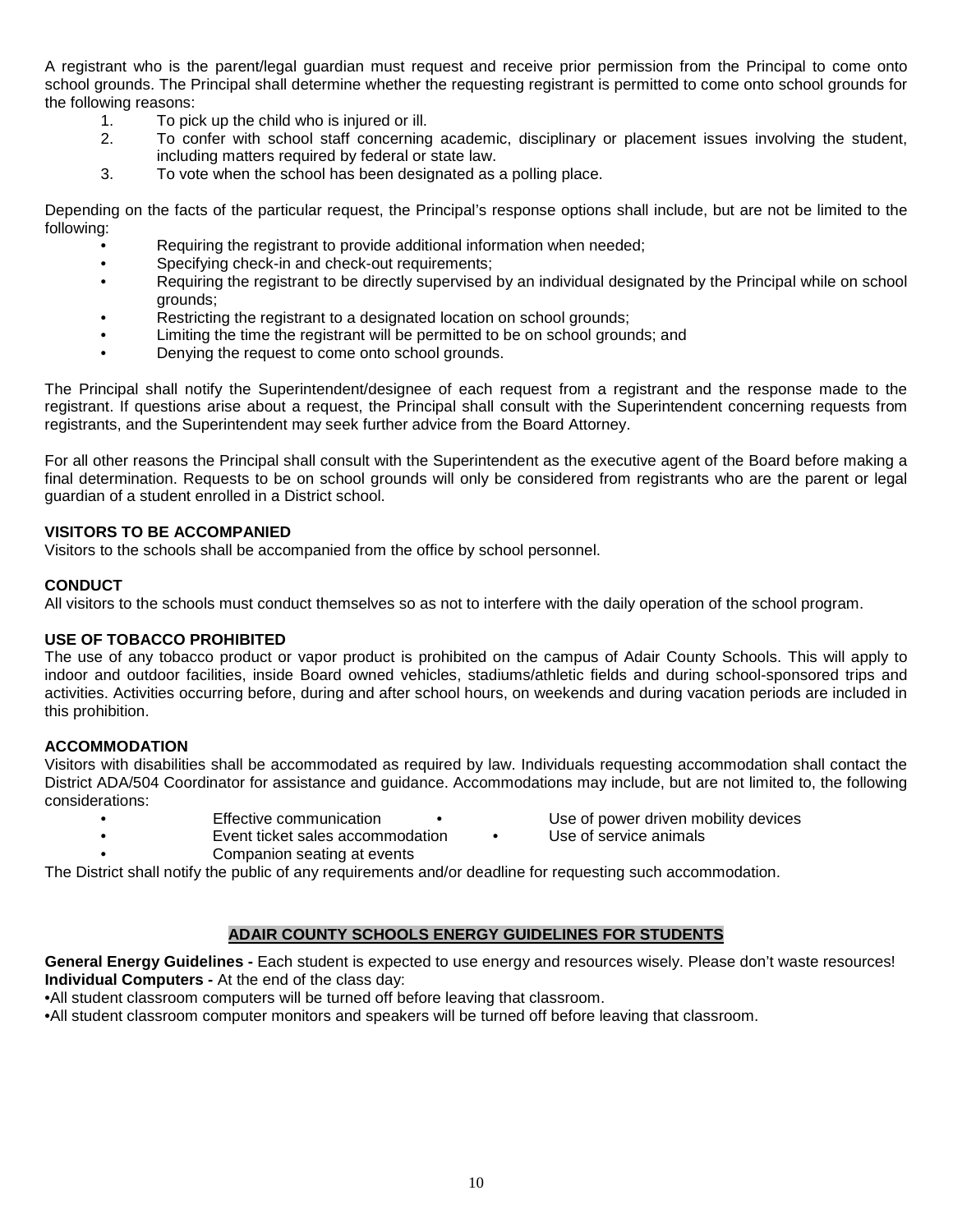A registrant who is the parent/legal guardian must request and receive prior permission from the Principal to come onto school grounds. The Principal shall determine whether the requesting registrant is permitted to come onto school grounds for the following reasons:

1. To pick up the child who is injured or ill.
2. To confer with school staff concerning academic, disciplinary or placement issues involving the student, including matters required by federal or state law.
3. To vote when the school has been designated as a polling place.

Depending on the facts of the particular request, the Principal's response options shall include, but are not be limited to the following:

- Requiring the registrant to provide additional information when needed;
- Specifying check-in and check-out requirements;
- Requiring the registrant to be directly supervised by an individual designated by the Principal while on school grounds;
- Restricting the registrant to a designated location on school grounds;
- Limiting the time the registrant will be permitted to be on school grounds; and
- Denying the request to come onto school grounds.

The Principal shall notify the Superintendent/designee of each request from a registrant and the response made to the registrant. If questions arise about a request, the Principal shall consult with the Superintendent concerning requests from registrants, and the Superintendent may seek further advice from the Board Attorney.

For all other reasons the Principal shall consult with the Superintendent as the executive agent of the Board before making a final determination. Requests to be on school grounds will only be considered from registrants who are the parent or legal guardian of a student enrolled in a District school.

**VISITORS TO BE ACCOMPANIED**

Visitors to the schools shall be accompanied from the office by school personnel.

**CONDUCT**

All visitors to the schools must conduct themselves so as not to interfere with the daily operation of the school program.

**USE OF TOBACCO PROHIBITED**

The use of any tobacco product or vapor product is prohibited on the campus of Adair County Schools. This will apply to indoor and outdoor facilities, inside Board owned vehicles, stadiums/athletic fields and during school-sponsored trips and activities. Activities occurring before, during and after school hours, on weekends and during vacation periods are included in this prohibition.

**ACCOMMODATION**

Visitors with disabilities shall be accommodated as required by law. Individuals requesting accommodation shall contact the District ADA/504 Coordinator for assistance and guidance. Accommodations may include, but are not limited to, the following considerations:

- Effective communication
- Use of power driven mobility devices
- Event ticket sales accommodation
- Use of service animals
- Companion seating at events

The District shall notify the public of any requirements and/or deadline for requesting such accommodation.

## ADAIR COUNTY SCHOOLS ENERGY GUIDELINES FOR STUDENTS

**General Energy Guidelines -** Each student is expected to use energy and resources wisely. Please don't waste resources!
**Individual Computers -** At the end of the class day:

- All student classroom computers will be turned off before leaving that classroom.
- All student classroom computer monitors and speakers will be turned off before leaving that classroom.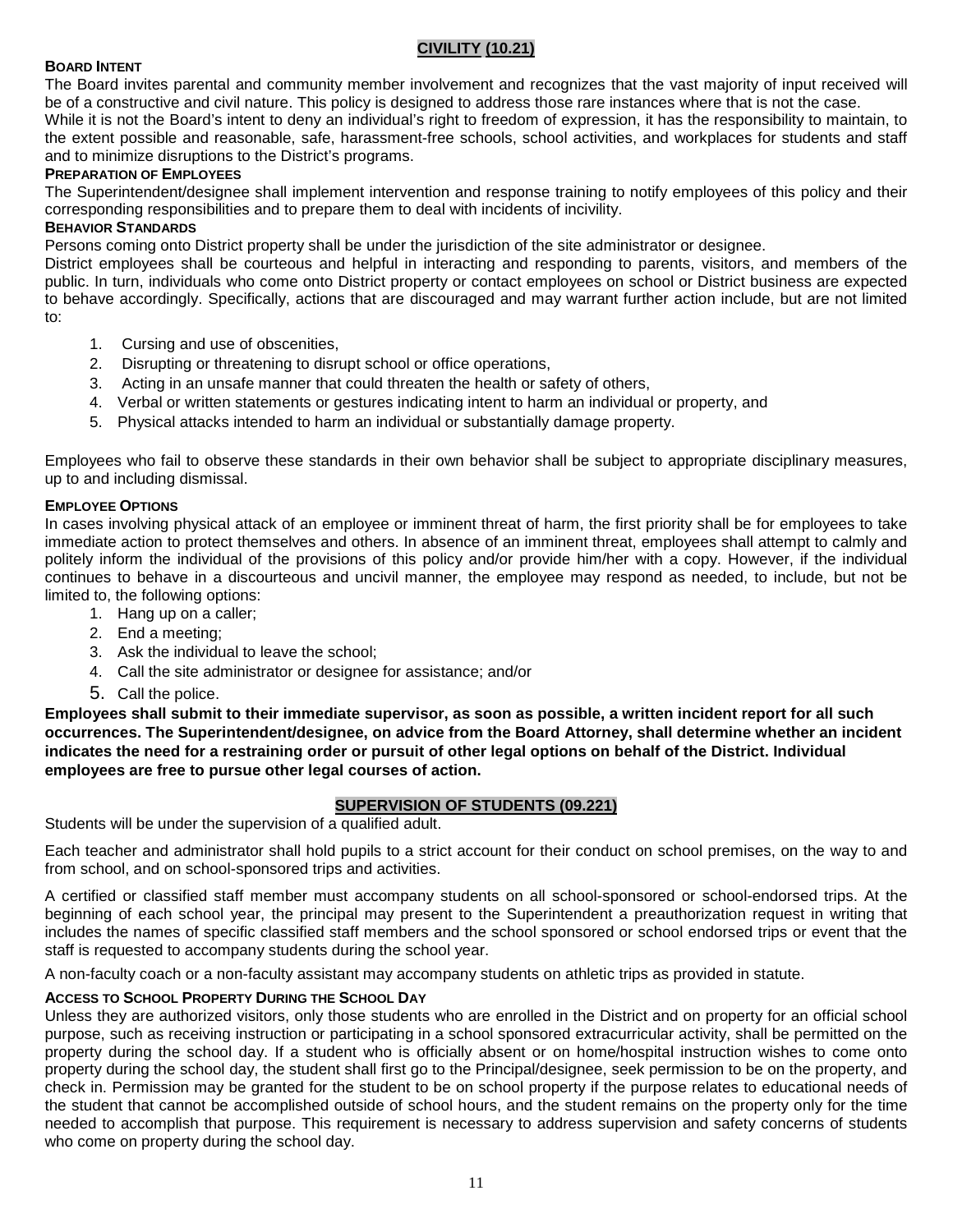## CIVILITY (10.21)

### BOARD INTENT

The Board invites parental and community member involvement and recognizes that the vast majority of input received will be of a constructive and civil nature. This policy is designed to address those rare instances where that is not the case.

While it is not the Board's intent to deny an individual's right to freedom of expression, it has the responsibility to maintain, to the extent possible and reasonable, safe, harassment-free schools, school activities, and workplaces for students and staff and to minimize disruptions to the District's programs.

### PREPARATION OF EMPLOYEES

The Superintendent/designee shall implement intervention and response training to notify employees of this policy and their corresponding responsibilities and to prepare them to deal with incidents of incivility.

### BEHAVIOR STANDARDS

Persons coming onto District property shall be under the jurisdiction of the site administrator or designee.

District employees shall be courteous and helpful in interacting and responding to parents, visitors, and members of the public. In turn, individuals who come onto District property or contact employees on school or District business are expected to behave accordingly. Specifically, actions that are discouraged and may warrant further action include, but are not limited to:

1. Cursing and use of obscenities,
2. Disrupting or threatening to disrupt school or office operations,
3. Acting in an unsafe manner that could threaten the health or safety of others,
4. Verbal or written statements or gestures indicating intent to harm an individual or property, and
5. Physical attacks intended to harm an individual or substantially damage property.

Employees who fail to observe these standards in their own behavior shall be subject to appropriate disciplinary measures, up to and including dismissal.

### EMPLOYEE OPTIONS

In cases involving physical attack of an employee or imminent threat of harm, the first priority shall be for employees to take immediate action to protect themselves and others. In absence of an imminent threat, employees shall attempt to calmly and politely inform the individual of the provisions of this policy and/or provide him/her with a copy. However, if the individual continues to behave in a discourteous and uncivil manner, the employee may respond as needed, to include, but not be limited to, the following options:

1. Hang up on a caller;
2. End a meeting;
3. Ask the individual to leave the school;
4. Call the site administrator or designee for assistance; and/or
5. Call the police.

**Employees shall submit to their immediate supervisor, as soon as possible, a written incident report for all such occurrences. The Superintendent/designee, on advice from the Board Attorney, shall determine whether an incident indicates the need for a restraining order or pursuit of other legal options on behalf of the District. Individual employees are free to pursue other legal courses of action.**

## SUPERVISION OF STUDENTS (09.221)

Students will be under the supervision of a qualified adult.

Each teacher and administrator shall hold pupils to a strict account for their conduct on school premises, on the way to and from school, and on school-sponsored trips and activities.

A certified or classified staff member must accompany students on all school-sponsored or school-endorsed trips. At the beginning of each school year, the principal may present to the Superintendent a preauthorization request in writing that includes the names of specific classified staff members and the school sponsored or school endorsed trips or event that the staff is requested to accompany students during the school year.

A non-faculty coach or a non-faculty assistant may accompany students on athletic trips as provided in statute.

### ACCESS TO SCHOOL PROPERTY DURING THE SCHOOL DAY

Unless they are authorized visitors, only those students who are enrolled in the District and on property for an official school purpose, such as receiving instruction or participating in a school sponsored extracurricular activity, shall be permitted on the property during the school day. If a student who is officially absent or on home/hospital instruction wishes to come onto property during the school day, the student shall first go to the Principal/designee, seek permission to be on the property, and check in. Permission may be granted for the student to be on school property if the purpose relates to educational needs of the student that cannot be accomplished outside of school hours, and the student remains on the property only for the time needed to accomplish that purpose. This requirement is necessary to address supervision and safety concerns of students who come on property during the school day.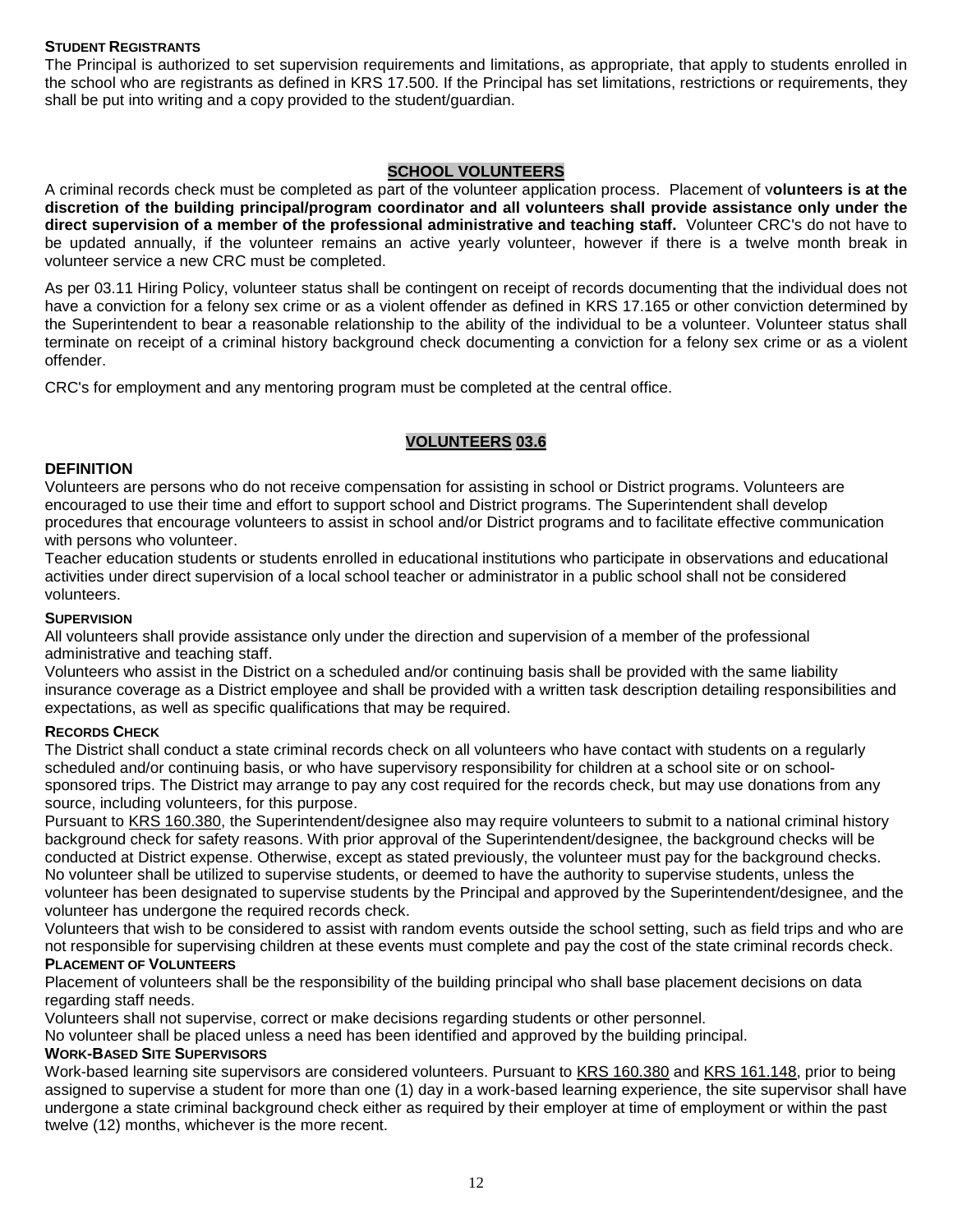**STUDENT REGISTRANTS**

The Principal is authorized to set supervision requirements and limitations, as appropriate, that apply to students enrolled in the school who are registrants as defined in KRS 17.500. If the Principal has set limitations, restrictions or requirements, they shall be put into writing and a copy provided to the student/guardian.

## SCHOOL VOLUNTEERS

A criminal records check must be completed as part of the volunteer application process. Placement of v**olunteers is at the discretion of the building principal/program coordinator and all volunteers shall provide assistance only under the direct supervision of a member of the professional administrative and teaching staff.** Volunteer CRC's do not have to be updated annually, if the volunteer remains an active yearly volunteer, however if there is a twelve month break in volunteer service a new CRC must be completed.

As per 03.11 Hiring Policy, volunteer status shall be contingent on receipt of records documenting that the individual does not have a conviction for a felony sex crime or as a violent offender as defined in KRS 17.165 or other conviction determined by the Superintendent to bear a reasonable relationship to the ability of the individual to be a volunteer. Volunteer status shall terminate on receipt of a criminal history background check documenting a conviction for a felony sex crime or as a violent offender.

CRC's for employment and any mentoring program must be completed at the central office.

## VOLUNTEERS 03.6

### DEFINITION

Volunteers are persons who do not receive compensation for assisting in school or District programs. Volunteers are encouraged to use their time and effort to support school and District programs. The Superintendent shall develop procedures that encourage volunteers to assist in school and/or District programs and to facilitate effective communication with persons who volunteer.

Teacher education students or students enrolled in educational institutions who participate in observations and educational activities under direct supervision of a local school teacher or administrator in a public school shall not be considered volunteers.

**SUPERVISION**

All volunteers shall provide assistance only under the direction and supervision of a member of the professional administrative and teaching staff.

Volunteers who assist in the District on a scheduled and/or continuing basis shall be provided with the same liability insurance coverage as a District employee and shall be provided with a written task description detailing responsibilities and expectations, as well as specific qualifications that may be required.

**RECORDS CHECK**

The District shall conduct a state criminal records check on all volunteers who have contact with students on a regularly scheduled and/or continuing basis, or who have supervisory responsibility for children at a school site or on school-sponsored trips. The District may arrange to pay any cost required for the records check, but may use donations from any source, including volunteers, for this purpose.

Pursuant to KRS 160.380, the Superintendent/designee also may require volunteers to submit to a national criminal history background check for safety reasons. With prior approval of the Superintendent/designee, the background checks will be conducted at District expense. Otherwise, except as stated previously, the volunteer must pay for the background checks.

No volunteer shall be utilized to supervise students, or deemed to have the authority to supervise students, unless the volunteer has been designated to supervise students by the Principal and approved by the Superintendent/designee, and the volunteer has undergone the required records check.

Volunteers that wish to be considered to assist with random events outside the school setting, such as field trips and who are not responsible for supervising children at these events must complete and pay the cost of the state criminal records check.

**PLACEMENT OF VOLUNTEERS**

Placement of volunteers shall be the responsibility of the building principal who shall base placement decisions on data regarding staff needs.

Volunteers shall not supervise, correct or make decisions regarding students or other personnel.

No volunteer shall be placed unless a need has been identified and approved by the building principal.

**WORK-BASED SITE SUPERVISORS**

Work-based learning site supervisors are considered volunteers. Pursuant to KRS 160.380 and KRS 161.148, prior to being assigned to supervise a student for more than one (1) day in a work-based learning experience, the site supervisor shall have undergone a state criminal background check either as required by their employer at time of employment or within the past twelve (12) months, whichever is the more recent.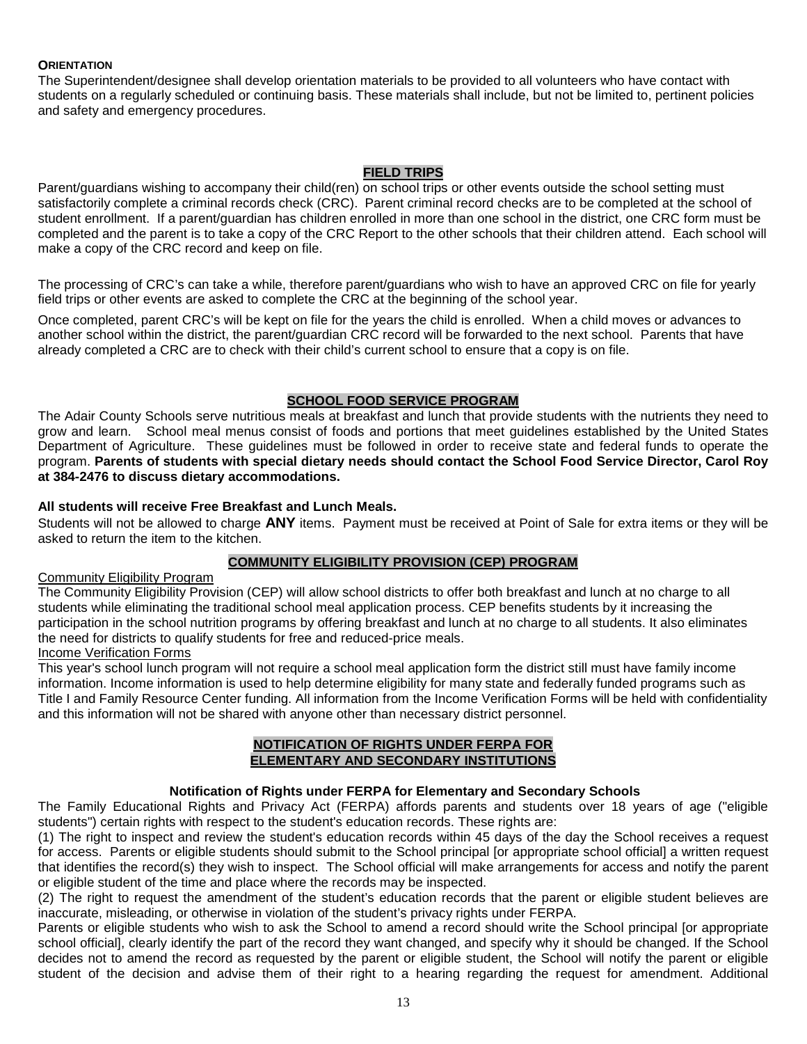**ORIENTATION**

The Superintendent/designee shall develop orientation materials to be provided to all volunteers who have contact with students on a regularly scheduled or continuing basis. These materials shall include, but not be limited to, pertinent policies and safety and emergency procedures.

## FIELD TRIPS

Parent/guardians wishing to accompany their child(ren) on school trips or other events outside the school setting must satisfactorily complete a criminal records check (CRC). Parent criminal record checks are to be completed at the school of student enrollment. If a parent/guardian has children enrolled in more than one school in the district, one CRC form must be completed and the parent is to take a copy of the CRC Report to the other schools that their children attend. Each school will make a copy of the CRC record and keep on file.

The processing of CRC's can take a while, therefore parent/guardians who wish to have an approved CRC on file for yearly field trips or other events are asked to complete the CRC at the beginning of the school year.

Once completed, parent CRC's will be kept on file for the years the child is enrolled. When a child moves or advances to another school within the district, the parent/guardian CRC record will be forwarded to the next school. Parents that have already completed a CRC are to check with their child's current school to ensure that a copy is on file.

## SCHOOL FOOD SERVICE PROGRAM

The Adair County Schools serve nutritious meals at breakfast and lunch that provide students with the nutrients they need to grow and learn. School meal menus consist of foods and portions that meet guidelines established by the United States Department of Agriculture. These guidelines must be followed in order to receive state and federal funds to operate the program. **Parents of students with special dietary needs should contact the School Food Service Director, Carol Roy at 384-2476 to discuss dietary accommodations.**

**All students will receive Free Breakfast and Lunch Meals.**

Students will not be allowed to charge **ANY** items. Payment must be received at Point of Sale for extra items or they will be asked to return the item to the kitchen.

## COMMUNITY ELIGIBILITY PROVISION (CEP) PROGRAM

Community Eligibility Program

The Community Eligibility Provision (CEP) will allow school districts to offer both breakfast and lunch at no charge to all students while eliminating the traditional school meal application process. CEP benefits students by it increasing the participation in the school nutrition programs by offering breakfast and lunch at no charge to all students. It also eliminates the need for districts to qualify students for free and reduced-price meals.

Income Verification Forms

This year's school lunch program will not require a school meal application form the district still must have family income information. Income information is used to help determine eligibility for many state and federally funded programs such as Title I and Family Resource Center funding. All information from the Income Verification Forms will be held with confidentiality and this information will not be shared with anyone other than necessary district personnel.

## NOTIFICATION OF RIGHTS UNDER FERPA FOR ELEMENTARY AND SECONDARY INSTITUTIONS

### Notification of Rights under FERPA for Elementary and Secondary Schools

The Family Educational Rights and Privacy Act (FERPA) affords parents and students over 18 years of age ("eligible students") certain rights with respect to the student's education records. These rights are:

(1) The right to inspect and review the student's education records within 45 days of the day the School receives a request for access. Parents or eligible students should submit to the School principal [or appropriate school official] a written request that identifies the record(s) they wish to inspect. The School official will make arrangements for access and notify the parent or eligible student of the time and place where the records may be inspected.

(2) The right to request the amendment of the student's education records that the parent or eligible student believes are inaccurate, misleading, or otherwise in violation of the student's privacy rights under FERPA.

Parents or eligible students who wish to ask the School to amend a record should write the School principal [or appropriate school official], clearly identify the part of the record they want changed, and specify why it should be changed. If the School decides not to amend the record as requested by the parent or eligible student, the School will notify the parent or eligible student of the decision and advise them of their right to a hearing regarding the request for amendment. Additional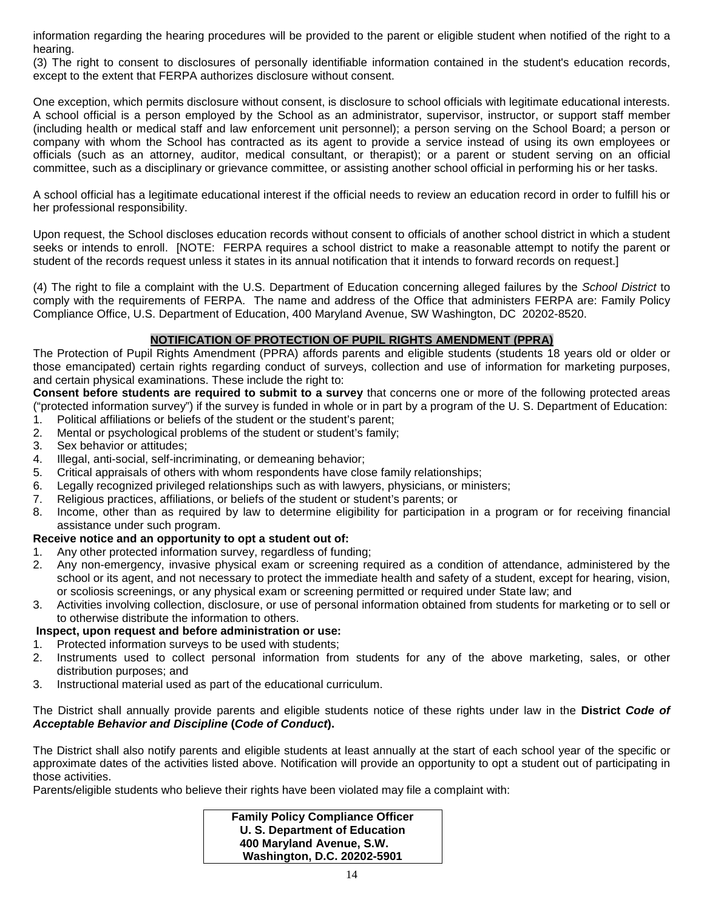information regarding the hearing procedures will be provided to the parent or eligible student when notified of the right to a hearing.

(3) The right to consent to disclosures of personally identifiable information contained in the student's education records, except to the extent that FERPA authorizes disclosure without consent.

One exception, which permits disclosure without consent, is disclosure to school officials with legitimate educational interests. A school official is a person employed by the School as an administrator, supervisor, instructor, or support staff member (including health or medical staff and law enforcement unit personnel); a person serving on the School Board; a person or company with whom the School has contracted as its agent to provide a service instead of using its own employees or officials (such as an attorney, auditor, medical consultant, or therapist); or a parent or student serving on an official committee, such as a disciplinary or grievance committee, or assisting another school official in performing his or her tasks.

A school official has a legitimate educational interest if the official needs to review an education record in order to fulfill his or her professional responsibility.

Upon request, the School discloses education records without consent to officials of another school district in which a student seeks or intends to enroll. [NOTE: FERPA requires a school district to make a reasonable attempt to notify the parent or student of the records request unless it states in its annual notification that it intends to forward records on request.]

(4) The right to file a complaint with the U.S. Department of Education concerning alleged failures by the *School District* to comply with the requirements of FERPA. The name and address of the Office that administers FERPA are: Family Policy Compliance Office, U.S. Department of Education, 400 Maryland Avenue, SW Washington, DC 20202-8520.

## NOTIFICATION OF PROTECTION OF PUPIL RIGHTS AMENDMENT (PPRA)

The Protection of Pupil Rights Amendment (PPRA) affords parents and eligible students (students 18 years old or older or those emancipated) certain rights regarding conduct of surveys, collection and use of information for marketing purposes, and certain physical examinations. These include the right to:

**Consent before students are required to submit to a survey** that concerns one or more of the following protected areas ("protected information survey") if the survey is funded in whole or in part by a program of the U. S. Department of Education:

1. Political affiliations or beliefs of the student or the student's parent;
2. Mental or psychological problems of the student or student's family;
3. Sex behavior or attitudes;
4. Illegal, anti-social, self-incriminating, or demeaning behavior;
5. Critical appraisals of others with whom respondents have close family relationships;
6. Legally recognized privileged relationships such as with lawyers, physicians, or ministers;
7. Religious practices, affiliations, or beliefs of the student or student's parents; or
8. Income, other than as required by law to determine eligibility for participation in a program or for receiving financial assistance under such program.

**Receive notice and an opportunity to opt a student out of:**

1. Any other protected information survey, regardless of funding;
2. Any non-emergency, invasive physical exam or screening required as a condition of attendance, administered by the school or its agent, and not necessary to protect the immediate health and safety of a student, except for hearing, vision, or scoliosis screenings, or any physical exam or screening permitted or required under State law; and
3. Activities involving collection, disclosure, or use of personal information obtained from students for marketing or to sell or to otherwise distribute the information to others.

**Inspect, upon request and before administration or use:**

1. Protected information surveys to be used with students;
2. Instruments used to collect personal information from students for any of the above marketing, sales, or other distribution purposes; and
3. Instructional material used as part of the educational curriculum.

The District shall annually provide parents and eligible students notice of these rights under law in the **District *Code of Acceptable Behavior and Discipline* (*Code of Conduct*).**

The District shall also notify parents and eligible students at least annually at the start of each school year of the specific or approximate dates of the activities listed above. Notification will provide an opportunity to opt a student out of participating in those activities.

Parents/eligible students who believe their rights have been violated may file a complaint with:

**Family Policy Compliance Officer**
**U. S. Department of Education**
**400 Maryland Avenue, S.W.**
**Washington, D.C. 20202-5901**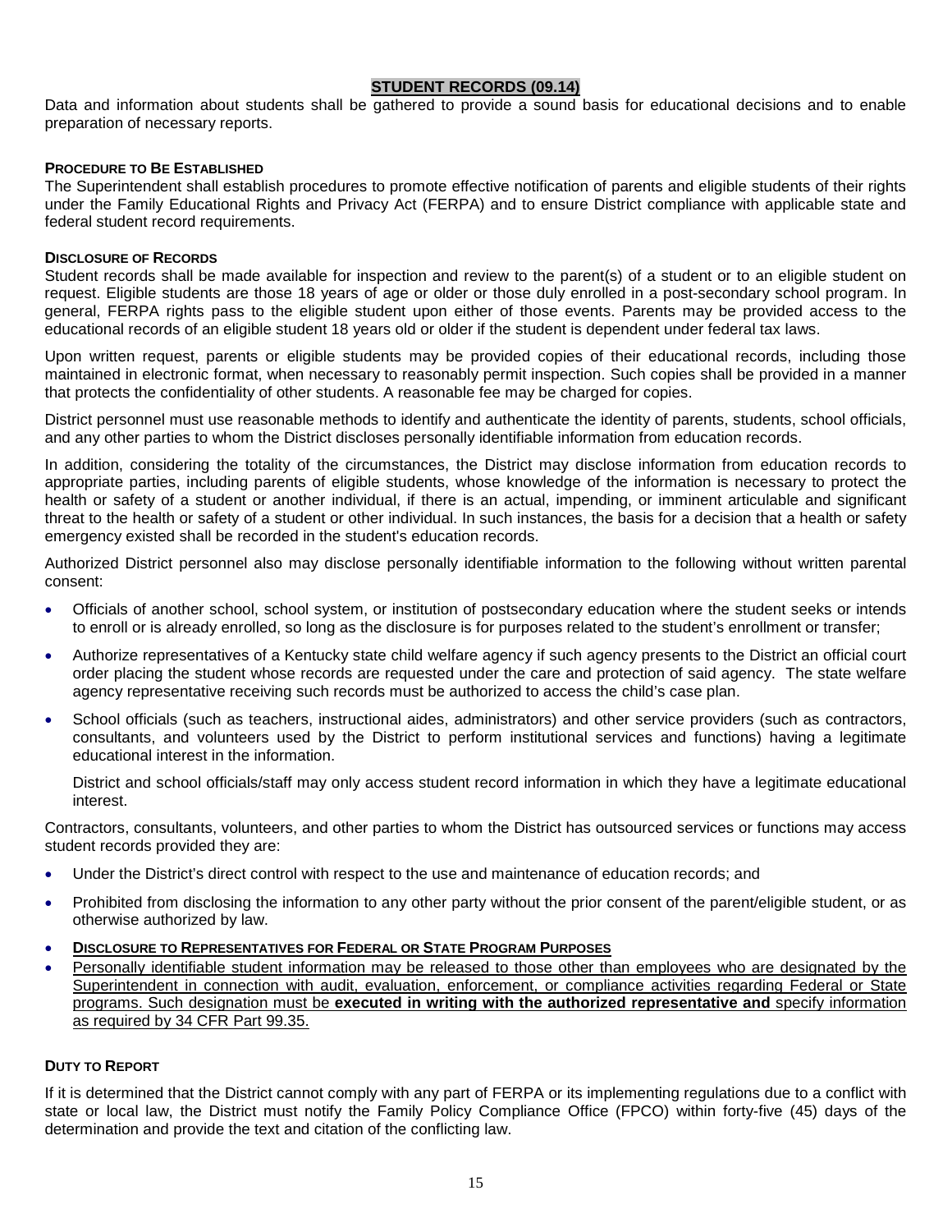## STUDENT RECORDS (09.14)

Data and information about students shall be gathered to provide a sound basis for educational decisions and to enable preparation of necessary reports.

### PROCEDURE TO BE ESTABLISHED

The Superintendent shall establish procedures to promote effective notification of parents and eligible students of their rights under the Family Educational Rights and Privacy Act (FERPA) and to ensure District compliance with applicable state and federal student record requirements.

### DISCLOSURE OF RECORDS

Student records shall be made available for inspection and review to the parent(s) of a student or to an eligible student on request. Eligible students are those 18 years of age or older or those duly enrolled in a post-secondary school program. In general, FERPA rights pass to the eligible student upon either of those events. Parents may be provided access to the educational records of an eligible student 18 years old or older if the student is dependent under federal tax laws.

Upon written request, parents or eligible students may be provided copies of their educational records, including those maintained in electronic format, when necessary to reasonably permit inspection. Such copies shall be provided in a manner that protects the confidentiality of other students. A reasonable fee may be charged for copies.

District personnel must use reasonable methods to identify and authenticate the identity of parents, students, school officials, and any other parties to whom the District discloses personally identifiable information from education records.

In addition, considering the totality of the circumstances, the District may disclose information from education records to appropriate parties, including parents of eligible students, whose knowledge of the information is necessary to protect the health or safety of a student or another individual, if there is an actual, impending, or imminent articulable and significant threat to the health or safety of a student or other individual. In such instances, the basis for a decision that a health or safety emergency existed shall be recorded in the student's education records.

Authorized District personnel also may disclose personally identifiable information to the following without written parental consent:

- Officials of another school, school system, or institution of postsecondary education where the student seeks or intends to enroll or is already enrolled, so long as the disclosure is for purposes related to the student's enrollment or transfer;
- Authorize representatives of a Kentucky state child welfare agency if such agency presents to the District an official court order placing the student whose records are requested under the care and protection of said agency. The state welfare agency representative receiving such records must be authorized to access the child's case plan.
- School officials (such as teachers, instructional aides, administrators) and other service providers (such as contractors, consultants, and volunteers used by the District to perform institutional services and functions) having a legitimate educational interest in the information.

  District and school officials/staff may only access student record information in which they have a legitimate educational interest.

Contractors, consultants, volunteers, and other parties to whom the District has outsourced services or functions may access student records provided they are:

- Under the District's direct control with respect to the use and maintenance of education records; and
- Prohibited from disclosing the information to any other party without the prior consent of the parent/eligible student, or as otherwise authorized by law.
- **DISCLOSURE TO REPRESENTATIVES FOR FEDERAL OR STATE PROGRAM PURPOSES**
- Personally identifiable student information may be released to those other than employees who are designated by the Superintendent in connection with audit, evaluation, enforcement, or compliance activities regarding Federal or State programs. Such designation must be **executed in writing with the authorized representative and** specify information as required by 34 CFR Part 99.35.

### DUTY TO REPORT

If it is determined that the District cannot comply with any part of FERPA or its implementing regulations due to a conflict with state or local law, the District must notify the Family Policy Compliance Office (FPCO) within forty-five (45) days of the determination and provide the text and citation of the conflicting law.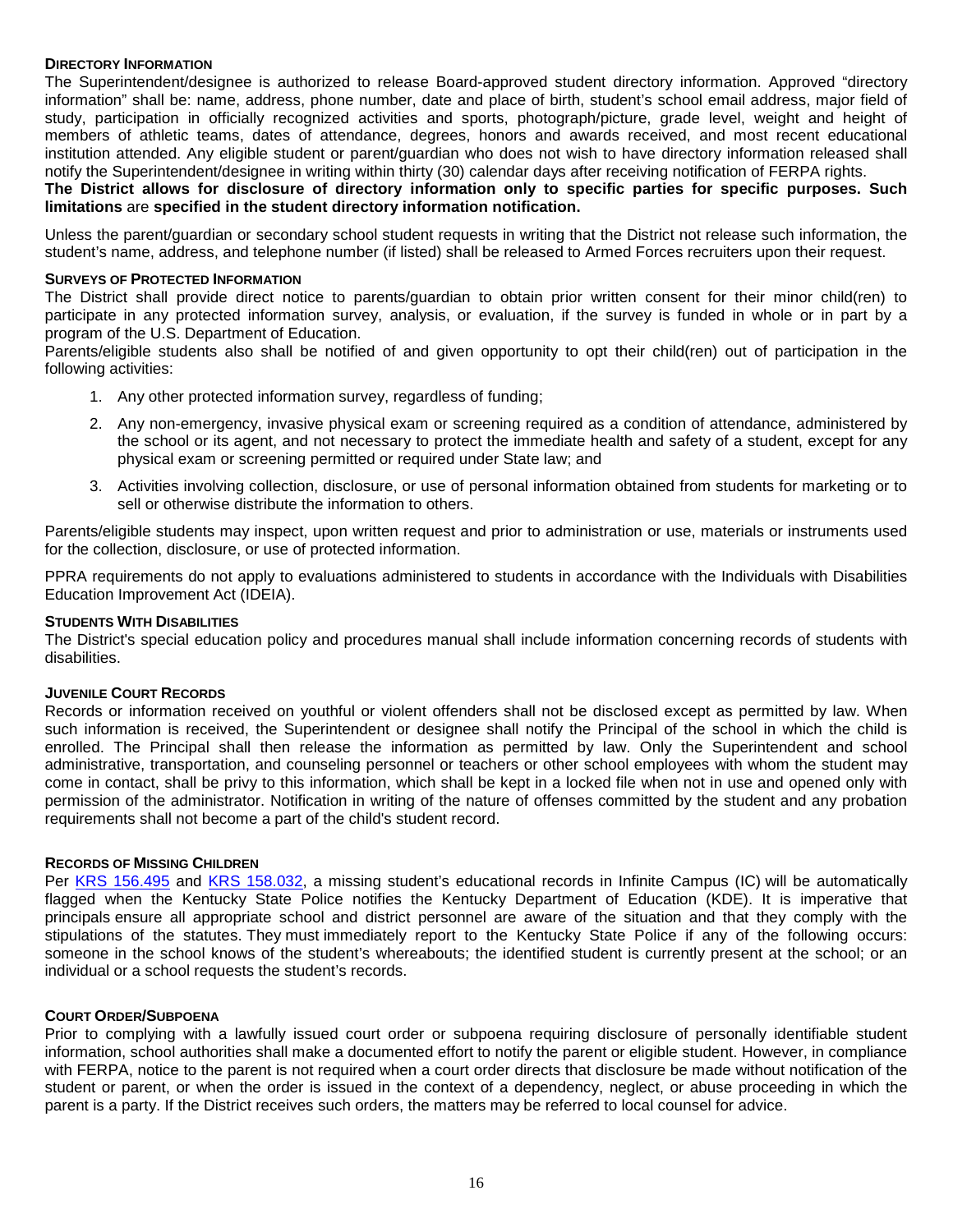### DIRECTORY INFORMATION

The Superintendent/designee is authorized to release Board-approved student directory information. Approved "directory information" shall be: name, address, phone number, date and place of birth, student's school email address, major field of study, participation in officially recognized activities and sports, photograph/picture, grade level, weight and height of members of athletic teams, dates of attendance, degrees, honors and awards received, and most recent educational institution attended. Any eligible student or parent/guardian who does not wish to have directory information released shall notify the Superintendent/designee in writing within thirty (30) calendar days after receiving notification of FERPA rights.

**The District allows for disclosure of directory information only to specific parties for specific purposes. Such limitations** are **specified in the student directory information notification.**

Unless the parent/guardian or secondary school student requests in writing that the District not release such information, the student's name, address, and telephone number (if listed) shall be released to Armed Forces recruiters upon their request.

### SURVEYS OF PROTECTED INFORMATION

The District shall provide direct notice to parents/guardian to obtain prior written consent for their minor child(ren) to participate in any protected information survey, analysis, or evaluation, if the survey is funded in whole or in part by a program of the U.S. Department of Education.

Parents/eligible students also shall be notified of and given opportunity to opt their child(ren) out of participation in the following activities:

1. Any other protected information survey, regardless of funding;
2. Any non-emergency, invasive physical exam or screening required as a condition of attendance, administered by the school or its agent, and not necessary to protect the immediate health and safety of a student, except for any physical exam or screening permitted or required under State law; and
3. Activities involving collection, disclosure, or use of personal information obtained from students for marketing or to sell or otherwise distribute the information to others.

Parents/eligible students may inspect, upon written request and prior to administration or use, materials or instruments used for the collection, disclosure, or use of protected information.

PPRA requirements do not apply to evaluations administered to students in accordance with the Individuals with Disabilities Education Improvement Act (IDEIA).

### STUDENTS WITH DISABILITIES

The District's special education policy and procedures manual shall include information concerning records of students with disabilities.

### JUVENILE COURT RECORDS

Records or information received on youthful or violent offenders shall not be disclosed except as permitted by law. When such information is received, the Superintendent or designee shall notify the Principal of the school in which the child is enrolled. The Principal shall then release the information as permitted by law. Only the Superintendent and school administrative, transportation, and counseling personnel or teachers or other school employees with whom the student may come in contact, shall be privy to this information, which shall be kept in a locked file when not in use and opened only with permission of the administrator. Notification in writing of the nature of offenses committed by the student and any probation requirements shall not become a part of the child's student record.

### RECORDS OF MISSING CHILDREN

Per KRS 156.495 and KRS 158.032, a missing student's educational records in Infinite Campus (IC) will be automatically flagged when the Kentucky State Police notifies the Kentucky Department of Education (KDE). It is imperative that principals ensure all appropriate school and district personnel are aware of the situation and that they comply with the stipulations of the statutes. They must immediately report to the Kentucky State Police if any of the following occurs: someone in the school knows of the student's whereabouts; the identified student is currently present at the school; or an individual or a school requests the student's records.

### COURT ORDER/SUBPOENA

Prior to complying with a lawfully issued court order or subpoena requiring disclosure of personally identifiable student information, school authorities shall make a documented effort to notify the parent or eligible student. However, in compliance with FERPA, notice to the parent is not required when a court order directs that disclosure be made without notification of the student or parent, or when the order is issued in the context of a dependency, neglect, or abuse proceeding in which the parent is a party. If the District receives such orders, the matters may be referred to local counsel for advice.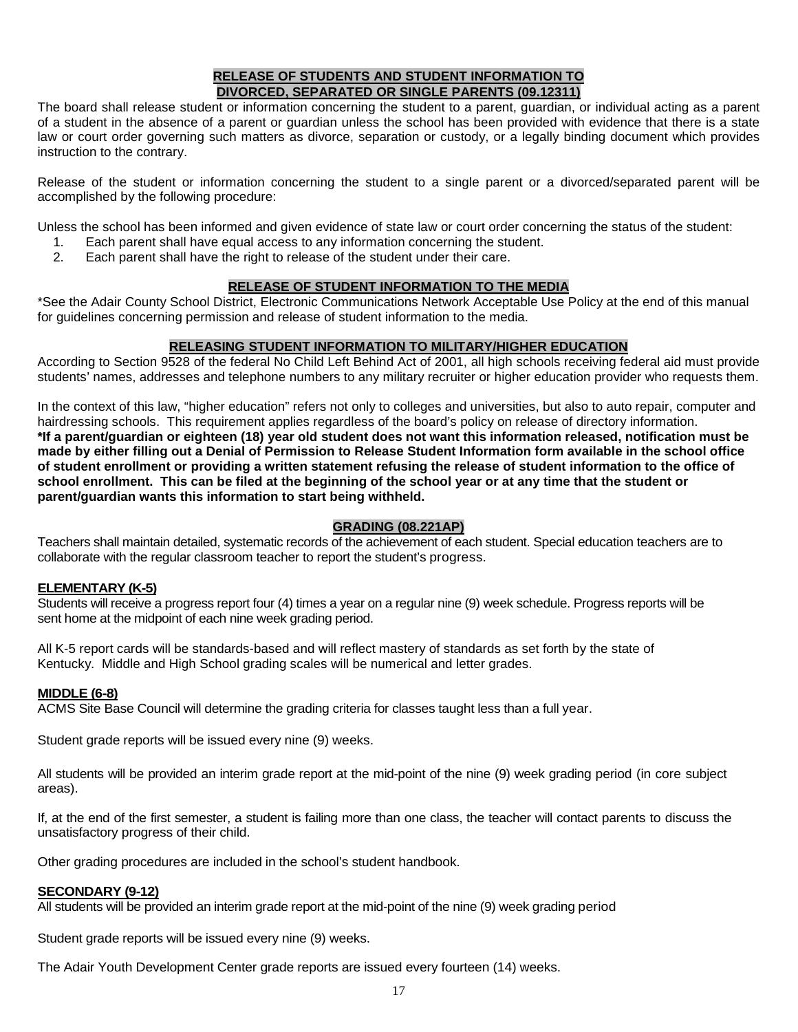## RELEASE OF STUDENTS AND STUDENT INFORMATION TO DIVORCED, SEPARATED OR SINGLE PARENTS (09.12311)

The board shall release student or information concerning the student to a parent, guardian, or individual acting as a parent of a student in the absence of a parent or guardian unless the school has been provided with evidence that there is a state law or court order governing such matters as divorce, separation or custody, or a legally binding document which provides instruction to the contrary.

Release of the student or information concerning the student to a single parent or a divorced/separated parent will be accomplished by the following procedure:

Unless the school has been informed and given evidence of state law or court order concerning the status of the student:

1. Each parent shall have equal access to any information concerning the student.
2. Each parent shall have the right to release of the student under their care.

## RELEASE OF STUDENT INFORMATION TO THE MEDIA

*See the Adair County School District, Electronic Communications Network Acceptable Use Policy at the end of this manual for guidelines concerning permission and release of student information to the media.

## RELEASING STUDENT INFORMATION TO MILITARY/HIGHER EDUCATION

According to Section 9528 of the federal No Child Left Behind Act of 2001, all high schools receiving federal aid must provide students' names, addresses and telephone numbers to any military recruiter or higher education provider who requests them.

In the context of this law, "higher education" refers not only to colleges and universities, but also to auto repair, computer and hairdressing schools. This requirement applies regardless of the board's policy on release of directory information.
**\*If a parent/guardian or eighteen (18) year old student does not want this information released, notification must be made by either filling out a Denial of Permission to Release Student Information form available in the school office of student enrollment or providing a written statement refusing the release of student information to the office of school enrollment. This can be filed at the beginning of the school year or at any time that the student or parent/guardian wants this information to start being withheld.**

## GRADING (08.221AP)

Teachers shall maintain detailed, systematic records of the achievement of each student. Special education teachers are to collaborate with the regular classroom teacher to report the student's progress.

### ELEMENTARY (K-5)

Students will receive a progress report four (4) times a year on a regular nine (9) week schedule. Progress reports will be sent home at the midpoint of each nine week grading period.

All K-5 report cards will be standards-based and will reflect mastery of standards as set forth by the state of Kentucky. Middle and High School grading scales will be numerical and letter grades.

### MIDDLE (6-8)

ACMS Site Base Council will determine the grading criteria for classes taught less than a full year.

Student grade reports will be issued every nine (9) weeks.

All students will be provided an interim grade report at the mid-point of the nine (9) week grading period (in core subject areas).

If, at the end of the first semester, a student is failing more than one class, the teacher will contact parents to discuss the unsatisfactory progress of their child.

Other grading procedures are included in the school's student handbook.

### SECONDARY (9-12)

All students will be provided an interim grade report at the mid-point of the nine (9) week grading period

Student grade reports will be issued every nine (9) weeks.

The Adair Youth Development Center grade reports are issued every fourteen (14) weeks.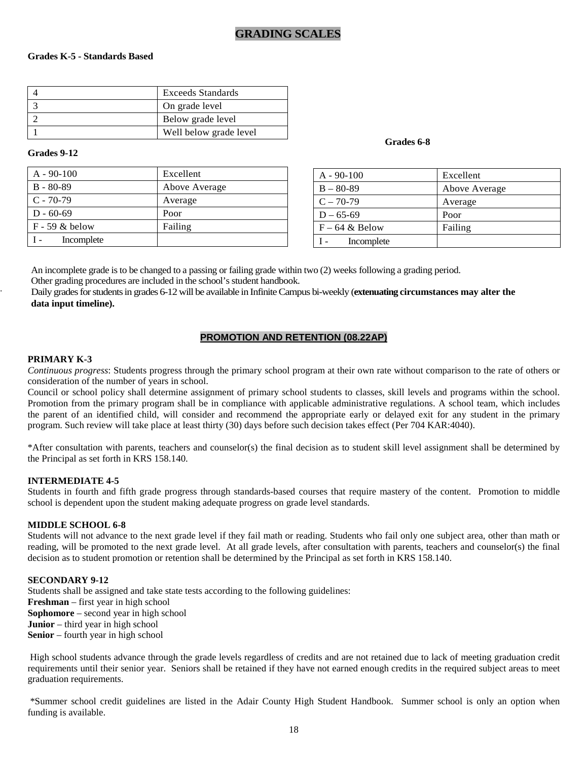# GRADING SCALES

**Grades K-5 - Standards Based**

| 4 | Exceeds Standards |
|---|---|
| 3 | On grade level |
| 2 | Below grade level |
| 1 | Well below grade level |

**Grades 9-12**

| A - 90-100 | Excellent |
|---|---|
| B - 80-89 | Above Average |
| C - 70-79 | Average |
| D - 60-69 | Poor |
| F - 59 & below | Failing |
| I - Incomplete | |

**Grades 6-8**

| A - 90-100 | Excellent |
|---|---|
| B – 80-89 | Above Average |
| C – 70-79 | Average |
| D – 65-69 | Poor |
| F – 64 & Below | Failing |
| I - Incomplete | |

An incomplete grade is to be changed to a passing or failing grade within two (2) weeks following a grading period.
Other grading procedures are included in the school's student handbook.
Daily grades for students in grades 6-12 will be available in Infinite Campus bi-weekly (**extenuating circumstances may alter the data input timeline).**

## PROMOTION AND RETENTION (08.22AP)

**PRIMARY K-3**

*Continuous progress*: Students progress through the primary school program at their own rate without comparison to the rate of others or consideration of the number of years in school.

Council or school policy shall determine assignment of primary school students to classes, skill levels and programs within the school. Promotion from the primary program shall be in compliance with applicable administrative regulations. A school team, which includes the parent of an identified child, will consider and recommend the appropriate early or delayed exit for any student in the primary program. Such review will take place at least thirty (30) days before such decision takes effect (Per 704 KAR:4040).

*After consultation with parents, teachers and counselor(s) the final decision as to student skill level assignment shall be determined by the Principal as set forth in KRS 158.140.

**INTERMEDIATE 4-5**

Students in fourth and fifth grade progress through standards-based courses that require mastery of the content. Promotion to middle school is dependent upon the student making adequate progress on grade level standards.

**MIDDLE SCHOOL 6-8**

Students will not advance to the next grade level if they fail math or reading. Students who fail only one subject area, other than math or reading, will be promoted to the next grade level. At all grade levels, after consultation with parents, teachers and counselor(s) the final decision as to student promotion or retention shall be determined by the Principal as set forth in KRS 158.140.

**SECONDARY 9-12**

Students shall be assigned and take state tests according to the following guidelines:
**Freshman** – first year in high school
**Sophomore** – second year in high school
**Junior** – third year in high school
**Senior** – fourth year in high school

High school students advance through the grade levels regardless of credits and are not retained due to lack of meeting graduation credit requirements until their senior year. Seniors shall be retained if they have not earned enough credits in the required subject areas to meet graduation requirements.

*Summer school credit guidelines are listed in the Adair County High Student Handbook. Summer school is only an option when funding is available.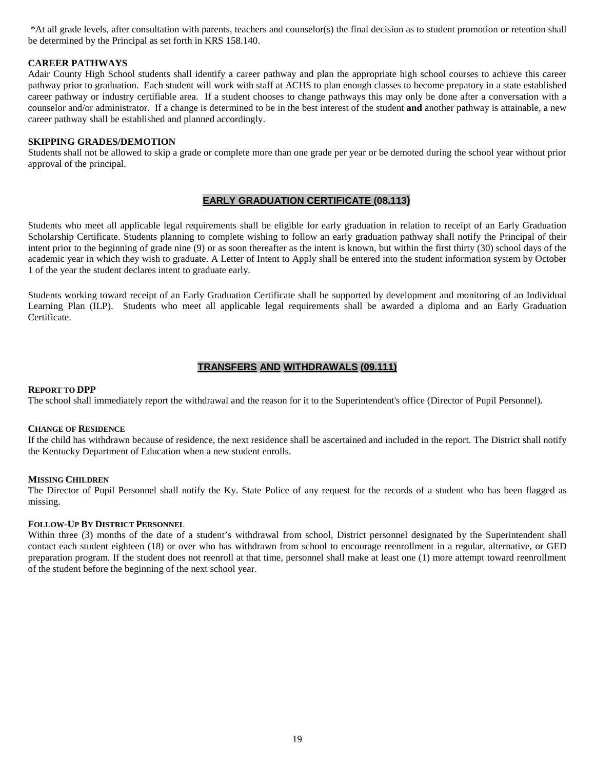*At all grade levels, after consultation with parents, teachers and counselor(s) the final decision as to student promotion or retention shall be determined by the Principal as set forth in KRS 158.140.

### CAREER PATHWAYS

Adair County High School students shall identify a career pathway and plan the appropriate high school courses to achieve this career pathway prior to graduation. Each student will work with staff at ACHS to plan enough classes to become prepatory in a state established career pathway or industry certifiable area. If a student chooses to change pathways this may only be done after a conversation with a counselor and/or administrator. If a change is determined to be in the best interest of the student **and** another pathway is attainable, a new career pathway shall be established and planned accordingly.

### SKIPPING GRADES/DEMOTION

Students shall not be allowed to skip a grade or complete more than one grade per year or be demoted during the school year without prior approval of the principal.

## EARLY GRADUATION CERTIFICATE (08.113)

Students who meet all applicable legal requirements shall be eligible for early graduation in relation to receipt of an Early Graduation Scholarship Certificate. Students planning to complete wishing to follow an early graduation pathway shall notify the Principal of their intent prior to the beginning of grade nine (9) or as soon thereafter as the intent is known, but within the first thirty (30) school days of the academic year in which they wish to graduate. A Letter of Intent to Apply shall be entered into the student information system by October 1 of the year the student declares intent to graduate early.

Students working toward receipt of an Early Graduation Certificate shall be supported by development and monitoring of an Individual Learning Plan (ILP). Students who meet all applicable legal requirements shall be awarded a diploma and an Early Graduation Certificate.

## TRANSFERS AND WITHDRAWALS (09.111)

### REPORT TO DPP

The school shall immediately report the withdrawal and the reason for it to the Superintendent's office (Director of Pupil Personnel).

### CHANGE OF RESIDENCE

If the child has withdrawn because of residence, the next residence shall be ascertained and included in the report. The District shall notify the Kentucky Department of Education when a new student enrolls.

### MISSING CHILDREN

The Director of Pupil Personnel shall notify the Ky. State Police of any request for the records of a student who has been flagged as missing.

### FOLLOW-UP BY DISTRICT PERSONNEL

Within three (3) months of the date of a student's withdrawal from school, District personnel designated by the Superintendent shall contact each student eighteen (18) or over who has withdrawn from school to encourage reenrollment in a regular, alternative, or GED preparation program. If the student does not reenroll at that time, personnel shall make at least one (1) more attempt toward reenrollment of the student before the beginning of the next school year.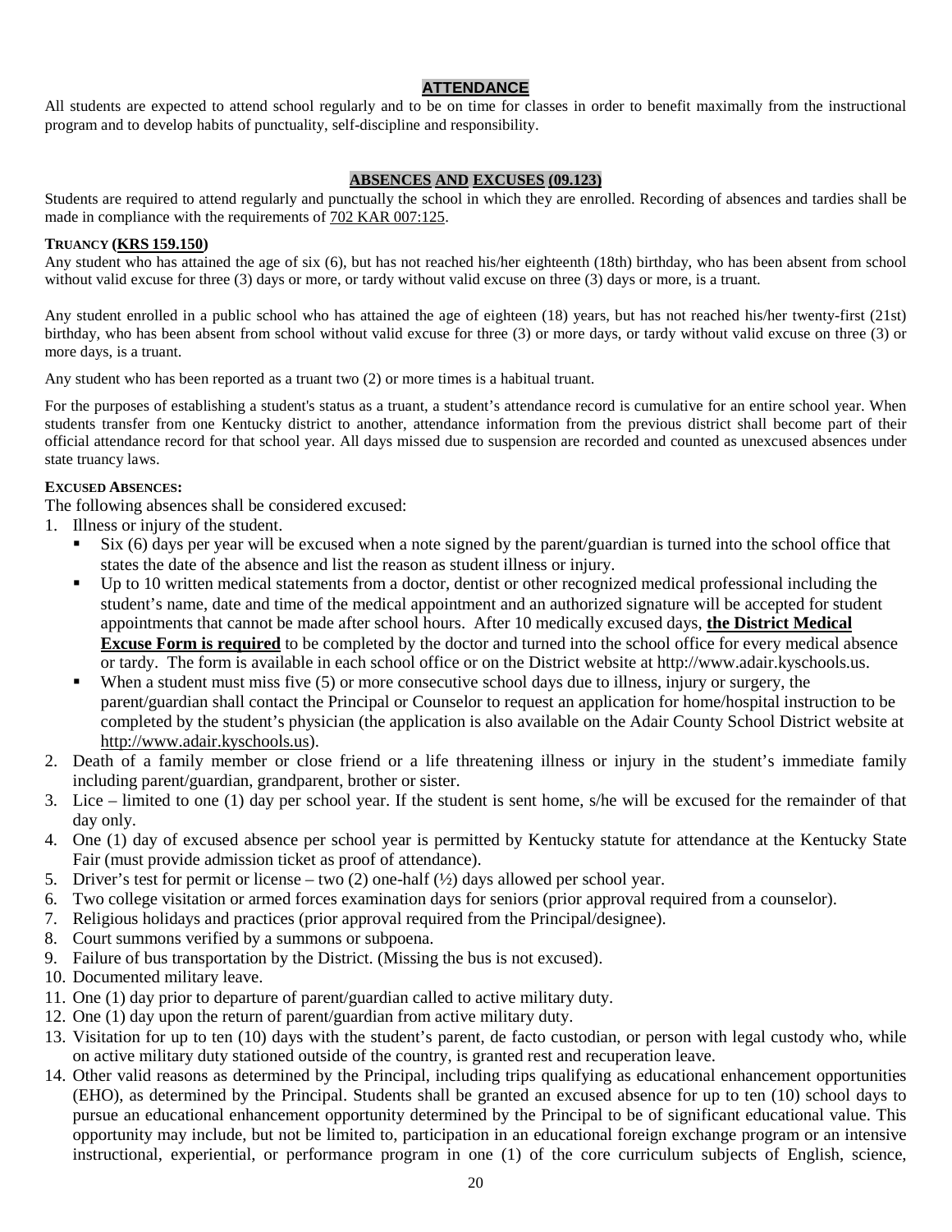## ATTENDANCE

All students are expected to attend school regularly and to be on time for classes in order to benefit maximally from the instructional program and to develop habits of punctuality, self-discipline and responsibility.

## ABSENCES AND EXCUSES (09.123)

Students are required to attend regularly and punctually the school in which they are enrolled. Recording of absences and tardies shall be made in compliance with the requirements of 702 KAR 007:125.

### TRUANCY (KRS 159.150)

Any student who has attained the age of six (6), but has not reached his/her eighteenth (18th) birthday, who has been absent from school without valid excuse for three (3) days or more, or tardy without valid excuse on three (3) days or more, is a truant.

Any student enrolled in a public school who has attained the age of eighteen (18) years, but has not reached his/her twenty-first (21st) birthday, who has been absent from school without valid excuse for three (3) or more days, or tardy without valid excuse on three (3) or more days, is a truant.

Any student who has been reported as a truant two (2) or more times is a habitual truant.

For the purposes of establishing a student's status as a truant, a student's attendance record is cumulative for an entire school year. When students transfer from one Kentucky district to another, attendance information from the previous district shall become part of their official attendance record for that school year. All days missed due to suspension are recorded and counted as unexcused absences under state truancy laws.

### EXCUSED ABSENCES:

The following absences shall be considered excused:

1. Illness or injury of the student.
   - Six (6) days per year will be excused when a note signed by the parent/guardian is turned into the school office that states the date of the absence and list the reason as student illness or injury.
   - Up to 10 written medical statements from a doctor, dentist or other recognized medical professional including the student's name, date and time of the medical appointment and an authorized signature will be accepted for student appointments that cannot be made after school hours. After 10 medically excused days, **the District Medical Excuse Form is required** to be completed by the doctor and turned into the school office for every medical absence or tardy. The form is available in each school office or on the District website at http://www.adair.kyschools.us.
   - When a student must miss five (5) or more consecutive school days due to illness, injury or surgery, the parent/guardian shall contact the Principal or Counselor to request an application for home/hospital instruction to be completed by the student's physician (the application is also available on the Adair County School District website at http://www.adair.kyschools.us).
2. Death of a family member or close friend or a life threatening illness or injury in the student's immediate family including parent/guardian, grandparent, brother or sister.
3. Lice – limited to one (1) day per school year. If the student is sent home, s/he will be excused for the remainder of that day only.
4. One (1) day of excused absence per school year is permitted by Kentucky statute for attendance at the Kentucky State Fair (must provide admission ticket as proof of attendance).
5. Driver's test for permit or license – two (2) one-half (½) days allowed per school year.
6. Two college visitation or armed forces examination days for seniors (prior approval required from a counselor).
7. Religious holidays and practices (prior approval required from the Principal/designee).
8. Court summons verified by a summons or subpoena.
9. Failure of bus transportation by the District. (Missing the bus is not excused).
10. Documented military leave.
11. One (1) day prior to departure of parent/guardian called to active military duty.
12. One (1) day upon the return of parent/guardian from active military duty.
13. Visitation for up to ten (10) days with the student's parent, de facto custodian, or person with legal custody who, while on active military duty stationed outside of the country, is granted rest and recuperation leave.
14. Other valid reasons as determined by the Principal, including trips qualifying as educational enhancement opportunities (EHO), as determined by the Principal. Students shall be granted an excused absence for up to ten (10) school days to pursue an educational enhancement opportunity determined by the Principal to be of significant educational value. This opportunity may include, but not be limited to, participation in an educational foreign exchange program or an intensive instructional, experiential, or performance program in one (1) of the core curriculum subjects of English, science,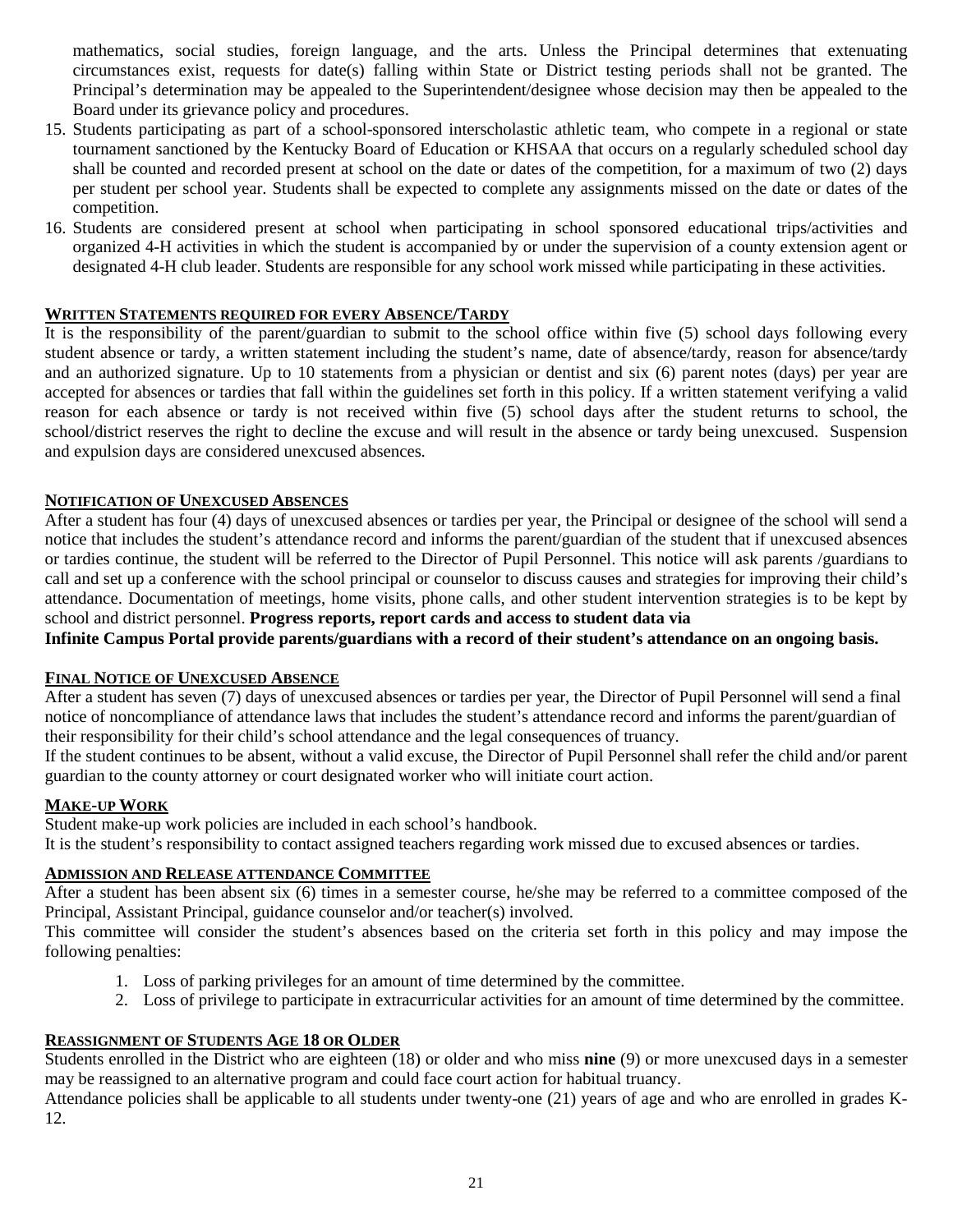mathematics, social studies, foreign language, and the arts. Unless the Principal determines that extenuating circumstances exist, requests for date(s) falling within State or District testing periods shall not be granted. The Principal's determination may be appealed to the Superintendent/designee whose decision may then be appealed to the Board under its grievance policy and procedures.

15. Students participating as part of a school-sponsored interscholastic athletic team, who compete in a regional or state tournament sanctioned by the Kentucky Board of Education or KHSAA that occurs on a regularly scheduled school day shall be counted and recorded present at school on the date or dates of the competition, for a maximum of two (2) days per student per school year. Students shall be expected to complete any assignments missed on the date or dates of the competition.
16. Students are considered present at school when participating in school sponsored educational trips/activities and organized 4-H activities in which the student is accompanied by or under the supervision of a county extension agent or designated 4-H club leader. Students are responsible for any school work missed while participating in these activities.

## WRITTEN STATEMENTS REQUIRED FOR EVERY ABSENCE/TARDY

It is the responsibility of the parent/guardian to submit to the school office within five (5) school days following every student absence or tardy, a written statement including the student's name, date of absence/tardy, reason for absence/tardy and an authorized signature. Up to 10 statements from a physician or dentist and six (6) parent notes (days) per year are accepted for absences or tardies that fall within the guidelines set forth in this policy. If a written statement verifying a valid reason for each absence or tardy is not received within five (5) school days after the student returns to school, the school/district reserves the right to decline the excuse and will result in the absence or tardy being unexcused. Suspension and expulsion days are considered unexcused absences.

## NOTIFICATION OF UNEXCUSED ABSENCES

After a student has four (4) days of unexcused absences or tardies per year, the Principal or designee of the school will send a notice that includes the student's attendance record and informs the parent/guardian of the student that if unexcused absences or tardies continue, the student will be referred to the Director of Pupil Personnel. This notice will ask parents /guardians to call and set up a conference with the school principal or counselor to discuss causes and strategies for improving their child's attendance. Documentation of meetings, home visits, phone calls, and other student intervention strategies is to be kept by school and district personnel. **Progress reports, report cards and access to student data via Infinite Campus Portal provide parents/guardians with a record of their student's attendance on an ongoing basis.**

## FINAL NOTICE OF UNEXCUSED ABSENCE

After a student has seven (7) days of unexcused absences or tardies per year, the Director of Pupil Personnel will send a final notice of noncompliance of attendance laws that includes the student's attendance record and informs the parent/guardian of their responsibility for their child's school attendance and the legal consequences of truancy.

If the student continues to be absent, without a valid excuse, the Director of Pupil Personnel shall refer the child and/or parent guardian to the county attorney or court designated worker who will initiate court action.

## MAKE-UP WORK

Student make-up work policies are included in each school's handbook.

It is the student's responsibility to contact assigned teachers regarding work missed due to excused absences or tardies.

## ADMISSION AND RELEASE ATTENDANCE COMMITTEE

After a student has been absent six (6) times in a semester course, he/she may be referred to a committee composed of the Principal, Assistant Principal, guidance counselor and/or teacher(s) involved.

This committee will consider the student's absences based on the criteria set forth in this policy and may impose the following penalties:

1. Loss of parking privileges for an amount of time determined by the committee.
2. Loss of privilege to participate in extracurricular activities for an amount of time determined by the committee.

## REASSIGNMENT OF STUDENTS AGE 18 OR OLDER

Students enrolled in the District who are eighteen (18) or older and who miss **nine** (9) or more unexcused days in a semester may be reassigned to an alternative program and could face court action for habitual truancy.

Attendance policies shall be applicable to all students under twenty-one (21) years of age and who are enrolled in grades K-12.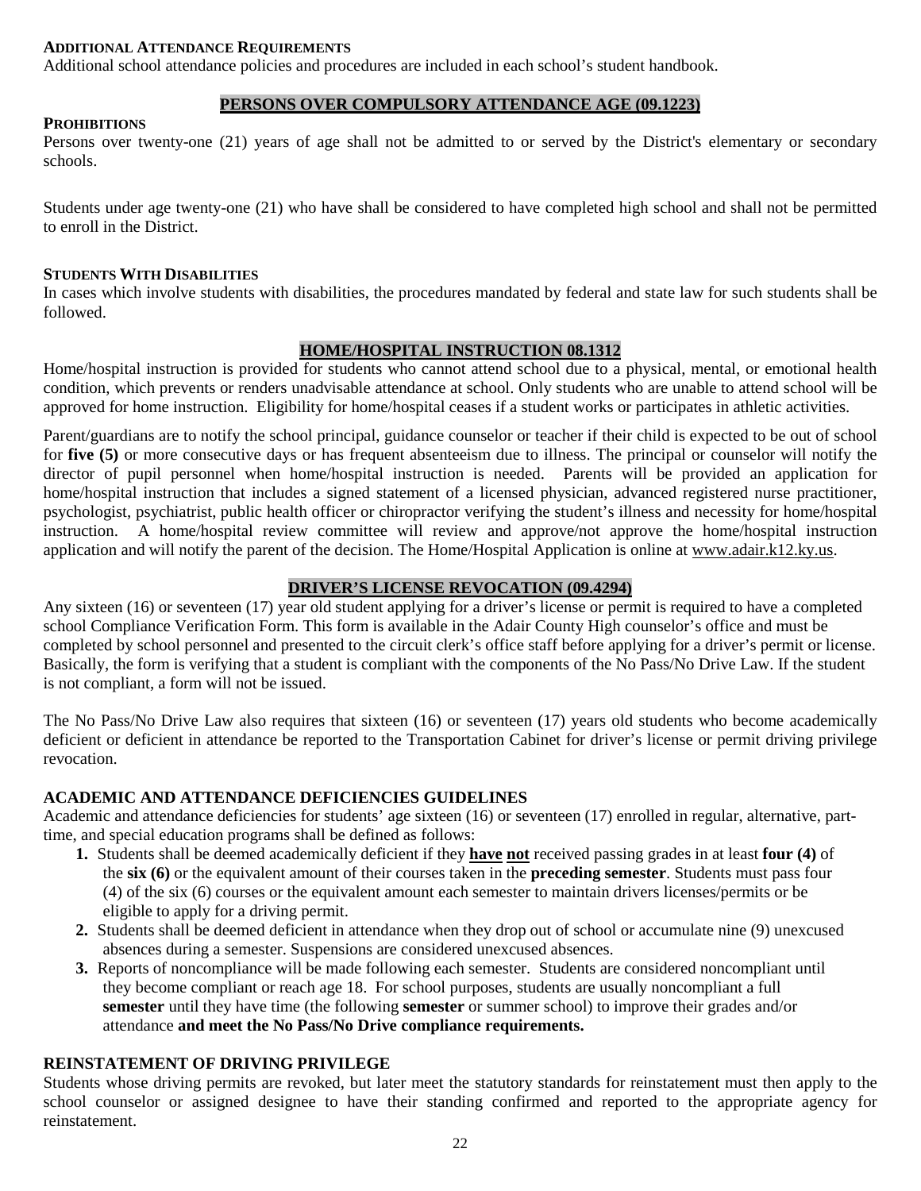**ADDITIONAL ATTENDANCE REQUIREMENTS**

Additional school attendance policies and procedures are included in each school's student handbook.

## PERSONS OVER COMPULSORY ATTENDANCE AGE (09.1223)

**PROHIBITIONS**

Persons over twenty-one (21) years of age shall not be admitted to or served by the District's elementary or secondary schools.

Students under age twenty-one (21) who have shall be considered to have completed high school and shall not be permitted to enroll in the District.

**STUDENTS WITH DISABILITIES**

In cases which involve students with disabilities, the procedures mandated by federal and state law for such students shall be followed.

## HOME/HOSPITAL INSTRUCTION 08.1312

Home/hospital instruction is provided for students who cannot attend school due to a physical, mental, or emotional health condition, which prevents or renders unadvisable attendance at school. Only students who are unable to attend school will be approved for home instruction. Eligibility for home/hospital ceases if a student works or participates in athletic activities.

Parent/guardians are to notify the school principal, guidance counselor or teacher if their child is expected to be out of school for **five (5)** or more consecutive days or has frequent absenteeism due to illness. The principal or counselor will notify the director of pupil personnel when home/hospital instruction is needed. Parents will be provided an application for home/hospital instruction that includes a signed statement of a licensed physician, advanced registered nurse practitioner, psychologist, psychiatrist, public health officer or chiropractor verifying the student's illness and necessity for home/hospital instruction. A home/hospital review committee will review and approve/not approve the home/hospital instruction application and will notify the parent of the decision. The Home/Hospital Application is online at www.adair.k12.ky.us.

## DRIVER'S LICENSE REVOCATION (09.4294)

Any sixteen (16) or seventeen (17) year old student applying for a driver's license or permit is required to have a completed school Compliance Verification Form. This form is available in the Adair County High counselor's office and must be completed by school personnel and presented to the circuit clerk's office staff before applying for a driver's permit or license. Basically, the form is verifying that a student is compliant with the components of the No Pass/No Drive Law. If the student is not compliant, a form will not be issued.

The No Pass/No Drive Law also requires that sixteen (16) or seventeen (17) years old students who become academically deficient or deficient in attendance be reported to the Transportation Cabinet for driver's license or permit driving privilege revocation.

### ACADEMIC AND ATTENDANCE DEFICIENCIES GUIDELINES

Academic and attendance deficiencies for students' age sixteen (16) or seventeen (17) enrolled in regular, alternative, part-time, and special education programs shall be defined as follows:

1. Students shall be deemed academically deficient if they **have not** received passing grades in at least **four (4)** of the **six (6)** or the equivalent amount of their courses taken in the **preceding semester**. Students must pass four (4) of the six (6) courses or the equivalent amount each semester to maintain drivers licenses/permits or be eligible to apply for a driving permit.
2. Students shall be deemed deficient in attendance when they drop out of school or accumulate nine (9) unexcused absences during a semester. Suspensions are considered unexcused absences.
3. Reports of noncompliance will be made following each semester. Students are considered noncompliant until they become compliant or reach age 18. For school purposes, students are usually noncompliant a full **semester** until they have time (the following **semester** or summer school) to improve their grades and/or attendance **and meet the No Pass/No Drive compliance requirements.**

### REINSTATEMENT OF DRIVING PRIVILEGE

Students whose driving permits are revoked, but later meet the statutory standards for reinstatement must then apply to the school counselor or assigned designee to have their standing confirmed and reported to the appropriate agency for reinstatement.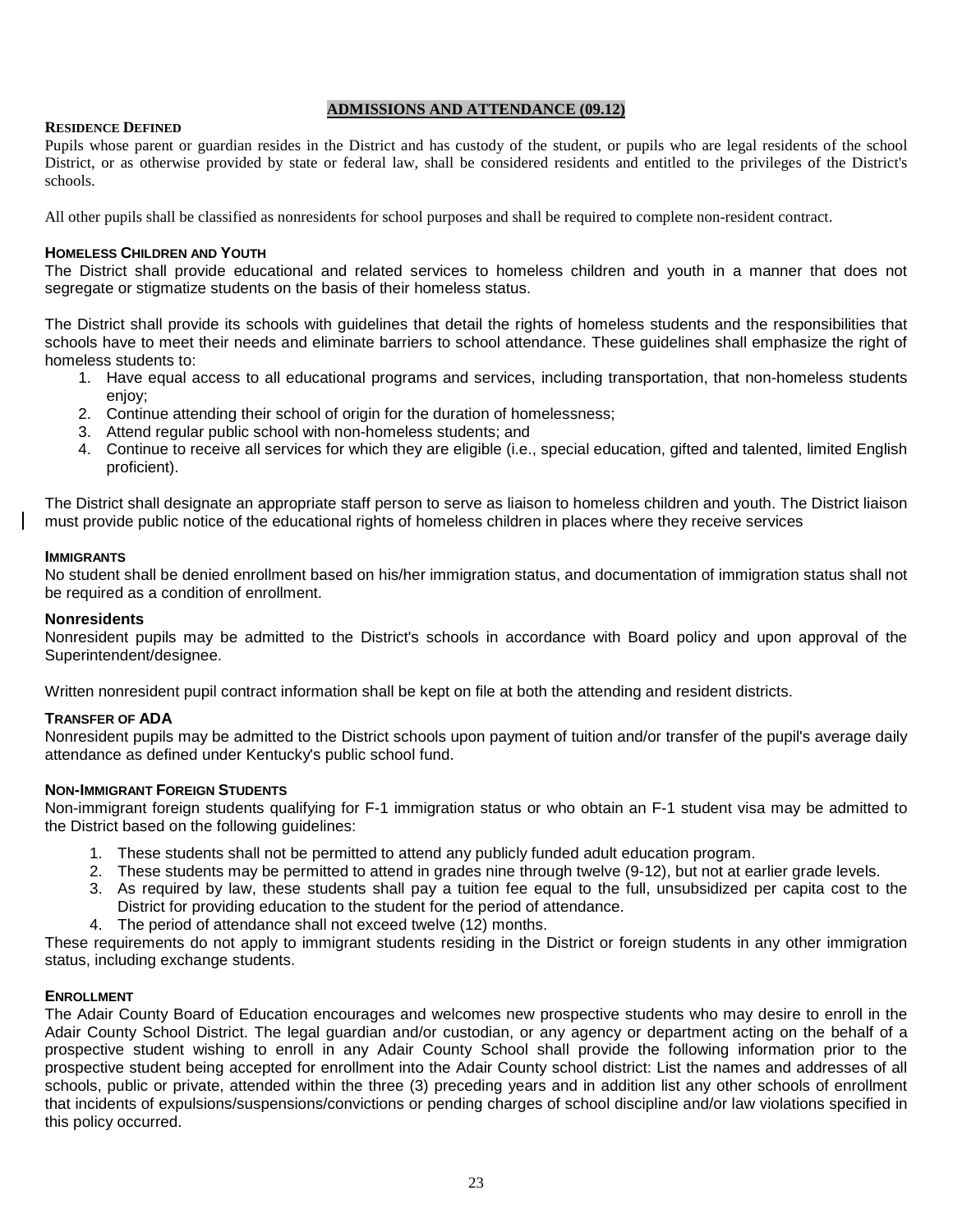# ADMISSIONS AND ATTENDANCE (09.12)

### RESIDENCE DEFINED

Pupils whose parent or guardian resides in the District and has custody of the student, or pupils who are legal residents of the school District, or as otherwise provided by state or federal law, shall be considered residents and entitled to the privileges of the District's schools.

All other pupils shall be classified as nonresidents for school purposes and shall be required to complete non-resident contract.

### HOMELESS CHILDREN AND YOUTH

The District shall provide educational and related services to homeless children and youth in a manner that does not segregate or stigmatize students on the basis of their homeless status.

The District shall provide its schools with guidelines that detail the rights of homeless students and the responsibilities that schools have to meet their needs and eliminate barriers to school attendance. These guidelines shall emphasize the right of homeless students to:

1. Have equal access to all educational programs and services, including transportation, that non-homeless students enjoy;
2. Continue attending their school of origin for the duration of homelessness;
3. Attend regular public school with non-homeless students; and
4. Continue to receive all services for which they are eligible (i.e., special education, gifted and talented, limited English proficient).

The District shall designate an appropriate staff person to serve as liaison to homeless children and youth. The District liaison must provide public notice of the educational rights of homeless children in places where they receive services

### IMMIGRANTS

No student shall be denied enrollment based on his/her immigration status, and documentation of immigration status shall not be required as a condition of enrollment.

### Nonresidents

Nonresident pupils may be admitted to the District's schools in accordance with Board policy and upon approval of the Superintendent/designee.

Written nonresident pupil contract information shall be kept on file at both the attending and resident districts.

### TRANSFER OF ADA

Nonresident pupils may be admitted to the District schools upon payment of tuition and/or transfer of the pupil's average daily attendance as defined under Kentucky's public school fund.

### NON-IMMIGRANT FOREIGN STUDENTS

Non-immigrant foreign students qualifying for F-1 immigration status or who obtain an F-1 student visa may be admitted to the District based on the following guidelines:

1. These students shall not be permitted to attend any publicly funded adult education program.
2. These students may be permitted to attend in grades nine through twelve (9-12), but not at earlier grade levels.
3. As required by law, these students shall pay a tuition fee equal to the full, unsubsidized per capita cost to the District for providing education to the student for the period of attendance.
4. The period of attendance shall not exceed twelve (12) months.

These requirements do not apply to immigrant students residing in the District or foreign students in any other immigration status, including exchange students.

### ENROLLMENT

The Adair County Board of Education encourages and welcomes new prospective students who may desire to enroll in the Adair County School District. The legal guardian and/or custodian, or any agency or department acting on the behalf of a prospective student wishing to enroll in any Adair County School shall provide the following information prior to the prospective student being accepted for enrollment into the Adair County school district: List the names and addresses of all schools, public or private, attended within the three (3) preceding years and in addition list any other schools of enrollment that incidents of expulsions/suspensions/convictions or pending charges of school discipline and/or law violations specified in this policy occurred.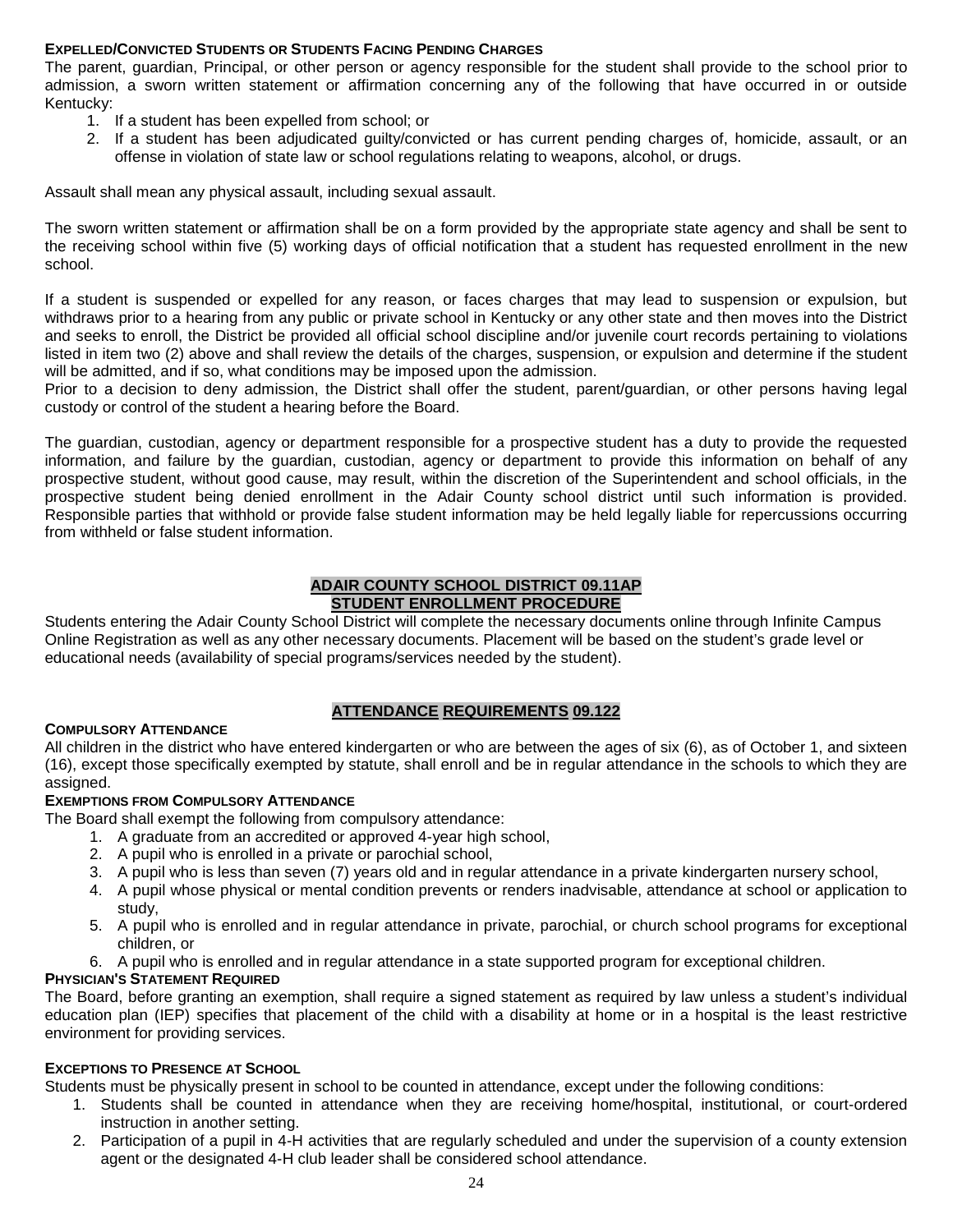### Expelled/Convicted Students or Students Facing Pending Charges

The parent, guardian, Principal, or other person or agency responsible for the student shall provide to the school prior to admission, a sworn written statement or affirmation concerning any of the following that have occurred in or outside Kentucky:

1. If a student has been expelled from school; or
2. If a student has been adjudicated guilty/convicted or has current pending charges of, homicide, assault, or an offense in violation of state law or school regulations relating to weapons, alcohol, or drugs.

Assault shall mean any physical assault, including sexual assault.

The sworn written statement or affirmation shall be on a form provided by the appropriate state agency and shall be sent to the receiving school within five (5) working days of official notification that a student has requested enrollment in the new school.

If a student is suspended or expelled for any reason, or faces charges that may lead to suspension or expulsion, but withdraws prior to a hearing from any public or private school in Kentucky or any other state and then moves into the District and seeks to enroll, the District be provided all official school discipline and/or juvenile court records pertaining to violations listed in item two (2) above and shall review the details of the charges, suspension, or expulsion and determine if the student will be admitted, and if so, what conditions may be imposed upon the admission.
Prior to a decision to deny admission, the District shall offer the student, parent/guardian, or other persons having legal custody or control of the student a hearing before the Board.

The guardian, custodian, agency or department responsible for a prospective student has a duty to provide the requested information, and failure by the guardian, custodian, agency or department to provide this information on behalf of any prospective student, without good cause, may result, within the discretion of the Superintendent and school officials, in the prospective student being denied enrollment in the Adair County school district until such information is provided. Responsible parties that withhold or provide false student information may be held legally liable for repercussions occurring from withheld or false student information.

## ADAIR COUNTY SCHOOL DISTRICT 09.11AP
## STUDENT ENROLLMENT PROCEDURE

Students entering the Adair County School District will complete the necessary documents online through Infinite Campus Online Registration as well as any other necessary documents. Placement will be based on the student's grade level or educational needs (availability of special programs/services needed by the student).

## ATTENDANCE REQUIREMENTS 09.122

### Compulsory Attendance

All children in the district who have entered kindergarten or who are between the ages of six (6), as of October 1, and sixteen (16), except those specifically exempted by statute, shall enroll and be in regular attendance in the schools to which they are assigned.

### Exemptions from Compulsory Attendance

The Board shall exempt the following from compulsory attendance:

1. A graduate from an accredited or approved 4-year high school,
2. A pupil who is enrolled in a private or parochial school,
3. A pupil who is less than seven (7) years old and in regular attendance in a private kindergarten nursery school,
4. A pupil whose physical or mental condition prevents or renders inadvisable, attendance at school or application to study,
5. A pupil who is enrolled and in regular attendance in private, parochial, or church school programs for exceptional children, or
6. A pupil who is enrolled and in regular attendance in a state supported program for exceptional children.

### Physician's Statement Required

The Board, before granting an exemption, shall require a signed statement as required by law unless a student's individual education plan (IEP) specifies that placement of the child with a disability at home or in a hospital is the least restrictive environment for providing services.

### Exceptions to Presence at School

Students must be physically present in school to be counted in attendance, except under the following conditions:

1. Students shall be counted in attendance when they are receiving home/hospital, institutional, or court-ordered instruction in another setting.
2. Participation of a pupil in 4-H activities that are regularly scheduled and under the supervision of a county extension agent or the designated 4-H club leader shall be considered school attendance.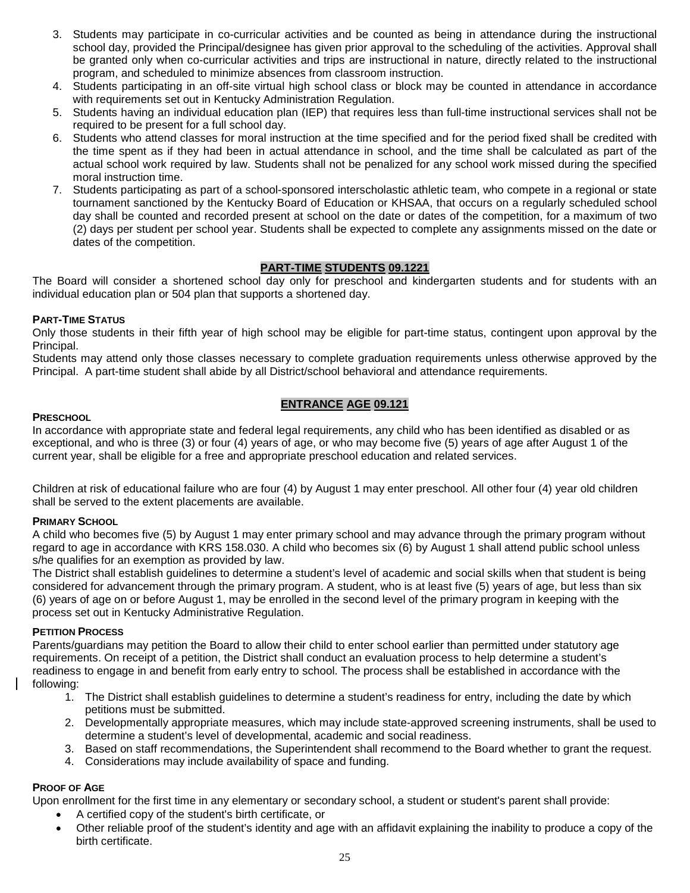3. Students may participate in co-curricular activities and be counted as being in attendance during the instructional school day, provided the Principal/designee has given prior approval to the scheduling of the activities. Approval shall be granted only when co-curricular activities and trips are instructional in nature, directly related to the instructional program, and scheduled to minimize absences from classroom instruction.
4. Students participating in an off-site virtual high school class or block may be counted in attendance in accordance with requirements set out in Kentucky Administration Regulation.
5. Students having an individual education plan (IEP) that requires less than full-time instructional services shall not be required to be present for a full school day.
6. Students who attend classes for moral instruction at the time specified and for the period fixed shall be credited with the time spent as if they had been in actual attendance in school, and the time shall be calculated as part of the actual school work required by law. Students shall not be penalized for any school work missed during the specified moral instruction time.
7. Students participating as part of a school-sponsored interscholastic athletic team, who compete in a regional or state tournament sanctioned by the Kentucky Board of Education or KHSAA, that occurs on a regularly scheduled school day shall be counted and recorded present at school on the date or dates of the competition, for a maximum of two (2) days per student per school year. Students shall be expected to complete any assignments missed on the date or dates of the competition.

## PART-TIME STUDENTS 09.1221

The Board will consider a shortened school day only for preschool and kindergarten students and for students with an individual education plan or 504 plan that supports a shortened day.

### PART-TIME STATUS

Only those students in their fifth year of high school may be eligible for part-time status, contingent upon approval by the Principal.

Students may attend only those classes necessary to complete graduation requirements unless otherwise approved by the Principal. A part-time student shall abide by all District/school behavioral and attendance requirements.

## ENTRANCE AGE 09.121

### PRESCHOOL

In accordance with appropriate state and federal legal requirements, any child who has been identified as disabled or as exceptional, and who is three (3) or four (4) years of age, or who may become five (5) years of age after August 1 of the current year, shall be eligible for a free and appropriate preschool education and related services.

Children at risk of educational failure who are four (4) by August 1 may enter preschool. All other four (4) year old children shall be served to the extent placements are available.

### PRIMARY SCHOOL

A child who becomes five (5) by August 1 may enter primary school and may advance through the primary program without regard to age in accordance with KRS 158.030. A child who becomes six (6) by August 1 shall attend public school unless s/he qualifies for an exemption as provided by law.

The District shall establish guidelines to determine a student's level of academic and social skills when that student is being considered for advancement through the primary program. A student, who is at least five (5) years of age, but less than six (6) years of age on or before August 1, may be enrolled in the second level of the primary program in keeping with the process set out in Kentucky Administrative Regulation.

### PETITION PROCESS

Parents/guardians may petition the Board to allow their child to enter school earlier than permitted under statutory age requirements. On receipt of a petition, the District shall conduct an evaluation process to help determine a student's readiness to engage in and benefit from early entry to school. The process shall be established in accordance with the following:

1. The District shall establish guidelines to determine a student's readiness for entry, including the date by which petitions must be submitted.
2. Developmentally appropriate measures, which may include state-approved screening instruments, shall be used to determine a student's level of developmental, academic and social readiness.
3. Based on staff recommendations, the Superintendent shall recommend to the Board whether to grant the request.
4. Considerations may include availability of space and funding.

### PROOF OF AGE

Upon enrollment for the first time in any elementary or secondary school, a student or student's parent shall provide:

- A certified copy of the student's birth certificate, or
- Other reliable proof of the student's identity and age with an affidavit explaining the inability to produce a copy of the birth certificate.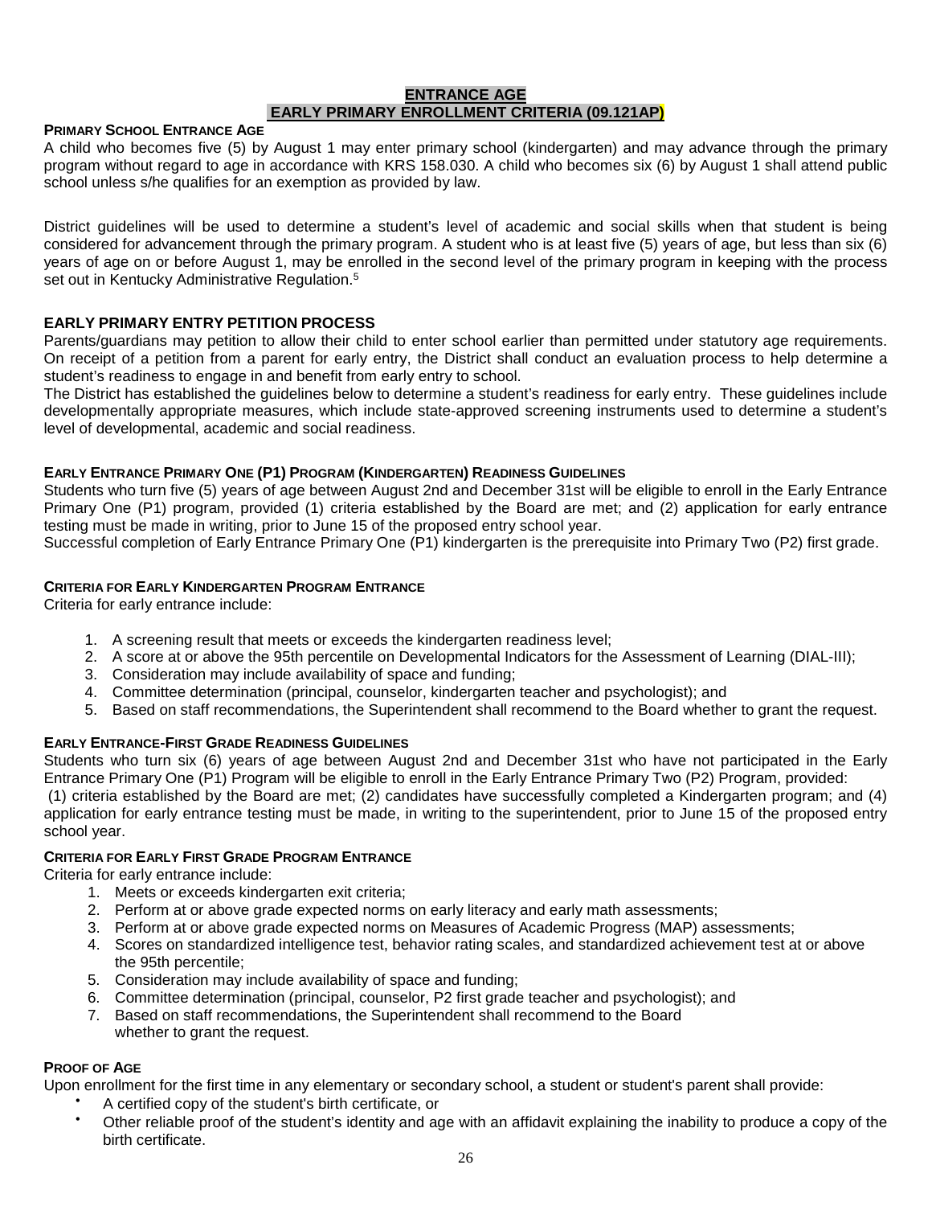## ENTRANCE AGE

## EARLY PRIMARY ENROLLMENT CRITERIA (09.121AP)

**PRIMARY SCHOOL ENTRANCE AGE**

A child who becomes five (5) by August 1 may enter primary school (kindergarten) and may advance through the primary program without regard to age in accordance with KRS 158.030. A child who becomes six (6) by August 1 shall attend public school unless s/he qualifies for an exemption as provided by law.

District guidelines will be used to determine a student's level of academic and social skills when that student is being considered for advancement through the primary program. A student who is at least five (5) years of age, but less than six (6) years of age on or before August 1, may be enrolled in the second level of the primary program in keeping with the process set out in Kentucky Administrative Regulation.[5]

**EARLY PRIMARY ENTRY PETITION PROCESS**

Parents/guardians may petition to allow their child to enter school earlier than permitted under statutory age requirements. On receipt of a petition from a parent for early entry, the District shall conduct an evaluation process to help determine a student's readiness to engage in and benefit from early entry to school.

The District has established the guidelines below to determine a student's readiness for early entry. These guidelines include developmentally appropriate measures, which include state-approved screening instruments used to determine a student's level of developmental, academic and social readiness.

**EARLY ENTRANCE PRIMARY ONE (P1) PROGRAM (KINDERGARTEN) READINESS GUIDELINES**

Students who turn five (5) years of age between August 2nd and December 31st will be eligible to enroll in the Early Entrance Primary One (P1) program, provided (1) criteria established by the Board are met; and (2) application for early entrance testing must be made in writing, prior to June 15 of the proposed entry school year.

Successful completion of Early Entrance Primary One (P1) kindergarten is the prerequisite into Primary Two (P2) first grade.

**CRITERIA FOR EARLY KINDERGARTEN PROGRAM ENTRANCE**

Criteria for early entrance include:

1. A screening result that meets or exceeds the kindergarten readiness level;
2. A score at or above the 95th percentile on Developmental Indicators for the Assessment of Learning (DIAL-III);
3. Consideration may include availability of space and funding;
4. Committee determination (principal, counselor, kindergarten teacher and psychologist); and
5. Based on staff recommendations, the Superintendent shall recommend to the Board whether to grant the request.

**EARLY ENTRANCE-FIRST GRADE READINESS GUIDELINES**

Students who turn six (6) years of age between August 2nd and December 31st who have not participated in the Early Entrance Primary One (P1) Program will be eligible to enroll in the Early Entrance Primary Two (P2) Program, provided:

(1) criteria established by the Board are met; (2) candidates have successfully completed a Kindergarten program; and (4) application for early entrance testing must be made, in writing to the superintendent, prior to June 15 of the proposed entry school year.

**CRITERIA FOR EARLY FIRST GRADE PROGRAM ENTRANCE**

Criteria for early entrance include:

1. Meets or exceeds kindergarten exit criteria;
2. Perform at or above grade expected norms on early literacy and early math assessments;
3. Perform at or above grade expected norms on Measures of Academic Progress (MAP) assessments;
4. Scores on standardized intelligence test, behavior rating scales, and standardized achievement test at or above the 95th percentile;
5. Consideration may include availability of space and funding;
6. Committee determination (principal, counselor, P2 first grade teacher and psychologist); and
7. Based on staff recommendations, the Superintendent shall recommend to the Board whether to grant the request.

**PROOF OF AGE**

Upon enrollment for the first time in any elementary or secondary school, a student or student's parent shall provide:

- A certified copy of the student's birth certificate, or
- Other reliable proof of the student's identity and age with an affidavit explaining the inability to produce a copy of the birth certificate.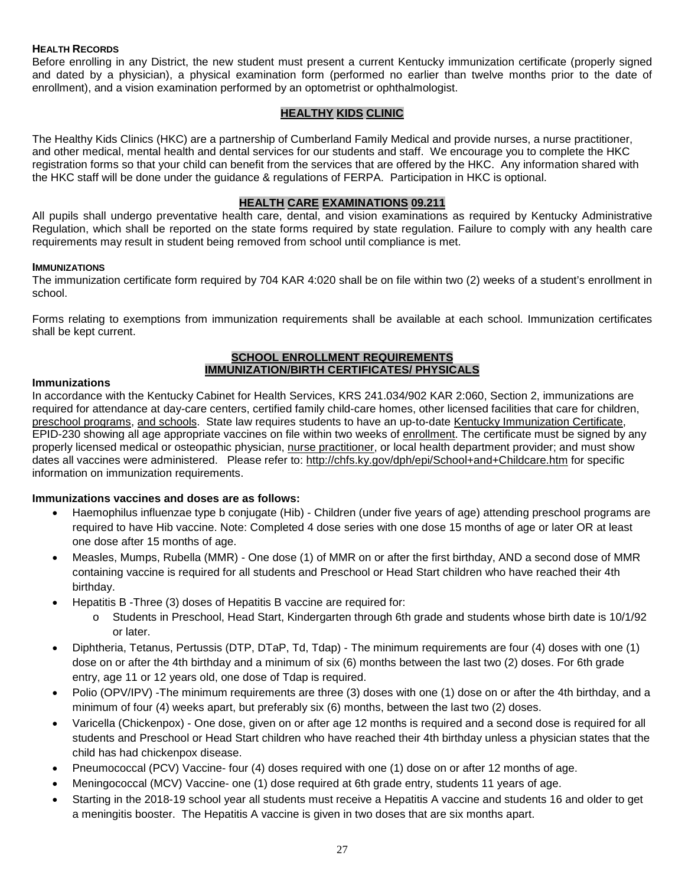#### HEALTH RECORDS

Before enrolling in any District, the new student must present a current Kentucky immunization certificate (properly signed and dated by a physician), a physical examination form (performed no earlier than twelve months prior to the date of enrollment), and a vision examination performed by an optometrist or ophthalmologist.

## HEALTHY KIDS CLINIC

The Healthy Kids Clinics (HKC) are a partnership of Cumberland Family Medical and provide nurses, a nurse practitioner, and other medical, mental health and dental services for our students and staff. We encourage you to complete the HKC registration forms so that your child can benefit from the services that are offered by the HKC. Any information shared with the HKC staff will be done under the guidance & regulations of FERPA. Participation in HKC is optional.

## HEALTH CARE EXAMINATIONS 09.211

All pupils shall undergo preventative health care, dental, and vision examinations as required by Kentucky Administrative Regulation, which shall be reported on the state forms required by state regulation. Failure to comply with any health care requirements may result in student being removed from school until compliance is met.

#### IMMUNIZATIONS

The immunization certificate form required by 704 KAR 4:020 shall be on file within two (2) weeks of a student's enrollment in school.

Forms relating to exemptions from immunization requirements shall be available at each school. Immunization certificates shall be kept current.

## SCHOOL ENROLLMENT REQUIREMENTS
## IMMUNIZATION/BIRTH CERTIFICATES/ PHYSICALS

**Immunizations**

In accordance with the Kentucky Cabinet for Health Services, KRS 241.034/902 KAR 2:060, Section 2, immunizations are required for attendance at day-care centers, certified family child-care homes, other licensed facilities that care for children, preschool programs, and schools. State law requires students to have an up-to-date Kentucky Immunization Certificate, EPID-230 showing all age appropriate vaccines on file within two weeks of enrollment. The certificate must be signed by any properly licensed medical or osteopathic physician, nurse practitioner, or local health department provider; and must show dates all vaccines were administered. Please refer to: http://chfs.ky.gov/dph/epi/School+and+Childcare.htm for specific information on immunization requirements.

**Immunizations vaccines and doses are as follows:**

- Haemophilus influenzae type b conjugate (Hib) - Children (under five years of age) attending preschool programs are required to have Hib vaccine. Note: Completed 4 dose series with one dose 15 months of age or later OR at least one dose after 15 months of age.
- Measles, Mumps, Rubella (MMR) - One dose (1) of MMR on or after the first birthday, AND a second dose of MMR containing vaccine is required for all students and Preschool or Head Start children who have reached their 4th birthday.
- Hepatitis B -Three (3) doses of Hepatitis B vaccine are required for:
  - Students in Preschool, Head Start, Kindergarten through 6th grade and students whose birth date is 10/1/92 or later.
- Diphtheria, Tetanus, Pertussis (DTP, DTaP, Td, Tdap) - The minimum requirements are four (4) doses with one (1) dose on or after the 4th birthday and a minimum of six (6) months between the last two (2) doses. For 6th grade entry, age 11 or 12 years old, one dose of Tdap is required.
- Polio (OPV/IPV) -The minimum requirements are three (3) doses with one (1) dose on or after the 4th birthday, and a minimum of four (4) weeks apart, but preferably six (6) months, between the last two (2) doses.
- Varicella (Chickenpox) - One dose, given on or after age 12 months is required and a second dose is required for all students and Preschool or Head Start children who have reached their 4th birthday unless a physician states that the child has had chickenpox disease.
- Pneumococcal (PCV) Vaccine- four (4) doses required with one (1) dose on or after 12 months of age.
- Meningococcal (MCV) Vaccine- one (1) dose required at 6th grade entry, students 11 years of age.
- Starting in the 2018-19 school year all students must receive a Hepatitis A vaccine and students 16 and older to get a meningitis booster. The Hepatitis A vaccine is given in two doses that are six months apart.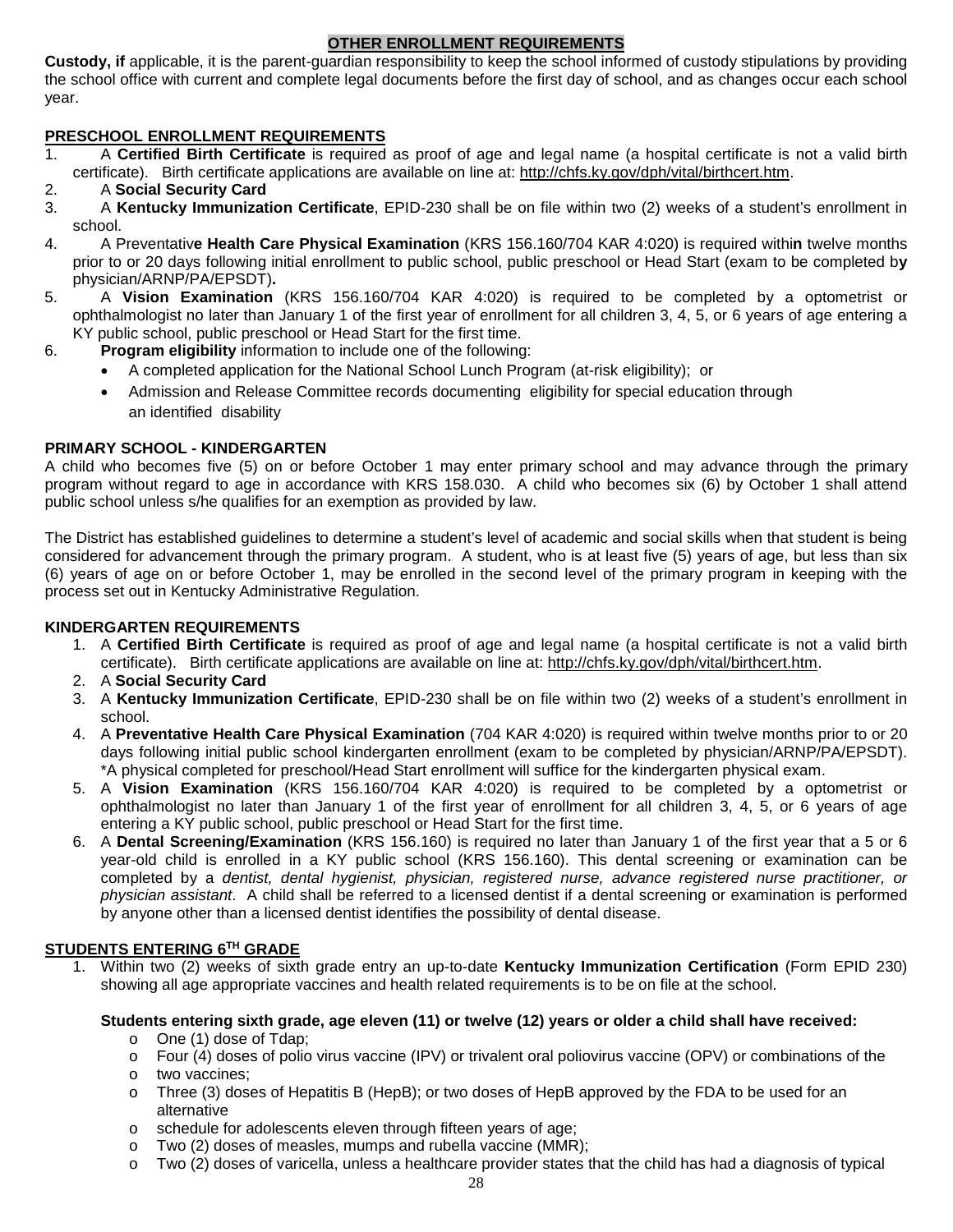## OTHER ENROLLMENT REQUIREMENTS

**Custody, if** applicable, it is the parent-guardian responsibility to keep the school informed of custody stipulations by providing the school office with current and complete legal documents before the first day of school, and as changes occur each school year.

## PRESCHOOL ENROLLMENT REQUIREMENTS

1. A **Certified Birth Certificate** is required as proof of age and legal name (a hospital certificate is not a valid birth certificate). Birth certificate applications are available on line at: http://chfs.ky.gov/dph/vital/birthcert.htm.
2. A **Social Security Card**
3. A **Kentucky Immunization Certificate**, EPID-230 shall be on file within two (2) weeks of a student's enrollment in school.
4. A Preventativ**e Health Care Physical Examination** (KRS 156.160/704 KAR 4:020) is required withi**n** twelve months prior to or 20 days following initial enrollment to public school, public preschool or Head Start (exam to be completed b**y** physician/ARNP/PA/EPSDT)**.**
5. A **Vision Examination** (KRS 156.160/704 KAR 4:020) is required to be completed by a optometrist or ophthalmologist no later than January 1 of the first year of enrollment for all children 3, 4, 5, or 6 years of age entering a KY public school, public preschool or Head Start for the first time.
6. **Program eligibility** information to include one of the following:
   - A completed application for the National School Lunch Program (at-risk eligibility); or
   - Admission and Release Committee records documenting eligibility for special education through an identified disability

### PRIMARY SCHOOL - KINDERGARTEN

A child who becomes five (5) on or before October 1 may enter primary school and may advance through the primary program without regard to age in accordance with KRS 158.030. A child who becomes six (6) by October 1 shall attend public school unless s/he qualifies for an exemption as provided by law.

The District has established guidelines to determine a student's level of academic and social skills when that student is being considered for advancement through the primary program. A student, who is at least five (5) years of age, but less than six (6) years of age on or before October 1, may be enrolled in the second level of the primary program in keeping with the process set out in Kentucky Administrative Regulation.

### KINDERGARTEN REQUIREMENTS

1. A **Certified Birth Certificate** is required as proof of age and legal name (a hospital certificate is not a valid birth certificate). Birth certificate applications are available on line at: http://chfs.ky.gov/dph/vital/birthcert.htm.
2. A **Social Security Card**
3. A **Kentucky Immunization Certificate**, EPID-230 shall be on file within two (2) weeks of a student's enrollment in school.
4. A **Preventative Health Care Physical Examination** (704 KAR 4:020) is required within twelve months prior to or 20 days following initial public school kindergarten enrollment (exam to be completed by physician/ARNP/PA/EPSDT). *A physical completed for preschool/Head Start enrollment will suffice for the kindergarten physical exam.
5. A **Vision Examination** (KRS 156.160/704 KAR 4:020) is required to be completed by a optometrist or ophthalmologist no later than January 1 of the first year of enrollment for all children 3, 4, 5, or 6 years of age entering a KY public school, public preschool or Head Start for the first time.
6. A **Dental Screening/Examination** (KRS 156.160) is required no later than January 1 of the first year that a 5 or 6 year-old child is enrolled in a KY public school (KRS 156.160). This dental screening or examination can be completed by a *dentist, dental hygienist, physician, registered nurse, advance registered nurse practitioner, or physician assistant*. A child shall be referred to a licensed dentist if a dental screening or examination is performed by anyone other than a licensed dentist identifies the possibility of dental disease.

## STUDENTS ENTERING 6TH GRADE

1. Within two (2) weeks of sixth grade entry an up-to-date **Kentucky Immunization Certification** (Form EPID 230) showing all age appropriate vaccines and health related requirements is to be on file at the school.

   **Students entering sixth grade, age eleven (11) or twelve (12) years or older a child shall have received:**
   - One (1) dose of Tdap;
   - Four (4) doses of polio virus vaccine (IPV) or trivalent oral poliovirus vaccine (OPV) or combinations of the
   - two vaccines;
   - Three (3) doses of Hepatitis B (HepB); or two doses of HepB approved by the FDA to be used for an alternative
   - schedule for adolescents eleven through fifteen years of age;
   - Two (2) doses of measles, mumps and rubella vaccine (MMR);
   - Two (2) doses of varicella, unless a healthcare provider states that the child has had a diagnosis of typical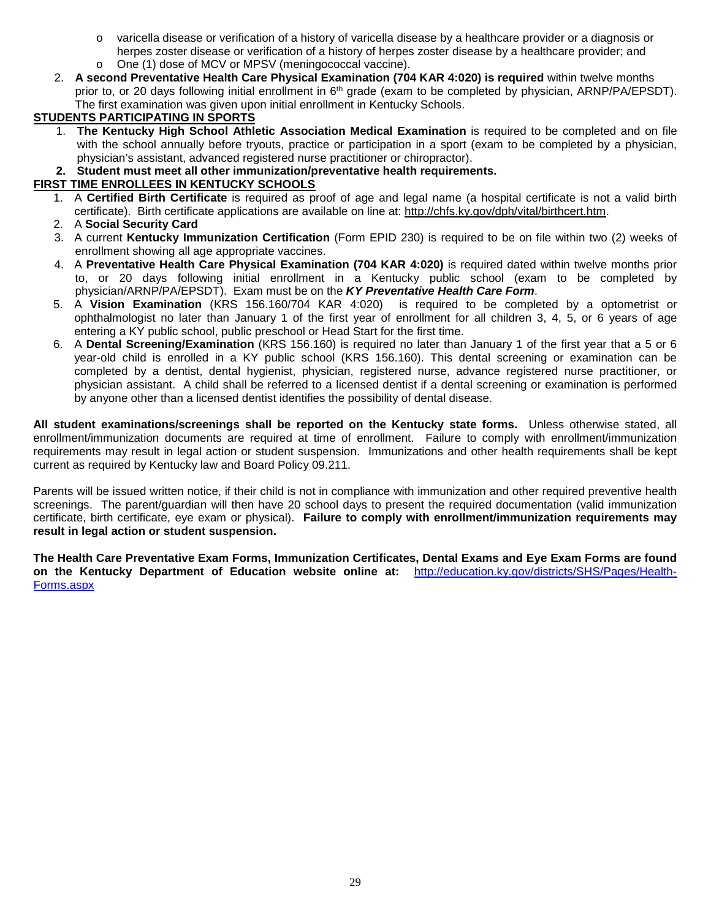- varicella disease or verification of a history of varicella disease by a healthcare provider or a diagnosis or herpes zoster disease or verification of a history of herpes zoster disease by a healthcare provider; and
   - One (1) dose of MCV or MPSV (meningococcal vaccine).

2. **A second Preventative Health Care Physical Examination (704 KAR 4:020) is required** within twelve months prior to, or 20 days following initial enrollment in 6th grade (exam to be completed by physician, ARNP/PA/EPSDT). The first examination was given upon initial enrollment in Kentucky Schools.

**STUDENTS PARTICIPATING IN SPORTS**

1. **The Kentucky High School Athletic Association Medical Examination** is required to be completed and on file with the school annually before tryouts, practice or participation in a sport (exam to be completed by a physician, physician's assistant, advanced registered nurse practitioner or chiropractor).
2. **Student must meet all other immunization/preventative health requirements.**

**FIRST TIME ENROLLEES IN KENTUCKY SCHOOLS**

1. A **Certified Birth Certificate** is required as proof of age and legal name (a hospital certificate is not a valid birth certificate). Birth certificate applications are available on line at: http://chfs.ky.gov/dph/vital/birthcert.htm.
2. A **Social Security Card**
3. A current **Kentucky Immunization Certification** (Form EPID 230) is required to be on file within two (2) weeks of enrollment showing all age appropriate vaccines.
4. A **Preventative Health Care Physical Examination (704 KAR 4:020)** is required dated within twelve months prior to, or 20 days following initial enrollment in a Kentucky public school (exam to be completed by physician/ARNP/PA/EPSDT). Exam must be on the ***KY Preventative Health Care Form***.
5. A **Vision Examination** (KRS 156.160/704 KAR 4:020) is required to be completed by a optometrist or ophthalmologist no later than January 1 of the first year of enrollment for all children 3, 4, 5, or 6 years of age entering a KY public school, public preschool or Head Start for the first time.
6. A **Dental Screening/Examination** (KRS 156.160) is required no later than January 1 of the first year that a 5 or 6 year-old child is enrolled in a KY public school (KRS 156.160). This dental screening or examination can be completed by a dentist, dental hygienist, physician, registered nurse, advance registered nurse practitioner, or physician assistant. A child shall be referred to a licensed dentist if a dental screening or examination is performed by anyone other than a licensed dentist identifies the possibility of dental disease.

**All student examinations/screenings shall be reported on the Kentucky state forms.** Unless otherwise stated, all enrollment/immunization documents are required at time of enrollment. Failure to comply with enrollment/immunization requirements may result in legal action or student suspension. Immunizations and other health requirements shall be kept current as required by Kentucky law and Board Policy 09.211.

Parents will be issued written notice, if their child is not in compliance with immunization and other required preventive health screenings. The parent/guardian will then have 20 school days to present the required documentation (valid immunization certificate, birth certificate, eye exam or physical). **Failure to comply with enrollment/immunization requirements may result in legal action or student suspension.**

**The Health Care Preventative Exam Forms, Immunization Certificates, Dental Exams and Eye Exam Forms are found on the Kentucky Department of Education website online at:** http://education.ky.gov/districts/SHS/Pages/Health-Forms.aspx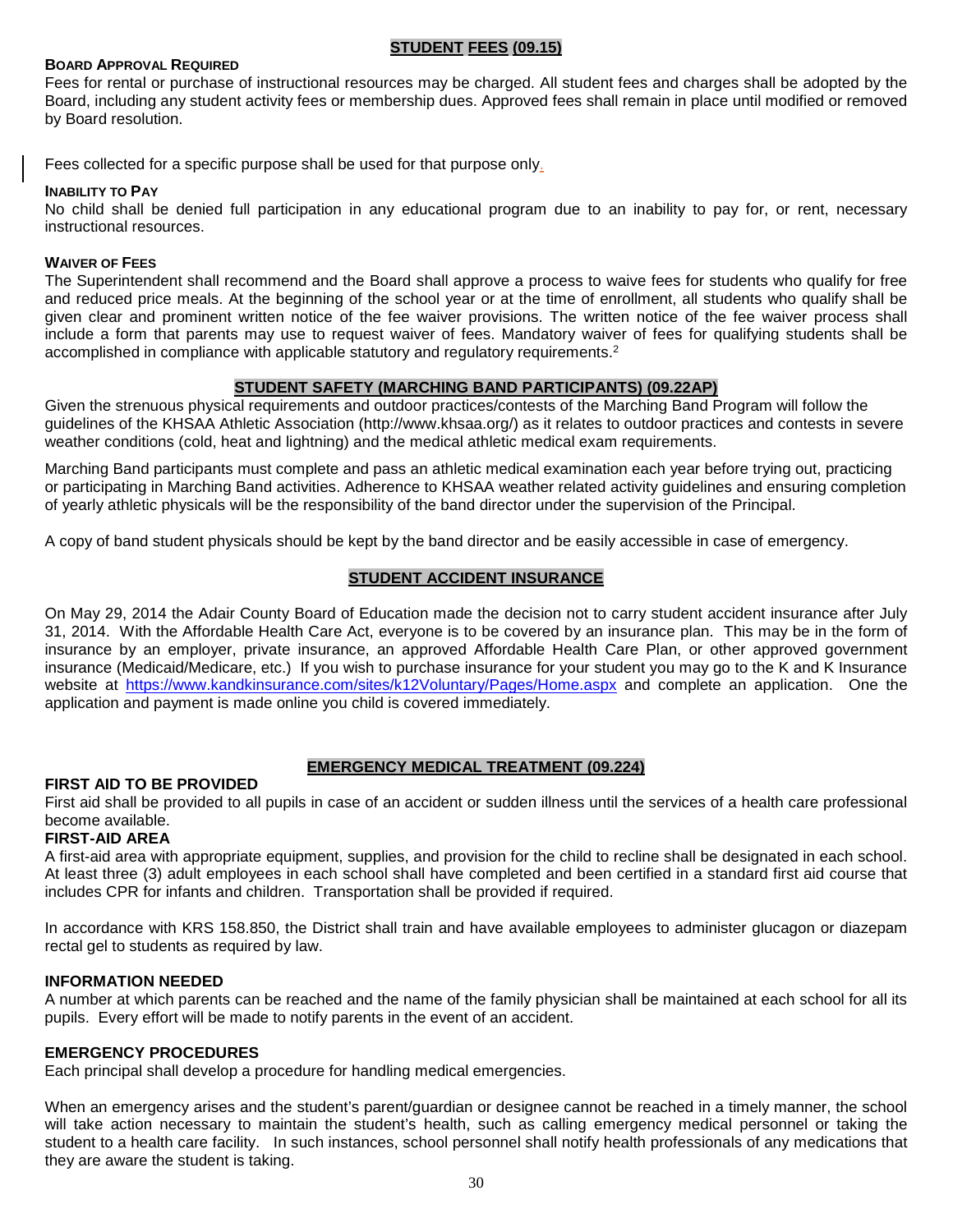## STUDENT FEES (09.15)

**BOARD APPROVAL REQUIRED**

Fees for rental or purchase of instructional resources may be charged. All student fees and charges shall be adopted by the Board, including any student activity fees or membership dues. Approved fees shall remain in place until modified or removed by Board resolution.

Fees collected for a specific purpose shall be used for that purpose only.

**INABILITY TO PAY**

No child shall be denied full participation in any educational program due to an inability to pay for, or rent, necessary instructional resources.

**WAIVER OF FEES**

The Superintendent shall recommend and the Board shall approve a process to waive fees for students who qualify for free and reduced price meals. At the beginning of the school year or at the time of enrollment, all students who qualify shall be given clear and prominent written notice of the fee waiver provisions. The written notice of the fee waiver process shall include a form that parents may use to request waiver of fees. Mandatory waiver of fees for qualifying students shall be accomplished in compliance with applicable statutory and regulatory requirements.[2]

## STUDENT SAFETY (MARCHING BAND PARTICIPANTS) (09.22AP)

Given the strenuous physical requirements and outdoor practices/contests of the Marching Band Program will follow the guidelines of the KHSAA Athletic Association (http://www.khsaa.org/) as it relates to outdoor practices and contests in severe weather conditions (cold, heat and lightning) and the medical athletic medical exam requirements.

Marching Band participants must complete and pass an athletic medical examination each year before trying out, practicing or participating in Marching Band activities. Adherence to KHSAA weather related activity guidelines and ensuring completion of yearly athletic physicals will be the responsibility of the band director under the supervision of the Principal.

A copy of band student physicals should be kept by the band director and be easily accessible in case of emergency.

## STUDENT ACCIDENT INSURANCE

On May 29, 2014 the Adair County Board of Education made the decision not to carry student accident insurance after July 31, 2014. With the Affordable Health Care Act, everyone is to be covered by an insurance plan. This may be in the form of insurance by an employer, private insurance, an approved Affordable Health Care Plan, or other approved government insurance (Medicaid/Medicare, etc.) If you wish to purchase insurance for your student you may go to the K and K Insurance website at https://www.kandkinsurance.com/sites/k12Voluntary/Pages/Home.aspx and complete an application. One the application and payment is made online you child is covered immediately.

## EMERGENCY MEDICAL TREATMENT (09.224)

**FIRST AID TO BE PROVIDED**

First aid shall be provided to all pupils in case of an accident or sudden illness until the services of a health care professional become available.

**FIRST-AID AREA**

A first-aid area with appropriate equipment, supplies, and provision for the child to recline shall be designated in each school. At least three (3) adult employees in each school shall have completed and been certified in a standard first aid course that includes CPR for infants and children. Transportation shall be provided if required.

In accordance with KRS 158.850, the District shall train and have available employees to administer glucagon or diazepam rectal gel to students as required by law.

**INFORMATION NEEDED**

A number at which parents can be reached and the name of the family physician shall be maintained at each school for all its pupils. Every effort will be made to notify parents in the event of an accident.

**EMERGENCY PROCEDURES**

Each principal shall develop a procedure for handling medical emergencies.

When an emergency arises and the student's parent/guardian or designee cannot be reached in a timely manner, the school will take action necessary to maintain the student's health, such as calling emergency medical personnel or taking the student to a health care facility. In such instances, school personnel shall notify health professionals of any medications that they are aware the student is taking.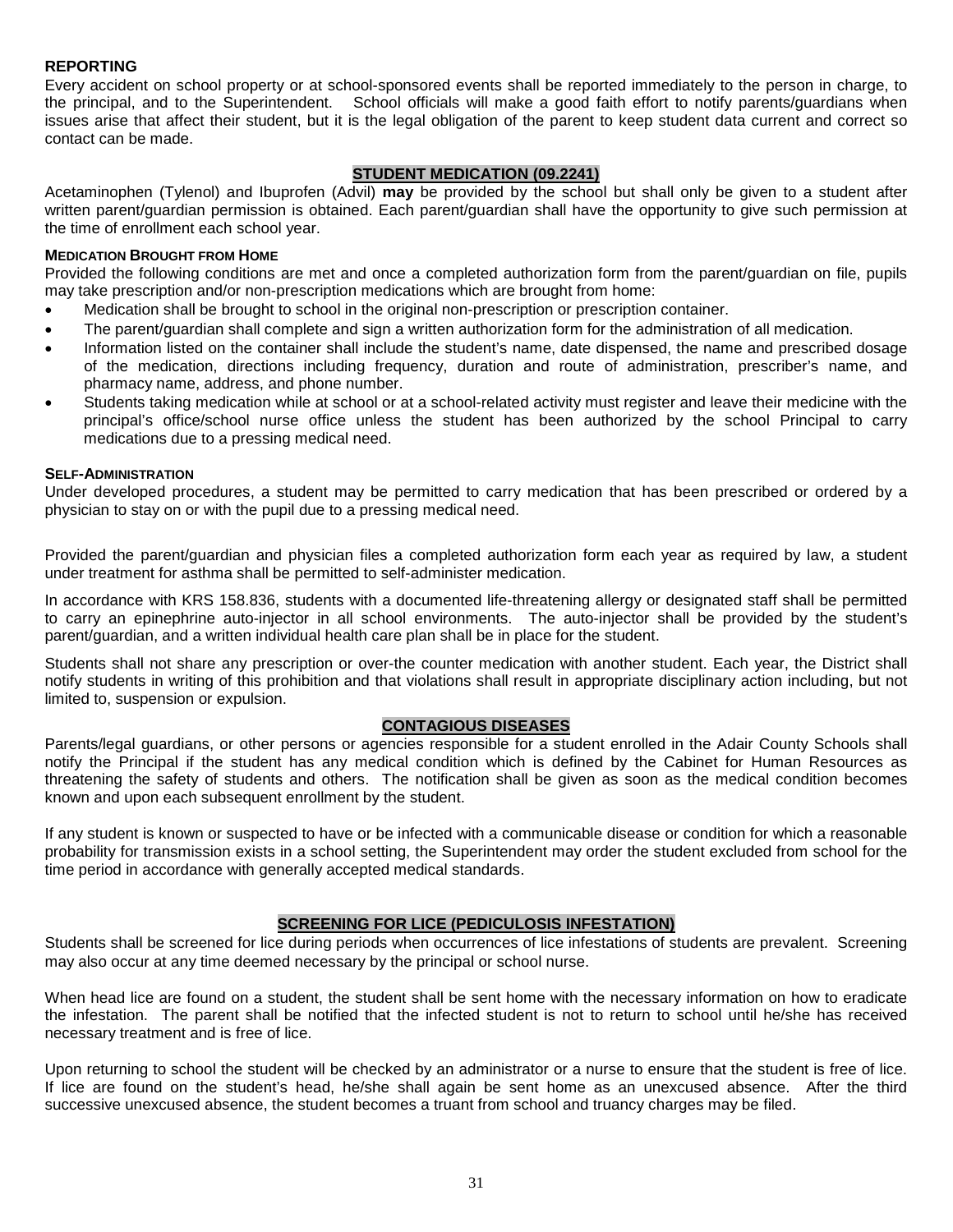### REPORTING

Every accident on school property or at school-sponsored events shall be reported immediately to the person in charge, to the principal, and to the Superintendent. School officials will make a good faith effort to notify parents/guardians when issues arise that affect their student, but it is the legal obligation of the parent to keep student data current and correct so contact can be made.

## STUDENT MEDICATION (09.2241)

Acetaminophen (Tylenol) and Ibuprofen (Advil) **may** be provided by the school but shall only be given to a student after written parent/guardian permission is obtained. Each parent/guardian shall have the opportunity to give such permission at the time of enrollment each school year.

### MEDICATION BROUGHT FROM HOME

Provided the following conditions are met and once a completed authorization form from the parent/guardian on file, pupils may take prescription and/or non-prescription medications which are brought from home:

- Medication shall be brought to school in the original non-prescription or prescription container.
- The parent/guardian shall complete and sign a written authorization form for the administration of all medication.
- Information listed on the container shall include the student's name, date dispensed, the name and prescribed dosage of the medication, directions including frequency, duration and route of administration, prescriber's name, and pharmacy name, address, and phone number.
- Students taking medication while at school or at a school-related activity must register and leave their medicine with the principal's office/school nurse office unless the student has been authorized by the school Principal to carry medications due to a pressing medical need.

### SELF-ADMINISTRATION

Under developed procedures, a student may be permitted to carry medication that has been prescribed or ordered by a physician to stay on or with the pupil due to a pressing medical need.

Provided the parent/guardian and physician files a completed authorization form each year as required by law, a student under treatment for asthma shall be permitted to self-administer medication.

In accordance with KRS 158.836, students with a documented life-threatening allergy or designated staff shall be permitted to carry an epinephrine auto-injector in all school environments. The auto-injector shall be provided by the student's parent/guardian, and a written individual health care plan shall be in place for the student.

Students shall not share any prescription or over-the counter medication with another student. Each year, the District shall notify students in writing of this prohibition and that violations shall result in appropriate disciplinary action including, but not limited to, suspension or expulsion.

## CONTAGIOUS DISEASES

Parents/legal guardians, or other persons or agencies responsible for a student enrolled in the Adair County Schools shall notify the Principal if the student has any medical condition which is defined by the Cabinet for Human Resources as threatening the safety of students and others. The notification shall be given as soon as the medical condition becomes known and upon each subsequent enrollment by the student.

If any student is known or suspected to have or be infected with a communicable disease or condition for which a reasonable probability for transmission exists in a school setting, the Superintendent may order the student excluded from school for the time period in accordance with generally accepted medical standards.

## SCREENING FOR LICE (PEDICULOSIS INFESTATION)

Students shall be screened for lice during periods when occurrences of lice infestations of students are prevalent. Screening may also occur at any time deemed necessary by the principal or school nurse.

When head lice are found on a student, the student shall be sent home with the necessary information on how to eradicate the infestation. The parent shall be notified that the infected student is not to return to school until he/she has received necessary treatment and is free of lice.

Upon returning to school the student will be checked by an administrator or a nurse to ensure that the student is free of lice. If lice are found on the student's head, he/she shall again be sent home as an unexcused absence. After the third successive unexcused absence, the student becomes a truant from school and truancy charges may be filed.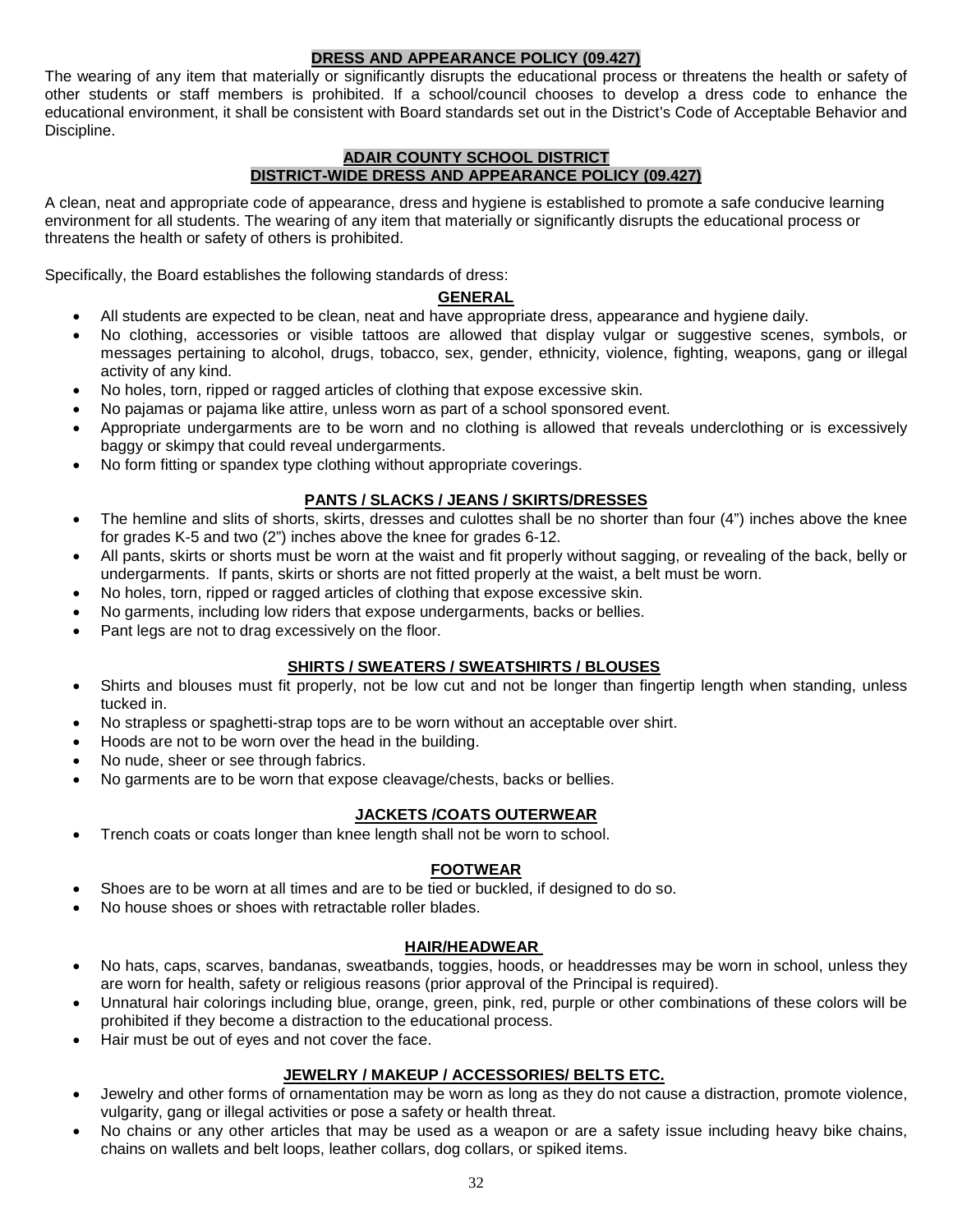## DRESS AND APPEARANCE POLICY (09.427)

The wearing of any item that materially or significantly disrupts the educational process or threatens the health or safety of other students or staff members is prohibited. If a school/council chooses to develop a dress code to enhance the educational environment, it shall be consistent with Board standards set out in the District's Code of Acceptable Behavior and Discipline.

## ADAIR COUNTY SCHOOL DISTRICT
## DISTRICT-WIDE DRESS AND APPEARANCE POLICY (09.427)

A clean, neat and appropriate code of appearance, dress and hygiene is established to promote a safe conducive learning environment for all students. The wearing of any item that materially or significantly disrupts the educational process or threatens the health or safety of others is prohibited.

Specifically, the Board establishes the following standards of dress:

### GENERAL

- All students are expected to be clean, neat and have appropriate dress, appearance and hygiene daily.
- No clothing, accessories or visible tattoos are allowed that display vulgar or suggestive scenes, symbols, or messages pertaining to alcohol, drugs, tobacco, sex, gender, ethnicity, violence, fighting, weapons, gang or illegal activity of any kind.
- No holes, torn, ripped or ragged articles of clothing that expose excessive skin.
- No pajamas or pajama like attire, unless worn as part of a school sponsored event.
- Appropriate undergarments are to be worn and no clothing is allowed that reveals underclothing or is excessively baggy or skimpy that could reveal undergarments.
- No form fitting or spandex type clothing without appropriate coverings.

### PANTS / SLACKS / JEANS / SKIRTS/DRESSES

- The hemline and slits of shorts, skirts, dresses and culottes shall be no shorter than four (4") inches above the knee for grades K-5 and two (2") inches above the knee for grades 6-12.
- All pants, skirts or shorts must be worn at the waist and fit properly without sagging, or revealing of the back, belly or undergarments. If pants, skirts or shorts are not fitted properly at the waist, a belt must be worn.
- No holes, torn, ripped or ragged articles of clothing that expose excessive skin.
- No garments, including low riders that expose undergarments, backs or bellies.
- Pant legs are not to drag excessively on the floor.

### SHIRTS / SWEATERS / SWEATSHIRTS / BLOUSES

- Shirts and blouses must fit properly, not be low cut and not be longer than fingertip length when standing, unless tucked in.
- No strapless or spaghetti-strap tops are to be worn without an acceptable over shirt.
- Hoods are not to be worn over the head in the building.
- No nude, sheer or see through fabrics.
- No garments are to be worn that expose cleavage/chests, backs or bellies.

### JACKETS /COATS OUTERWEAR

- Trench coats or coats longer than knee length shall not be worn to school.

### FOOTWEAR

- Shoes are to be worn at all times and are to be tied or buckled, if designed to do so.
- No house shoes or shoes with retractable roller blades.

### HAIR/HEADWEAR

- No hats, caps, scarves, bandanas, sweatbands, toggies, hoods, or headdresses may be worn in school, unless they are worn for health, safety or religious reasons (prior approval of the Principal is required).
- Unnatural hair colorings including blue, orange, green, pink, red, purple or other combinations of these colors will be prohibited if they become a distraction to the educational process.
- Hair must be out of eyes and not cover the face.

### JEWELRY / MAKEUP / ACCESSORIES/ BELTS ETC.

- Jewelry and other forms of ornamentation may be worn as long as they do not cause a distraction, promote violence, vulgarity, gang or illegal activities or pose a safety or health threat.
- No chains or any other articles that may be used as a weapon or are a safety issue including heavy bike chains, chains on wallets and belt loops, leather collars, dog collars, or spiked items.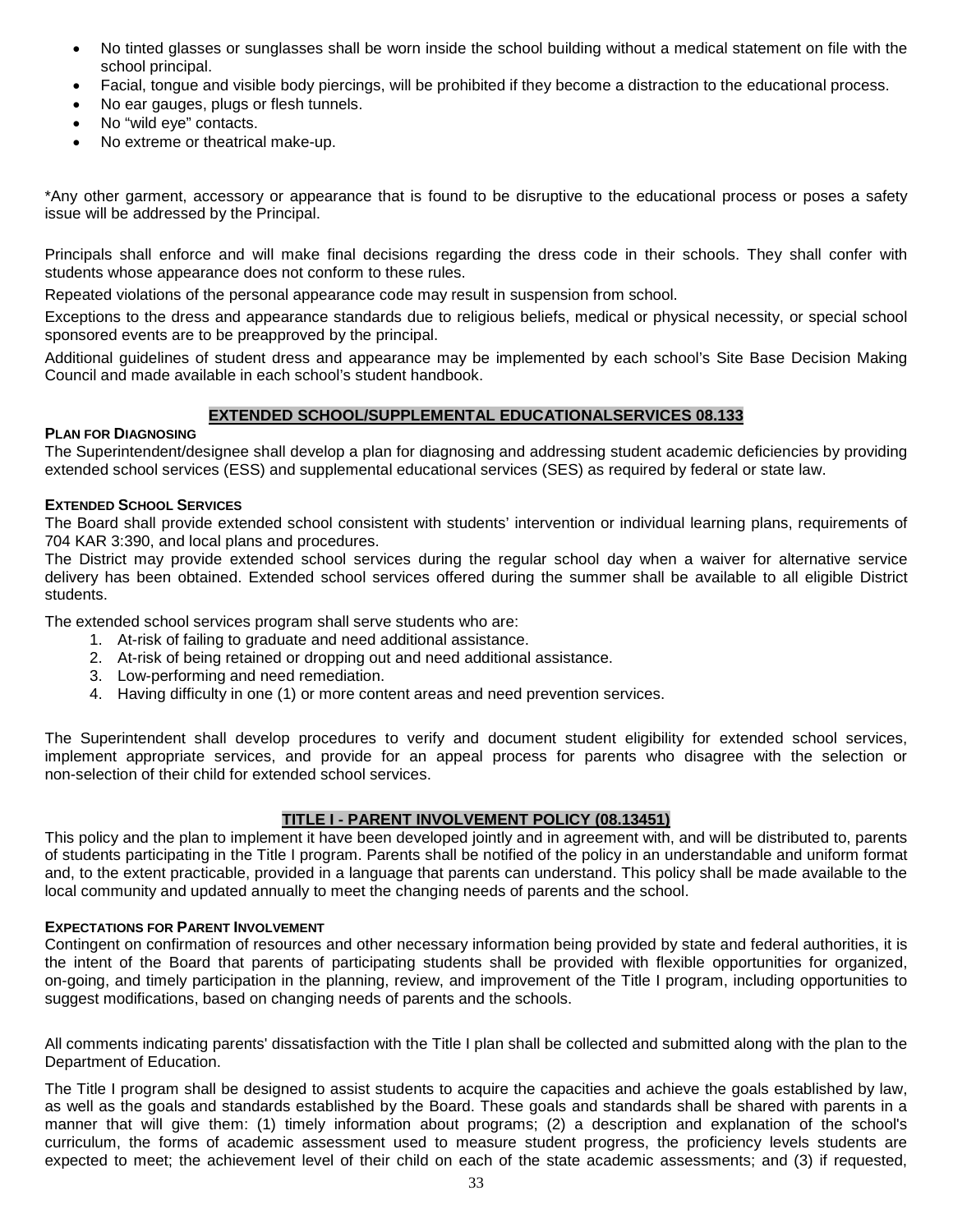- No tinted glasses or sunglasses shall be worn inside the school building without a medical statement on file with the school principal.
- Facial, tongue and visible body piercings, will be prohibited if they become a distraction to the educational process.
- No ear gauges, plugs or flesh tunnels.
- No "wild eye" contacts.
- No extreme or theatrical make-up.

*Any other garment, accessory or appearance that is found to be disruptive to the educational process or poses a safety issue will be addressed by the Principal.

Principals shall enforce and will make final decisions regarding the dress code in their schools. They shall confer with students whose appearance does not conform to these rules.

Repeated violations of the personal appearance code may result in suspension from school.

Exceptions to the dress and appearance standards due to religious beliefs, medical or physical necessity, or special school sponsored events are to be preapproved by the principal.

Additional guidelines of student dress and appearance may be implemented by each school's Site Base Decision Making Council and made available in each school's student handbook.

## EXTENDED SCHOOL/SUPPLEMENTAL EDUCATIONALSERVICES 08.133

### PLAN FOR DIAGNOSING

The Superintendent/designee shall develop a plan for diagnosing and addressing student academic deficiencies by providing extended school services (ESS) and supplemental educational services (SES) as required by federal or state law.

### EXTENDED SCHOOL SERVICES

The Board shall provide extended school consistent with students' intervention or individual learning plans, requirements of 704 KAR 3:390, and local plans and procedures.

The District may provide extended school services during the regular school day when a waiver for alternative service delivery has been obtained. Extended school services offered during the summer shall be available to all eligible District students.

The extended school services program shall serve students who are:

1. At-risk of failing to graduate and need additional assistance.
2. At-risk of being retained or dropping out and need additional assistance.
3. Low-performing and need remediation.
4. Having difficulty in one (1) or more content areas and need prevention services.

The Superintendent shall develop procedures to verify and document student eligibility for extended school services, implement appropriate services, and provide for an appeal process for parents who disagree with the selection or non-selection of their child for extended school services.

## TITLE I - PARENT INVOLVEMENT POLICY (08.13451)

This policy and the plan to implement it have been developed jointly and in agreement with, and will be distributed to, parents of students participating in the Title I program. Parents shall be notified of the policy in an understandable and uniform format and, to the extent practicable, provided in a language that parents can understand. This policy shall be made available to the local community and updated annually to meet the changing needs of parents and the school.

### EXPECTATIONS FOR PARENT INVOLVEMENT

Contingent on confirmation of resources and other necessary information being provided by state and federal authorities, it is the intent of the Board that parents of participating students shall be provided with flexible opportunities for organized, on-going, and timely participation in the planning, review, and improvement of the Title I program, including opportunities to suggest modifications, based on changing needs of parents and the schools.

All comments indicating parents' dissatisfaction with the Title I plan shall be collected and submitted along with the plan to the Department of Education.

The Title I program shall be designed to assist students to acquire the capacities and achieve the goals established by law, as well as the goals and standards established by the Board. These goals and standards shall be shared with parents in a manner that will give them: (1) timely information about programs; (2) a description and explanation of the school's curriculum, the forms of academic assessment used to measure student progress, the proficiency levels students are expected to meet; the achievement level of their child on each of the state academic assessments; and (3) if requested,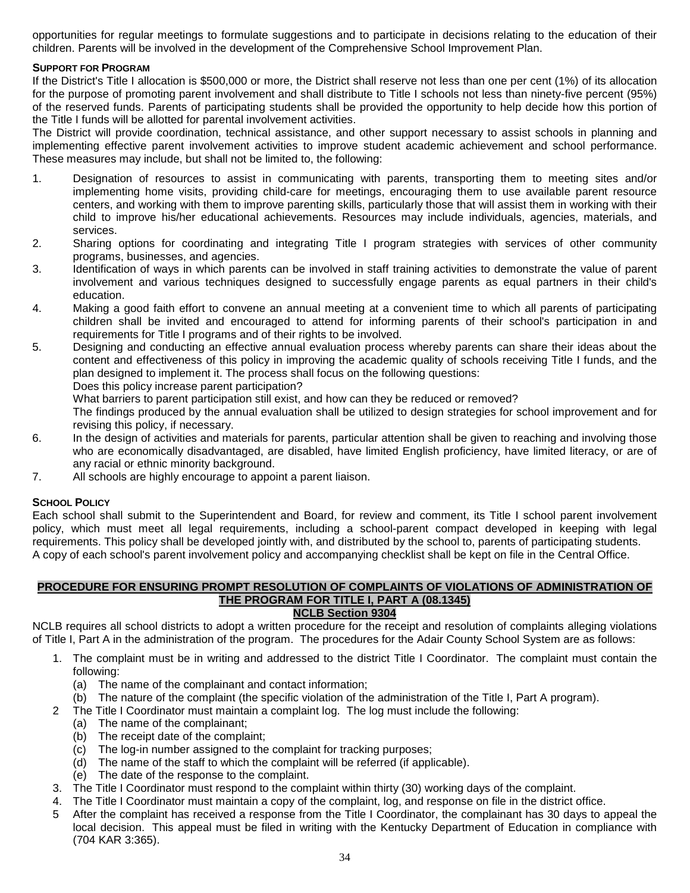opportunities for regular meetings to formulate suggestions and to participate in decisions relating to the education of their children. Parents will be involved in the development of the Comprehensive School Improvement Plan.

**SUPPORT FOR PROGRAM**

If the District's Title I allocation is $500,000 or more, the District shall reserve not less than one per cent (1%) of its allocation for the purpose of promoting parent involvement and shall distribute to Title I schools not less than ninety-five percent (95%) of the reserved funds. Parents of participating students shall be provided the opportunity to help decide how this portion of the Title I funds will be allotted for parental involvement activities.

The District will provide coordination, technical assistance, and other support necessary to assist schools in planning and implementing effective parent involvement activities to improve student academic achievement and school performance. These measures may include, but shall not be limited to, the following:

1. Designation of resources to assist in communicating with parents, transporting them to meeting sites and/or implementing home visits, providing child-care for meetings, encouraging them to use available parent resource centers, and working with them to improve parenting skills, particularly those that will assist them in working with their child to improve his/her educational achievements. Resources may include individuals, agencies, materials, and services.
2. Sharing options for coordinating and integrating Title I program strategies with services of other community programs, businesses, and agencies.
3. Identification of ways in which parents can be involved in staff training activities to demonstrate the value of parent involvement and various techniques designed to successfully engage parents as equal partners in their child's education.
4. Making a good faith effort to convene an annual meeting at a convenient time to which all parents of participating children shall be invited and encouraged to attend for informing parents of their school's participation in and requirements for Title I programs and of their rights to be involved.
5. Designing and conducting an effective annual evaluation process whereby parents can share their ideas about the content and effectiveness of this policy in improving the academic quality of schools receiving Title I funds, and the plan designed to implement it. The process shall focus on the following questions:
   Does this policy increase parent participation?
   What barriers to parent participation still exist, and how can they be reduced or removed?
   The findings produced by the annual evaluation shall be utilized to design strategies for school improvement and for revising this policy, if necessary.
6. In the design of activities and materials for parents, particular attention shall be given to reaching and involving those who are economically disadvantaged, are disabled, have limited English proficiency, have limited literacy, or are of any racial or ethnic minority background.
7. All schools are highly encourage to appoint a parent liaison.

**SCHOOL POLICY**

Each school shall submit to the Superintendent and Board, for review and comment, its Title I school parent involvement policy, which must meet all legal requirements, including a school-parent compact developed in keeping with legal requirements. This policy shall be developed jointly with, and distributed by the school to, parents of participating students.

A copy of each school's parent involvement policy and accompanying checklist shall be kept on file in the Central Office.

## PROCEDURE FOR ENSURING PROMPT RESOLUTION OF COMPLAINTS OF VIOLATIONS OF ADMINISTRATION OF THE PROGRAM FOR TITLE I, PART A (08.1345)

### NCLB Section 9304

NCLB requires all school districts to adopt a written procedure for the receipt and resolution of complaints alleging violations of Title I, Part A in the administration of the program. The procedures for the Adair County School System are as follows:

1. The complaint must be in writing and addressed to the district Title I Coordinator. The complaint must contain the following:
   (a) The name of the complainant and contact information;
   (b) The nature of the complaint (the specific violation of the administration of the Title I, Part A program).
2. The Title I Coordinator must maintain a complaint log. The log must include the following:
   (a) The name of the complainant;
   (b) The receipt date of the complaint;
   (c) The log-in number assigned to the complaint for tracking purposes;
   (d) The name of the staff to which the complaint will be referred (if applicable).
   (e) The date of the response to the complaint.
3. The Title I Coordinator must respond to the complaint within thirty (30) working days of the complaint.
4. The Title I Coordinator must maintain a copy of the complaint, log, and response on file in the district office.
5. After the complaint has received a response from the Title I Coordinator, the complainant has 30 days to appeal the local decision. This appeal must be filed in writing with the Kentucky Department of Education in compliance with (704 KAR 3:365).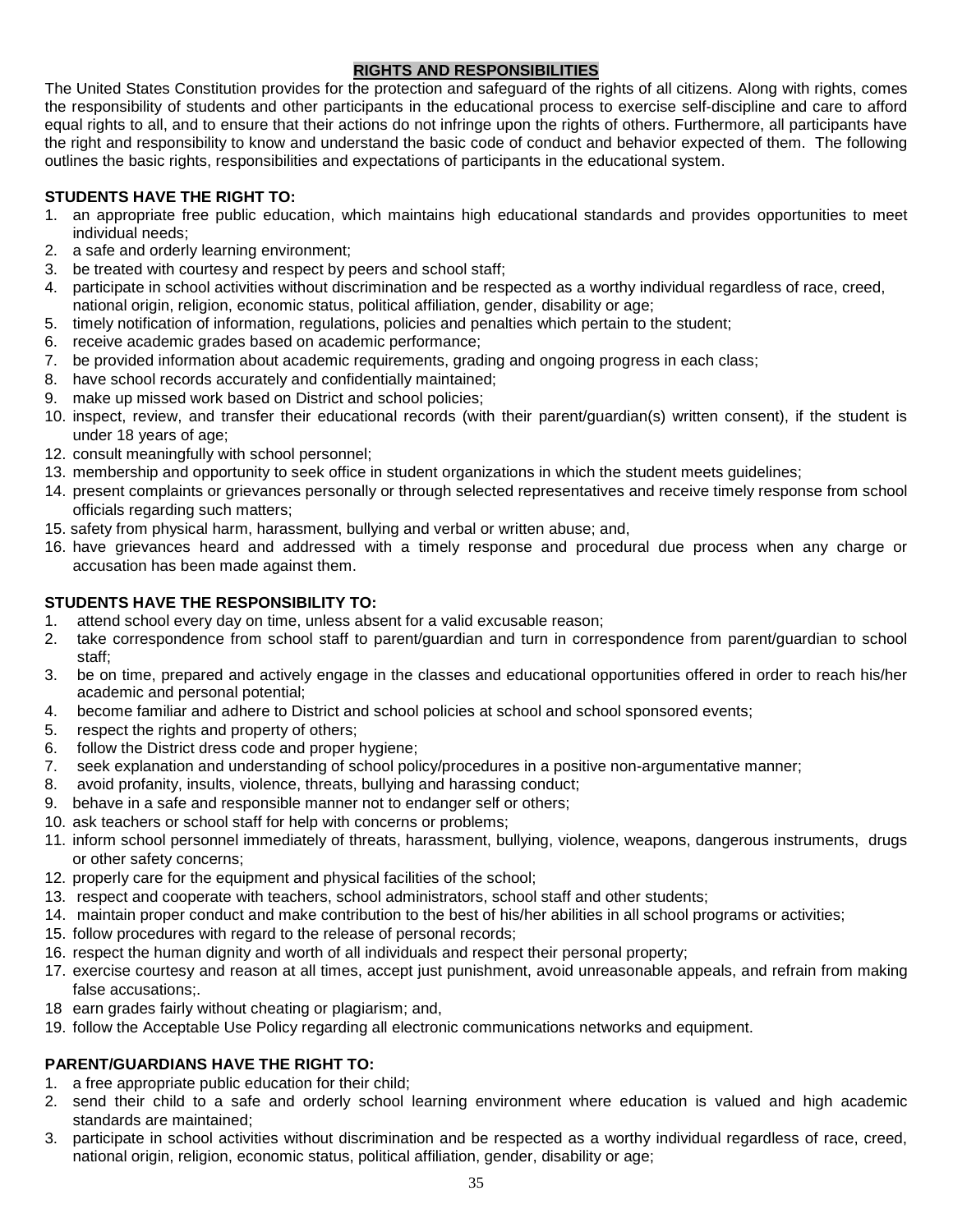## RIGHTS AND RESPONSIBILITIES

The United States Constitution provides for the protection and safeguard of the rights of all citizens. Along with rights, comes the responsibility of students and other participants in the educational process to exercise self-discipline and care to afford equal rights to all, and to ensure that their actions do not infringe upon the rights of others. Furthermore, all participants have the right and responsibility to know and understand the basic code of conduct and behavior expected of them. The following outlines the basic rights, responsibilities and expectations of participants in the educational system.

**STUDENTS HAVE THE RIGHT TO:**

1. an appropriate free public education, which maintains high educational standards and provides opportunities to meet individual needs;
2. a safe and orderly learning environment;
3. be treated with courtesy and respect by peers and school staff;
4. participate in school activities without discrimination and be respected as a worthy individual regardless of race, creed, national origin, religion, economic status, political affiliation, gender, disability or age;
5. timely notification of information, regulations, policies and penalties which pertain to the student;
6. receive academic grades based on academic performance;
7. be provided information about academic requirements, grading and ongoing progress in each class;
8. have school records accurately and confidentially maintained;
9. make up missed work based on District and school policies;
10. inspect, review, and transfer their educational records (with their parent/guardian(s) written consent), if the student is under 18 years of age;
12. consult meaningfully with school personnel;
13. membership and opportunity to seek office in student organizations in which the student meets guidelines;
14. present complaints or grievances personally or through selected representatives and receive timely response from school officials regarding such matters;
15. safety from physical harm, harassment, bullying and verbal or written abuse; and,
16. have grievances heard and addressed with a timely response and procedural due process when any charge or accusation has been made against them.

**STUDENTS HAVE THE RESPONSIBILITY TO:**

1. attend school every day on time, unless absent for a valid excusable reason;
2. take correspondence from school staff to parent/guardian and turn in correspondence from parent/guardian to school staff;
3. be on time, prepared and actively engage in the classes and educational opportunities offered in order to reach his/her academic and personal potential;
4. become familiar and adhere to District and school policies at school and school sponsored events;
5. respect the rights and property of others;
6. follow the District dress code and proper hygiene;
7. seek explanation and understanding of school policy/procedures in a positive non-argumentative manner;
8. avoid profanity, insults, violence, threats, bullying and harassing conduct;
9. behave in a safe and responsible manner not to endanger self or others;
10. ask teachers or school staff for help with concerns or problems;
11. inform school personnel immediately of threats, harassment, bullying, violence, weapons, dangerous instruments, drugs or other safety concerns;
12. properly care for the equipment and physical facilities of the school;
13. respect and cooperate with teachers, school administrators, school staff and other students;
14. maintain proper conduct and make contribution to the best of his/her abilities in all school programs or activities;
15. follow procedures with regard to the release of personal records;
16. respect the human dignity and worth of all individuals and respect their personal property;
17. exercise courtesy and reason at all times, accept just punishment, avoid unreasonable appeals, and refrain from making false accusations;.
18 earn grades fairly without cheating or plagiarism; and,
19. follow the Acceptable Use Policy regarding all electronic communications networks and equipment.

**PARENT/GUARDIANS HAVE THE RIGHT TO:**

1. a free appropriate public education for their child;
2. send their child to a safe and orderly school learning environment where education is valued and high academic standards are maintained;
3. participate in school activities without discrimination and be respected as a worthy individual regardless of race, creed, national origin, religion, economic status, political affiliation, gender, disability or age;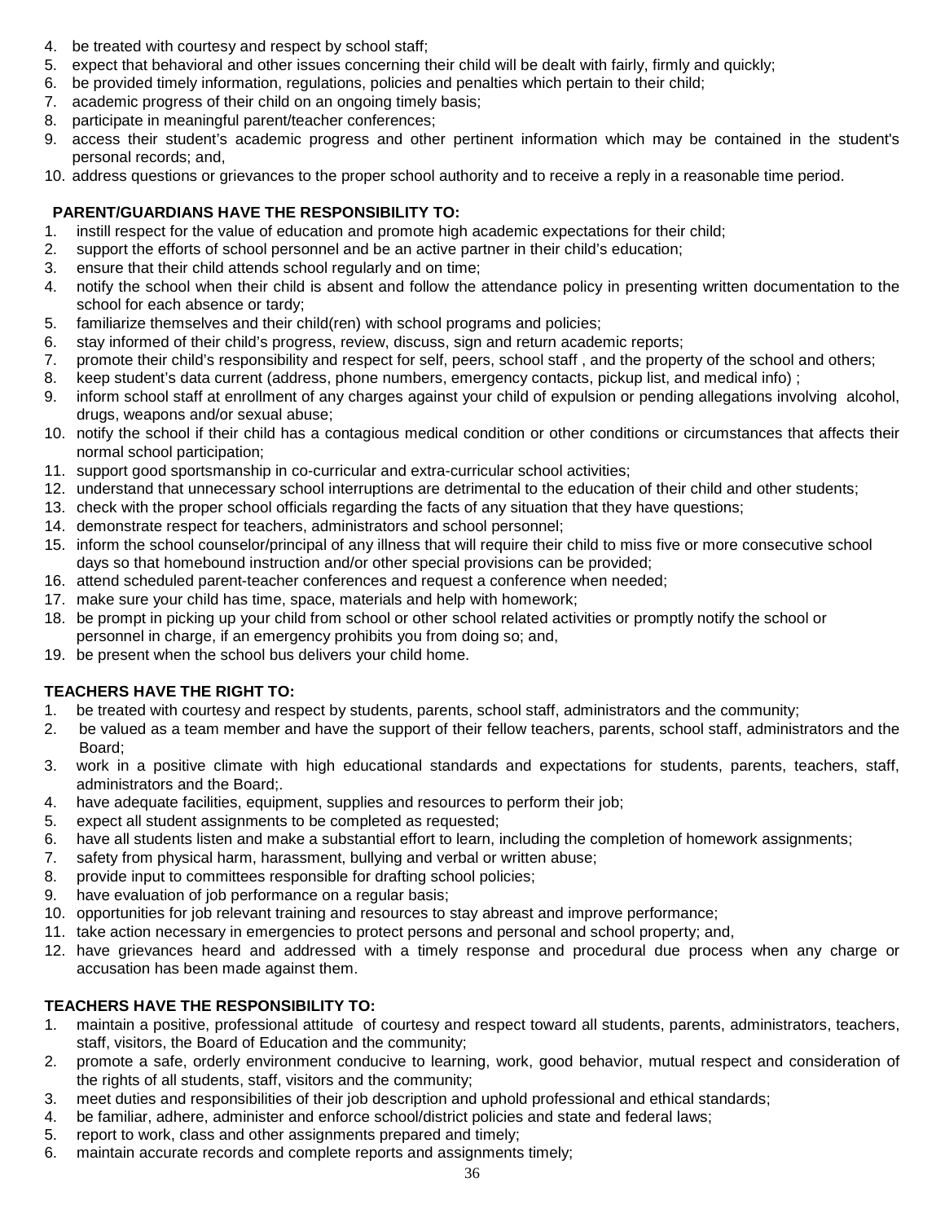4. be treated with courtesy and respect by school staff;
5. expect that behavioral and other issues concerning their child will be dealt with fairly, firmly and quickly;
6. be provided timely information, regulations, policies and penalties which pertain to their child;
7. academic progress of their child on an ongoing timely basis;
8. participate in meaningful parent/teacher conferences;
9. access their student's academic progress and other pertinent information which may be contained in the student's personal records; and,
10. address questions or grievances to the proper school authority and to receive a reply in a reasonable time period.

**PARENT/GUARDIANS HAVE THE RESPONSIBILITY TO:**

1. instill respect for the value of education and promote high academic expectations for their child;
2. support the efforts of school personnel and be an active partner in their child's education;
3. ensure that their child attends school regularly and on time;
4. notify the school when their child is absent and follow the attendance policy in presenting written documentation to the school for each absence or tardy;
5. familiarize themselves and their child(ren) with school programs and policies;
6. stay informed of their child's progress, review, discuss, sign and return academic reports;
7. promote their child's responsibility and respect for self, peers, school staff , and the property of the school and others;
8. keep student's data current (address, phone numbers, emergency contacts, pickup list, and medical info) ;
9. inform school staff at enrollment of any charges against your child of expulsion or pending allegations involving alcohol, drugs, weapons and/or sexual abuse;
10. notify the school if their child has a contagious medical condition or other conditions or circumstances that affects their normal school participation;
11. support good sportsmanship in co-curricular and extra-curricular school activities;
12. understand that unnecessary school interruptions are detrimental to the education of their child and other students;
13. check with the proper school officials regarding the facts of any situation that they have questions;
14. demonstrate respect for teachers, administrators and school personnel;
15. inform the school counselor/principal of any illness that will require their child to miss five or more consecutive school days so that homebound instruction and/or other special provisions can be provided;
16. attend scheduled parent-teacher conferences and request a conference when needed;
17. make sure your child has time, space, materials and help with homework;
18. be prompt in picking up your child from school or other school related activities or promptly notify the school or personnel in charge, if an emergency prohibits you from doing so; and,
19. be present when the school bus delivers your child home.

**TEACHERS HAVE THE RIGHT TO:**

1. be treated with courtesy and respect by students, parents, school staff, administrators and the community;
2. be valued as a team member and have the support of their fellow teachers, parents, school staff, administrators and the Board;
3. work in a positive climate with high educational standards and expectations for students, parents, teachers, staff, administrators and the Board;.
4. have adequate facilities, equipment, supplies and resources to perform their job;
5. expect all student assignments to be completed as requested;
6. have all students listen and make a substantial effort to learn, including the completion of homework assignments;
7. safety from physical harm, harassment, bullying and verbal or written abuse;
8. provide input to committees responsible for drafting school policies;
9. have evaluation of job performance on a regular basis;
10. opportunities for job relevant training and resources to stay abreast and improve performance;
11. take action necessary in emergencies to protect persons and personal and school property; and,
12. have grievances heard and addressed with a timely response and procedural due process when any charge or accusation has been made against them.

**TEACHERS HAVE THE RESPONSIBILITY TO:**

1. maintain a positive, professional attitude of courtesy and respect toward all students, parents, administrators, teachers, staff, visitors, the Board of Education and the community;
2. promote a safe, orderly environment conducive to learning, work, good behavior, mutual respect and consideration of the rights of all students, staff, visitors and the community;
3. meet duties and responsibilities of their job description and uphold professional and ethical standards;
4. be familiar, adhere, administer and enforce school/district policies and state and federal laws;
5. report to work, class and other assignments prepared and timely;
6. maintain accurate records and complete reports and assignments timely;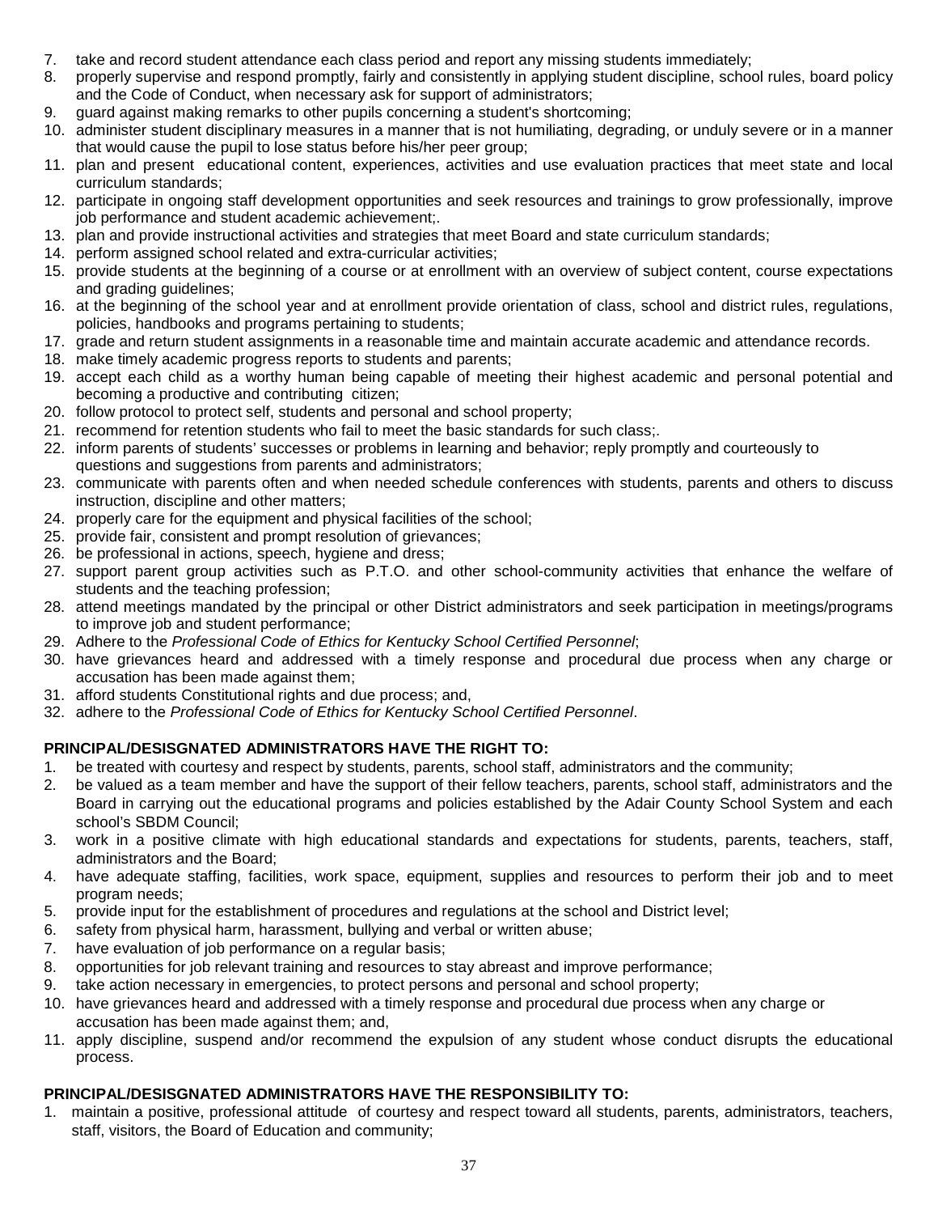7. take and record student attendance each class period and report any missing students immediately;
8. properly supervise and respond promptly, fairly and consistently in applying student discipline, school rules, board policy and the Code of Conduct, when necessary ask for support of administrators;
9. guard against making remarks to other pupils concerning a student's shortcoming;
10. administer student disciplinary measures in a manner that is not humiliating, degrading, or unduly severe or in a manner that would cause the pupil to lose status before his/her peer group;
11. plan and present educational content, experiences, activities and use evaluation practices that meet state and local curriculum standards;
12. participate in ongoing staff development opportunities and seek resources and trainings to grow professionally, improve job performance and student academic achievement;.
13. plan and provide instructional activities and strategies that meet Board and state curriculum standards;
14. perform assigned school related and extra-curricular activities;
15. provide students at the beginning of a course or at enrollment with an overview of subject content, course expectations and grading guidelines;
16. at the beginning of the school year and at enrollment provide orientation of class, school and district rules, regulations, policies, handbooks and programs pertaining to students;
17. grade and return student assignments in a reasonable time and maintain accurate academic and attendance records.
18. make timely academic progress reports to students and parents;
19. accept each child as a worthy human being capable of meeting their highest academic and personal potential and becoming a productive and contributing citizen;
20. follow protocol to protect self, students and personal and school property;
21. recommend for retention students who fail to meet the basic standards for such class;.
22. inform parents of students' successes or problems in learning and behavior; reply promptly and courteously to questions and suggestions from parents and administrators;
23. communicate with parents often and when needed schedule conferences with students, parents and others to discuss instruction, discipline and other matters;
24. properly care for the equipment and physical facilities of the school;
25. provide fair, consistent and prompt resolution of grievances;
26. be professional in actions, speech, hygiene and dress;
27. support parent group activities such as P.T.O. and other school-community activities that enhance the welfare of students and the teaching profession;
28. attend meetings mandated by the principal or other District administrators and seek participation in meetings/programs to improve job and student performance;
29. Adhere to the *Professional Code of Ethics for Kentucky School Certified Personnel*;
30. have grievances heard and addressed with a timely response and procedural due process when any charge or accusation has been made against them;
31. afford students Constitutional rights and due process; and,
32. adhere to the *Professional Code of Ethics for Kentucky School Certified Personnel*.

**PRINCIPAL/DESISGNATED ADMINISTRATORS HAVE THE RIGHT TO:**

1. be treated with courtesy and respect by students, parents, school staff, administrators and the community;
2. be valued as a team member and have the support of their fellow teachers, parents, school staff, administrators and the Board in carrying out the educational programs and policies established by the Adair County School System and each school's SBDM Council;
3. work in a positive climate with high educational standards and expectations for students, parents, teachers, staff, administrators and the Board;
4. have adequate staffing, facilities, work space, equipment, supplies and resources to perform their job and to meet program needs;
5. provide input for the establishment of procedures and regulations at the school and District level;
6. safety from physical harm, harassment, bullying and verbal or written abuse;
7. have evaluation of job performance on a regular basis;
8. opportunities for job relevant training and resources to stay abreast and improve performance;
9. take action necessary in emergencies, to protect persons and personal and school property;
10. have grievances heard and addressed with a timely response and procedural due process when any charge or accusation has been made against them; and,
11. apply discipline, suspend and/or recommend the expulsion of any student whose conduct disrupts the educational process.

**PRINCIPAL/DESISGNATED ADMINISTRATORS HAVE THE RESPONSIBILITY TO:**

1. maintain a positive, professional attitude of courtesy and respect toward all students, parents, administrators, teachers, staff, visitors, the Board of Education and community;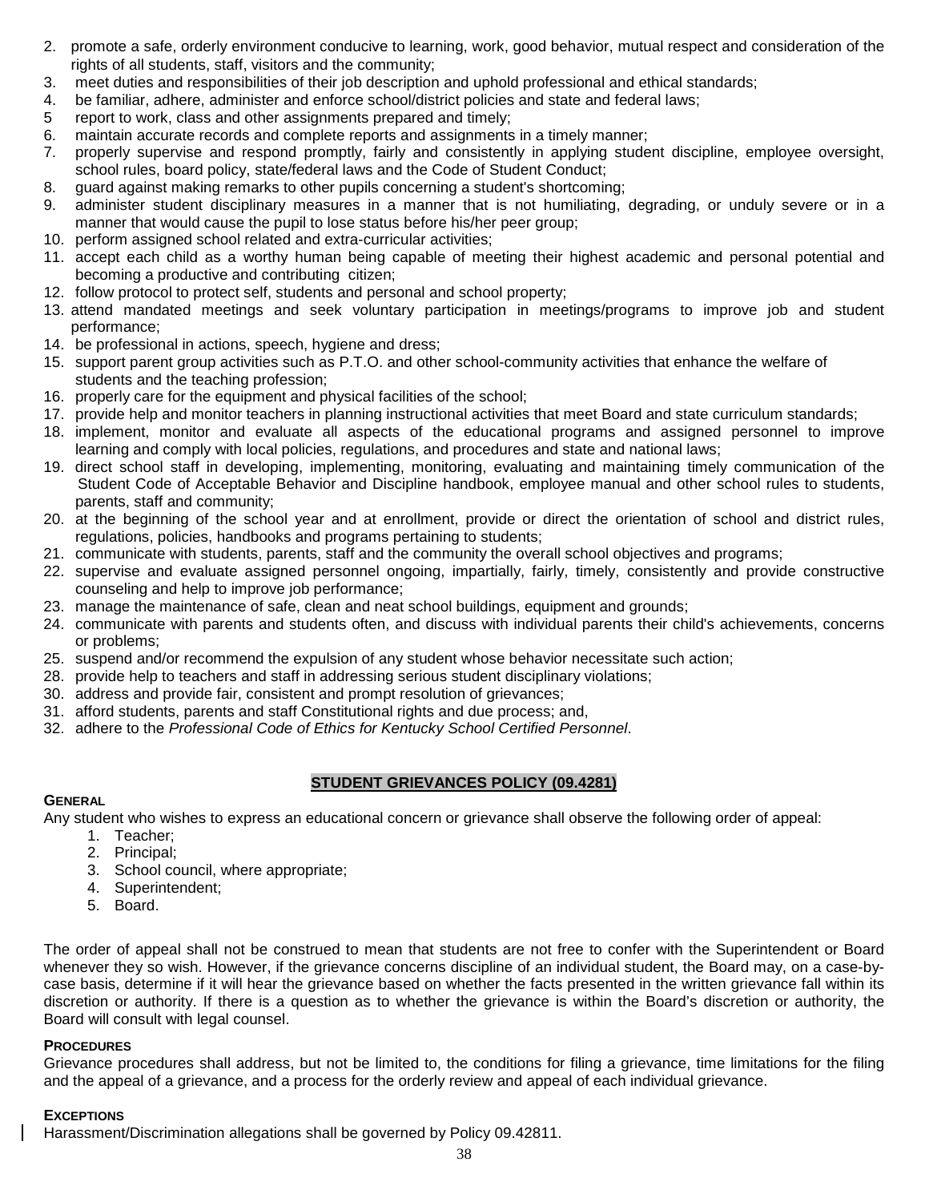2. promote a safe, orderly environment conducive to learning, work, good behavior, mutual respect and consideration of the rights of all students, staff, visitors and the community;
3. meet duties and responsibilities of their job description and uphold professional and ethical standards;
4. be familiar, adhere, administer and enforce school/district policies and state and federal laws;
5 report to work, class and other assignments prepared and timely;
6. maintain accurate records and complete reports and assignments in a timely manner;
7. properly supervise and respond promptly, fairly and consistently in applying student discipline, employee oversight, school rules, board policy, state/federal laws and the Code of Student Conduct;
8. guard against making remarks to other pupils concerning a student's shortcoming;
9. administer student disciplinary measures in a manner that is not humiliating, degrading, or unduly severe or in a manner that would cause the pupil to lose status before his/her peer group;
10. perform assigned school related and extra-curricular activities;
11. accept each child as a worthy human being capable of meeting their highest academic and personal potential and becoming a productive and contributing citizen;
12. follow protocol to protect self, students and personal and school property;
13. attend mandated meetings and seek voluntary participation in meetings/programs to improve job and student performance;
14. be professional in actions, speech, hygiene and dress;
15. support parent group activities such as P.T.O. and other school-community activities that enhance the welfare of students and the teaching profession;
16. properly care for the equipment and physical facilities of the school;
17. provide help and monitor teachers in planning instructional activities that meet Board and state curriculum standards;
18. implement, monitor and evaluate all aspects of the educational programs and assigned personnel to improve learning and comply with local policies, regulations, and procedures and state and national laws;
19. direct school staff in developing, implementing, monitoring, evaluating and maintaining timely communication of the Student Code of Acceptable Behavior and Discipline handbook, employee manual and other school rules to students, parents, staff and community;
20. at the beginning of the school year and at enrollment, provide or direct the orientation of school and district rules, regulations, policies, handbooks and programs pertaining to students;
21. communicate with students, parents, staff and the community the overall school objectives and programs;
22. supervise and evaluate assigned personnel ongoing, impartially, fairly, timely, consistently and provide constructive counseling and help to improve job performance;
23. manage the maintenance of safe, clean and neat school buildings, equipment and grounds;
24. communicate with parents and students often, and discuss with individual parents their child's achievements, concerns or problems;
25. suspend and/or recommend the expulsion of any student whose behavior necessitate such action;
28. provide help to teachers and staff in addressing serious student disciplinary violations;
30. address and provide fair, consistent and prompt resolution of grievances;
31. afford students, parents and staff Constitutional rights and due process; and,
32. adhere to the *Professional Code of Ethics for Kentucky School Certified Personnel*.

## STUDENT GRIEVANCES POLICY (09.4281)

### GENERAL

Any student who wishes to express an educational concern or grievance shall observe the following order of appeal:

1. Teacher;
2. Principal;
3. School council, where appropriate;
4. Superintendent;
5. Board.

The order of appeal shall not be construed to mean that students are not free to confer with the Superintendent or Board whenever they so wish. However, if the grievance concerns discipline of an individual student, the Board may, on a case-by-case basis, determine if it will hear the grievance based on whether the facts presented in the written grievance fall within its discretion or authority. If there is a question as to whether the grievance is within the Board's discretion or authority, the Board will consult with legal counsel.

### PROCEDURES

Grievance procedures shall address, but not be limited to, the conditions for filing a grievance, time limitations for the filing and the appeal of a grievance, and a process for the orderly review and appeal of each individual grievance.

### EXCEPTIONS

Harassment/Discrimination allegations shall be governed by Policy 09.42811.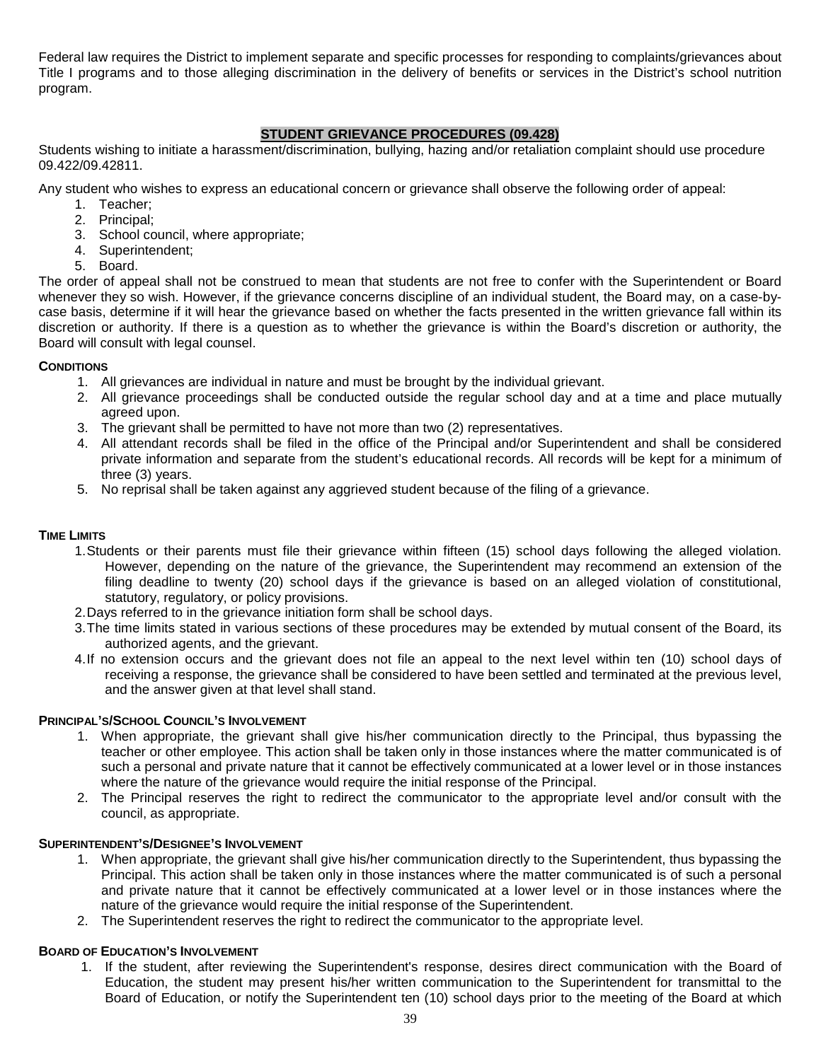Federal law requires the District to implement separate and specific processes for responding to complaints/grievances about Title I programs and to those alleging discrimination in the delivery of benefits or services in the District's school nutrition program.

## STUDENT GRIEVANCE PROCEDURES (09.428)

Students wishing to initiate a harassment/discrimination, bullying, hazing and/or retaliation complaint should use procedure 09.422/09.42811.

Any student who wishes to express an educational concern or grievance shall observe the following order of appeal:

1. Teacher;
2. Principal;
3. School council, where appropriate;
4. Superintendent;
5. Board.

The order of appeal shall not be construed to mean that students are not free to confer with the Superintendent or Board whenever they so wish. However, if the grievance concerns discipline of an individual student, the Board may, on a case-by-case basis, determine if it will hear the grievance based on whether the facts presented in the written grievance fall within its discretion or authority. If there is a question as to whether the grievance is within the Board's discretion or authority, the Board will consult with legal counsel.

### CONDITIONS

1. All grievances are individual in nature and must be brought by the individual grievant.
2. All grievance proceedings shall be conducted outside the regular school day and at a time and place mutually agreed upon.
3. The grievant shall be permitted to have not more than two (2) representatives.
4. All attendant records shall be filed in the office of the Principal and/or Superintendent and shall be considered private information and separate from the student's educational records. All records will be kept for a minimum of three (3) years.
5. No reprisal shall be taken against any aggrieved student because of the filing of a grievance.

### TIME LIMITS

1. Students or their parents must file their grievance within fifteen (15) school days following the alleged violation. However, depending on the nature of the grievance, the Superintendent may recommend an extension of the filing deadline to twenty (20) school days if the grievance is based on an alleged violation of constitutional, statutory, regulatory, or policy provisions.
2. Days referred to in the grievance initiation form shall be school days.
3. The time limits stated in various sections of these procedures may be extended by mutual consent of the Board, its authorized agents, and the grievant.
4. If no extension occurs and the grievant does not file an appeal to the next level within ten (10) school days of receiving a response, the grievance shall be considered to have been settled and terminated at the previous level, and the answer given at that level shall stand.

### PRINCIPAL'S/SCHOOL COUNCIL'S INVOLVEMENT

1. When appropriate, the grievant shall give his/her communication directly to the Principal, thus bypassing the teacher or other employee. This action shall be taken only in those instances where the matter communicated is of such a personal and private nature that it cannot be effectively communicated at a lower level or in those instances where the nature of the grievance would require the initial response of the Principal.
2. The Principal reserves the right to redirect the communicator to the appropriate level and/or consult with the council, as appropriate.

### SUPERINTENDENT'S/DESIGNEE'S INVOLVEMENT

1. When appropriate, the grievant shall give his/her communication directly to the Superintendent, thus bypassing the Principal. This action shall be taken only in those instances where the matter communicated is of such a personal and private nature that it cannot be effectively communicated at a lower level or in those instances where the nature of the grievance would require the initial response of the Superintendent.
2. The Superintendent reserves the right to redirect the communicator to the appropriate level.

### BOARD OF EDUCATION'S INVOLVEMENT

1. If the student, after reviewing the Superintendent's response, desires direct communication with the Board of Education, the student may present his/her written communication to the Superintendent for transmittal to the Board of Education, or notify the Superintendent ten (10) school days prior to the meeting of the Board at which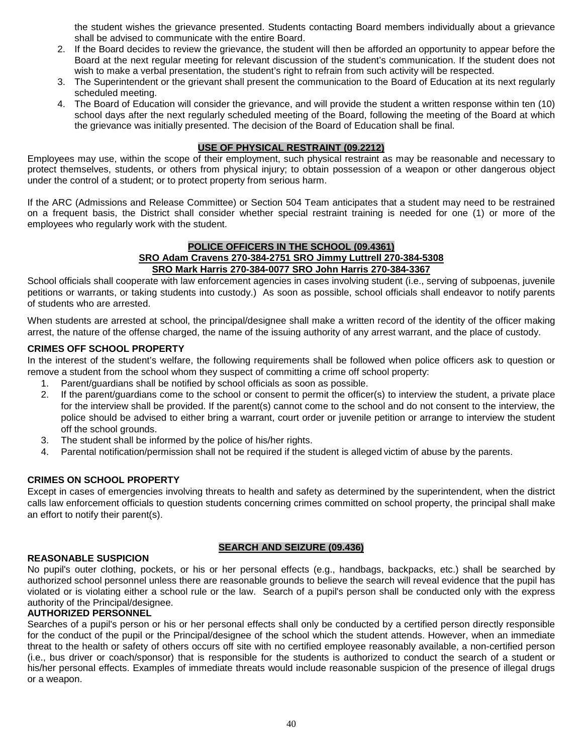the student wishes the grievance presented. Students contacting Board members individually about a grievance shall be advised to communicate with the entire Board.

2. If the Board decides to review the grievance, the student will then be afforded an opportunity to appear before the Board at the next regular meeting for relevant discussion of the student's communication. If the student does not wish to make a verbal presentation, the student's right to refrain from such activity will be respected.
3. The Superintendent or the grievant shall present the communication to the Board of Education at its next regularly scheduled meeting.
4. The Board of Education will consider the grievance, and will provide the student a written response within ten (10) school days after the next regularly scheduled meeting of the Board, following the meeting of the Board at which the grievance was initially presented. The decision of the Board of Education shall be final.

## USE OF PHYSICAL RESTRAINT (09.2212)

Employees may use, within the scope of their employment, such physical restraint as may be reasonable and necessary to protect themselves, students, or others from physical injury; to obtain possession of a weapon or other dangerous object under the control of a student; or to protect property from serious harm.

If the ARC (Admissions and Release Committee) or Section 504 Team anticipates that a student may need to be restrained on a frequent basis, the District shall consider whether special restraint training is needed for one (1) or more of the employees who regularly work with the student.

## POLICE OFFICERS IN THE SCHOOL (09.4361)

**SRO Adam Cravens 270-384-2751 SRO Jimmy Luttrell 270-384-5308**
**SRO Mark Harris 270-384-0077 SRO John Harris 270-384-3367**

School officials shall cooperate with law enforcement agencies in cases involving student (i.e., serving of subpoenas, juvenile petitions or warrants, or taking students into custody.) As soon as possible, school officials shall endeavor to notify parents of students who are arrested.

When students are arrested at school, the principal/designee shall make a written record of the identity of the officer making arrest, the nature of the offense charged, the name of the issuing authority of any arrest warrant, and the place of custody.

### CRIMES OFF SCHOOL PROPERTY

In the interest of the student's welfare, the following requirements shall be followed when police officers ask to question or remove a student from the school whom they suspect of committing a crime off school property:

1. Parent/guardians shall be notified by school officials as soon as possible.
2. If the parent/guardians come to the school or consent to permit the officer(s) to interview the student, a private place for the interview shall be provided. If the parent(s) cannot come to the school and do not consent to the interview, the police should be advised to either bring a warrant, court order or juvenile petition or arrange to interview the student off the school grounds.
3. The student shall be informed by the police of his/her rights.
4. Parental notification/permission shall not be required if the student is alleged victim of abuse by the parents.

### CRIMES ON SCHOOL PROPERTY

Except in cases of emergencies involving threats to health and safety as determined by the superintendent, when the district calls law enforcement officials to question students concerning crimes committed on school property, the principal shall make an effort to notify their parent(s).

## SEARCH AND SEIZURE (09.436)

### REASONABLE SUSPICION

No pupil's outer clothing, pockets, or his or her personal effects (e.g., handbags, backpacks, etc.) shall be searched by authorized school personnel unless there are reasonable grounds to believe the search will reveal evidence that the pupil has violated or is violating either a school rule or the law. Search of a pupil's person shall be conducted only with the express authority of the Principal/designee.

### AUTHORIZED PERSONNEL

Searches of a pupil's person or his or her personal effects shall only be conducted by a certified person directly responsible for the conduct of the pupil or the Principal/designee of the school which the student attends. However, when an immediate threat to the health or safety of others occurs off site with no certified employee reasonably available, a non-certified person (i.e., bus driver or coach/sponsor) that is responsible for the students is authorized to conduct the search of a student or his/her personal effects. Examples of immediate threats would include reasonable suspicion of the presence of illegal drugs or a weapon.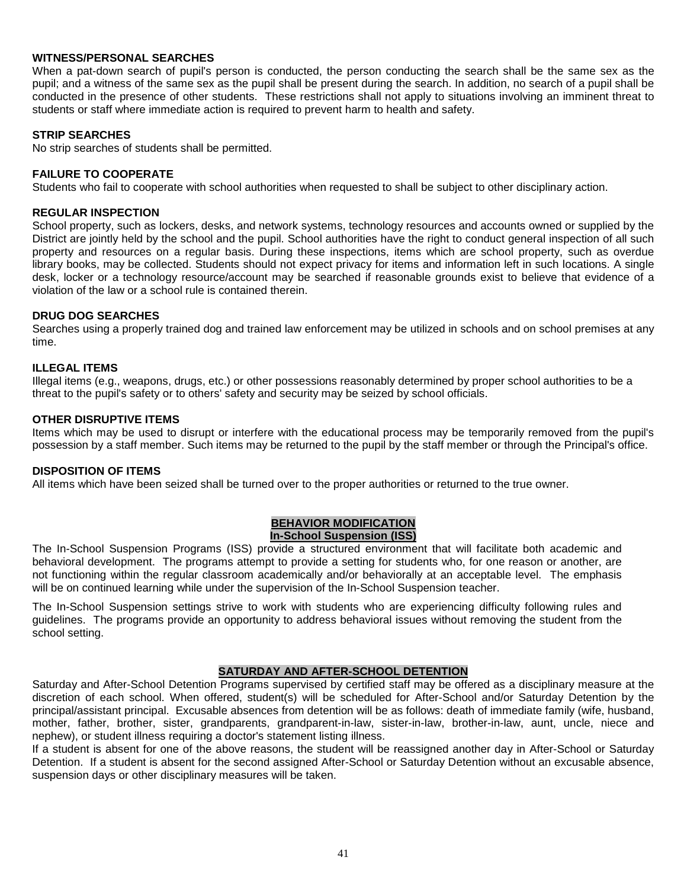### WITNESS/PERSONAL SEARCHES

When a pat-down search of pupil's person is conducted, the person conducting the search shall be the same sex as the pupil; and a witness of the same sex as the pupil shall be present during the search. In addition, no search of a pupil shall be conducted in the presence of other students. These restrictions shall not apply to situations involving an imminent threat to students or staff where immediate action is required to prevent harm to health and safety.

### STRIP SEARCHES

No strip searches of students shall be permitted.

### FAILURE TO COOPERATE

Students who fail to cooperate with school authorities when requested to shall be subject to other disciplinary action.

### REGULAR INSPECTION

School property, such as lockers, desks, and network systems, technology resources and accounts owned or supplied by the District are jointly held by the school and the pupil. School authorities have the right to conduct general inspection of all such property and resources on a regular basis. During these inspections, items which are school property, such as overdue library books, may be collected. Students should not expect privacy for items and information left in such locations. A single desk, locker or a technology resource/account may be searched if reasonable grounds exist to believe that evidence of a violation of the law or a school rule is contained therein.

### DRUG DOG SEARCHES

Searches using a properly trained dog and trained law enforcement may be utilized in schools and on school premises at any time.

### ILLEGAL ITEMS

Illegal items (e.g., weapons, drugs, etc.) or other possessions reasonably determined by proper school authorities to be a threat to the pupil's safety or to others' safety and security may be seized by school officials.

### OTHER DISRUPTIVE ITEMS

Items which may be used to disrupt or interfere with the educational process may be temporarily removed from the pupil's possession by a staff member. Such items may be returned to the pupil by the staff member or through the Principal's office.

### DISPOSITION OF ITEMS

All items which have been seized shall be turned over to the proper authorities or returned to the true owner.

## BEHAVIOR MODIFICATION

### In-School Suspension (ISS)

The In-School Suspension Programs (ISS) provide a structured environment that will facilitate both academic and behavioral development. The programs attempt to provide a setting for students who, for one reason or another, are not functioning within the regular classroom academically and/or behaviorally at an acceptable level. The emphasis will be on continued learning while under the supervision of the In-School Suspension teacher.

The In-School Suspension settings strive to work with students who are experiencing difficulty following rules and guidelines. The programs provide an opportunity to address behavioral issues without removing the student from the school setting.

## SATURDAY AND AFTER-SCHOOL DETENTION

Saturday and After-School Detention Programs supervised by certified staff may be offered as a disciplinary measure at the discretion of each school. When offered, student(s) will be scheduled for After-School and/or Saturday Detention by the principal/assistant principal. Excusable absences from detention will be as follows: death of immediate family (wife, husband, mother, father, brother, sister, grandparents, grandparent-in-law, sister-in-law, brother-in-law, aunt, uncle, niece and nephew), or student illness requiring a doctor's statement listing illness.

If a student is absent for one of the above reasons, the student will be reassigned another day in After-School or Saturday Detention. If a student is absent for the second assigned After-School or Saturday Detention without an excusable absence, suspension days or other disciplinary measures will be taken.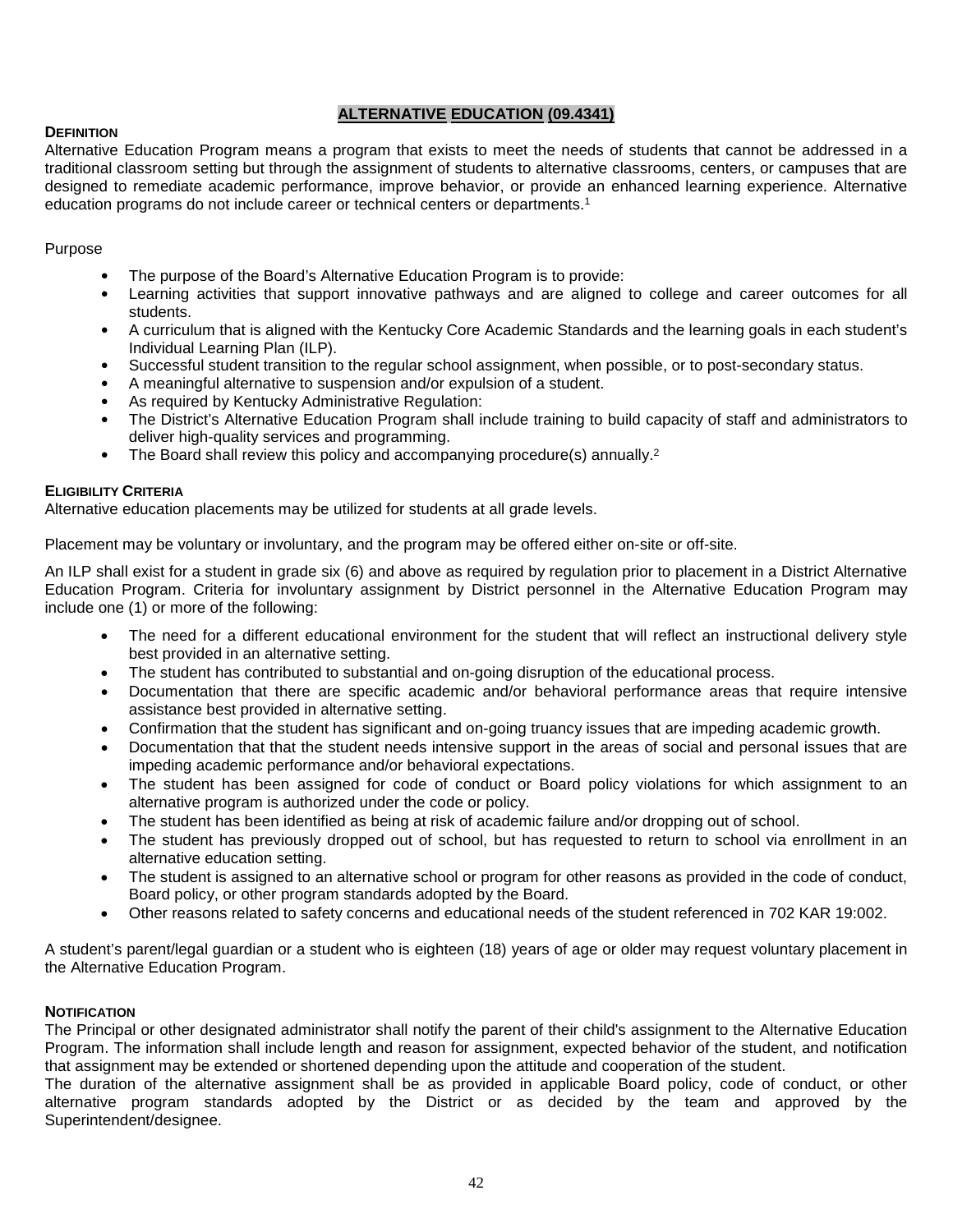# ALTERNATIVE EDUCATION (09.4341)

**DEFINITION**

Alternative Education Program means a program that exists to meet the needs of students that cannot be addressed in a traditional classroom setting but through the assignment of students to alternative classrooms, centers, or campuses that are designed to remediate academic performance, improve behavior, or provide an enhanced learning experience. Alternative education programs do not include career or technical centers or departments.[1]

Purpose

- The purpose of the Board's Alternative Education Program is to provide:
- Learning activities that support innovative pathways and are aligned to college and career outcomes for all students.
- A curriculum that is aligned with the Kentucky Core Academic Standards and the learning goals in each student's Individual Learning Plan (ILP).
- Successful student transition to the regular school assignment, when possible, or to post-secondary status.
- A meaningful alternative to suspension and/or expulsion of a student.
- As required by Kentucky Administrative Regulation:
- The District's Alternative Education Program shall include training to build capacity of staff and administrators to deliver high-quality services and programming.
- The Board shall review this policy and accompanying procedure(s) annually.[2]

**ELIGIBILITY CRITERIA**

Alternative education placements may be utilized for students at all grade levels.

Placement may be voluntary or involuntary, and the program may be offered either on-site or off-site.

An ILP shall exist for a student in grade six (6) and above as required by regulation prior to placement in a District Alternative Education Program. Criteria for involuntary assignment by District personnel in the Alternative Education Program may include one (1) or more of the following:

- The need for a different educational environment for the student that will reflect an instructional delivery style best provided in an alternative setting.
- The student has contributed to substantial and on-going disruption of the educational process.
- Documentation that there are specific academic and/or behavioral performance areas that require intensive assistance best provided in alternative setting.
- Confirmation that the student has significant and on-going truancy issues that are impeding academic growth.
- Documentation that that the student needs intensive support in the areas of social and personal issues that are impeding academic performance and/or behavioral expectations.
- The student has been assigned for code of conduct or Board policy violations for which assignment to an alternative program is authorized under the code or policy.
- The student has been identified as being at risk of academic failure and/or dropping out of school.
- The student has previously dropped out of school, but has requested to return to school via enrollment in an alternative education setting.
- The student is assigned to an alternative school or program for other reasons as provided in the code of conduct, Board policy, or other program standards adopted by the Board.
- Other reasons related to safety concerns and educational needs of the student referenced in 702 KAR 19:002.

A student's parent/legal guardian or a student who is eighteen (18) years of age or older may request voluntary placement in the Alternative Education Program.

**NOTIFICATION**

The Principal or other designated administrator shall notify the parent of their child's assignment to the Alternative Education Program. The information shall include length and reason for assignment, expected behavior of the student, and notification that assignment may be extended or shortened depending upon the attitude and cooperation of the student.

The duration of the alternative assignment shall be as provided in applicable Board policy, code of conduct, or other alternative program standards adopted by the District or as decided by the team and approved by the Superintendent/designee.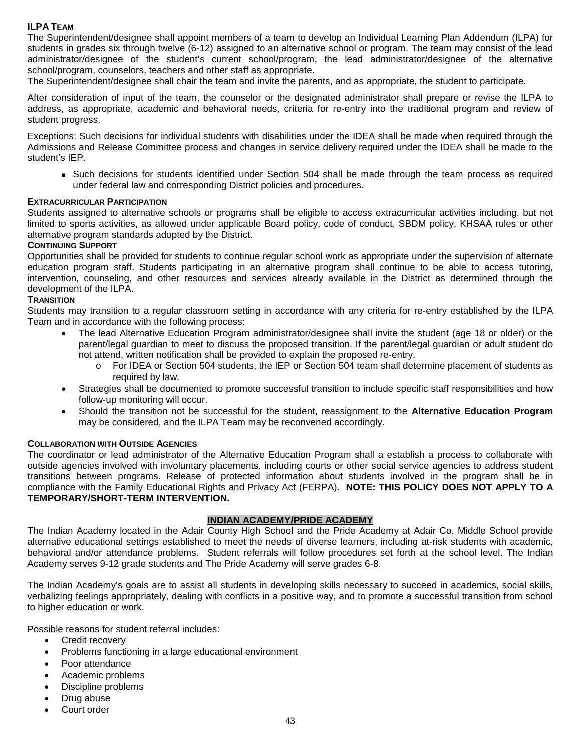### ILPA Team

The Superintendent/designee shall appoint members of a team to develop an Individual Learning Plan Addendum (ILPA) for students in grades six through twelve (6-12) assigned to an alternative school or program. The team may consist of the lead administrator/designee of the student's current school/program, the lead administrator/designee of the alternative school/program, counselors, teachers and other staff as appropriate.

The Superintendent/designee shall chair the team and invite the parents, and as appropriate, the student to participate.

After consideration of input of the team, the counselor or the designated administrator shall prepare or revise the ILPA to address, as appropriate, academic and behavioral needs, criteria for re-entry into the traditional program and review of student progress.

Exceptions: Such decisions for individual students with disabilities under the IDEA shall be made when required through the Admissions and Release Committee process and changes in service delivery required under the IDEA shall be made to the student's IEP.

- Such decisions for students identified under Section 504 shall be made through the team process as required under federal law and corresponding District policies and procedures.

### Extracurricular Participation

Students assigned to alternative schools or programs shall be eligible to access extracurricular activities including, but not limited to sports activities, as allowed under applicable Board policy, code of conduct, SBDM policy, KHSAA rules or other alternative program standards adopted by the District.

### Continuing Support

Opportunities shall be provided for students to continue regular school work as appropriate under the supervision of alternate education program staff. Students participating in an alternative program shall continue to be able to access tutoring, intervention, counseling, and other resources and services already available in the District as determined through the development of the ILPA.

### Transition

Students may transition to a regular classroom setting in accordance with any criteria for re-entry established by the ILPA Team and in accordance with the following process:

- The lead Alternative Education Program administrator/designee shall invite the student (age 18 or older) or the parent/legal guardian to meet to discuss the proposed transition. If the parent/legal guardian or adult student do not attend, written notification shall be provided to explain the proposed re-entry.
  - For IDEA or Section 504 students, the IEP or Section 504 team shall determine placement of students as required by law.
- Strategies shall be documented to promote successful transition to include specific staff responsibilities and how follow-up monitoring will occur.
- Should the transition not be successful for the student, reassignment to the **Alternative Education Program** may be considered, and the ILPA Team may be reconvened accordingly.

### Collaboration with Outside Agencies

The coordinator or lead administrator of the Alternative Education Program shall a establish a process to collaborate with outside agencies involved with involuntary placements, including courts or other social service agencies to address student transitions between programs. Release of protected information about students involved in the program shall be in compliance with the Family Educational Rights and Privacy Act (FERPA). **NOTE: THIS POLICY DOES NOT APPLY TO A TEMPORARY/SHORT-TERM INTERVENTION.**

## INDIAN ACADEMY/PRIDE ACADEMY

The Indian Academy located in the Adair County High School and the Pride Academy at Adair Co. Middle School provide alternative educational settings established to meet the needs of diverse learners, including at-risk students with academic, behavioral and/or attendance problems. Student referrals will follow procedures set forth at the school level. The Indian Academy serves 9-12 grade students and The Pride Academy will serve grades 6-8.

The Indian Academy's goals are to assist all students in developing skills necessary to succeed in academics, social skills, verbalizing feelings appropriately, dealing with conflicts in a positive way, and to promote a successful transition from school to higher education or work.

Possible reasons for student referral includes:

- Credit recovery
- Problems functioning in a large educational environment
- Poor attendance
- Academic problems
- Discipline problems
- Drug abuse
- Court order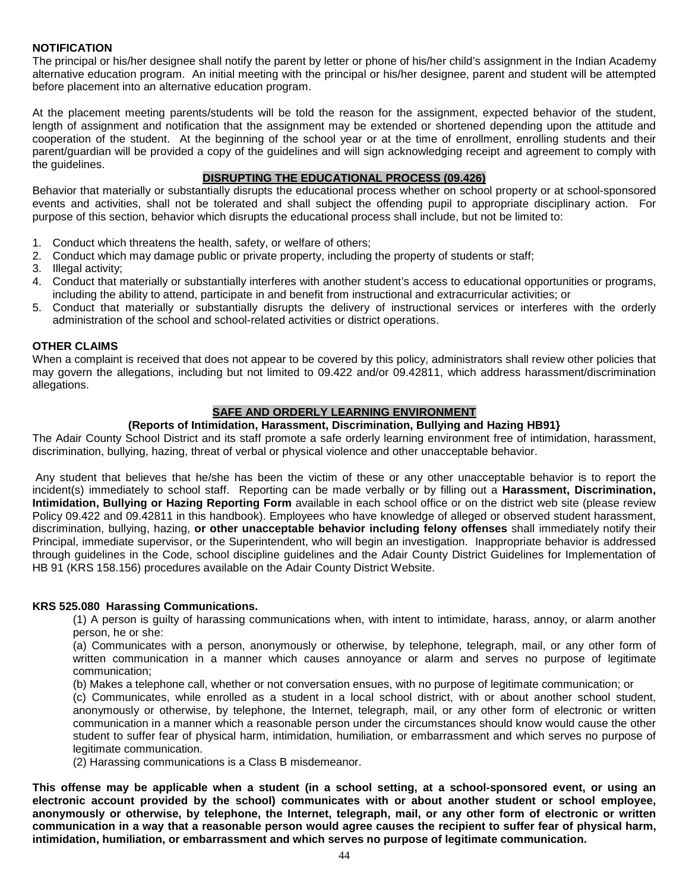**NOTIFICATION**

The principal or his/her designee shall notify the parent by letter or phone of his/her child's assignment in the Indian Academy alternative education program. An initial meeting with the principal or his/her designee, parent and student will be attempted before placement into an alternative education program.

At the placement meeting parents/students will be told the reason for the assignment, expected behavior of the student, length of assignment and notification that the assignment may be extended or shortened depending upon the attitude and cooperation of the student. At the beginning of the school year or at the time of enrollment, enrolling students and their parent/guardian will be provided a copy of the guidelines and will sign acknowledging receipt and agreement to comply with the guidelines.

## DISRUPTING THE EDUCATIONAL PROCESS (09.426)

Behavior that materially or substantially disrupts the educational process whether on school property or at school-sponsored events and activities, shall not be tolerated and shall subject the offending pupil to appropriate disciplinary action. For purpose of this section, behavior which disrupts the educational process shall include, but not be limited to:

1. Conduct which threatens the health, safety, or welfare of others;
2. Conduct which may damage public or private property, including the property of students or staff;
3. Illegal activity;
4. Conduct that materially or substantially interferes with another student's access to educational opportunities or programs, including the ability to attend, participate in and benefit from instructional and extracurricular activities; or
5. Conduct that materially or substantially disrupts the delivery of instructional services or interferes with the orderly administration of the school and school-related activities or district operations.

**OTHER CLAIMS**

When a complaint is received that does not appear to be covered by this policy, administrators shall review other policies that may govern the allegations, including but not limited to 09.422 and/or 09.42811, which address harassment/discrimination allegations.

## SAFE AND ORDERLY LEARNING ENVIRONMENT

**(Reports of Intimidation, Harassment, Discrimination, Bullying and Hazing HB91}**

The Adair County School District and its staff promote a safe orderly learning environment free of intimidation, harassment, discrimination, bullying, hazing, threat of verbal or physical violence and other unacceptable behavior.

Any student that believes that he/she has been the victim of these or any other unacceptable behavior is to report the incident(s) immediately to school staff. Reporting can be made verbally or by filling out a **Harassment, Discrimination, Intimidation, Bullying or Hazing Reporting Form** available in each school office or on the district web site (please review Policy 09.422 and 09.42811 in this handbook). Employees who have knowledge of alleged or observed student harassment, discrimination, bullying, hazing, **or other unacceptable behavior including felony offenses** shall immediately notify their Principal, immediate supervisor, or the Superintendent, who will begin an investigation. Inappropriate behavior is addressed through guidelines in the Code, school discipline guidelines and the Adair County District Guidelines for Implementation of HB 91 (KRS 158.156) procedures available on the Adair County District Website.

**KRS 525.080 Harassing Communications.**

(1) A person is guilty of harassing communications when, with intent to intimidate, harass, annoy, or alarm another person, he or she:

(a) Communicates with a person, anonymously or otherwise, by telephone, telegraph, mail, or any other form of written communication in a manner which causes annoyance or alarm and serves no purpose of legitimate communication;

(b) Makes a telephone call, whether or not conversation ensues, with no purpose of legitimate communication; or

(c) Communicates, while enrolled as a student in a local school district, with or about another school student, anonymously or otherwise, by telephone, the Internet, telegraph, mail, or any other form of electronic or written communication in a manner which a reasonable person under the circumstances should know would cause the other student to suffer fear of physical harm, intimidation, humiliation, or embarrassment and which serves no purpose of legitimate communication.

(2) Harassing communications is a Class B misdemeanor.

**This offense may be applicable when a student (in a school setting, at a school-sponsored event, or using an electronic account provided by the school) communicates with or about another student or school employee, anonymously or otherwise, by telephone, the Internet, telegraph, mail, or any other form of electronic or written communication in a way that a reasonable person would agree causes the recipient to suffer fear of physical harm, intimidation, humiliation, or embarrassment and which serves no purpose of legitimate communication.**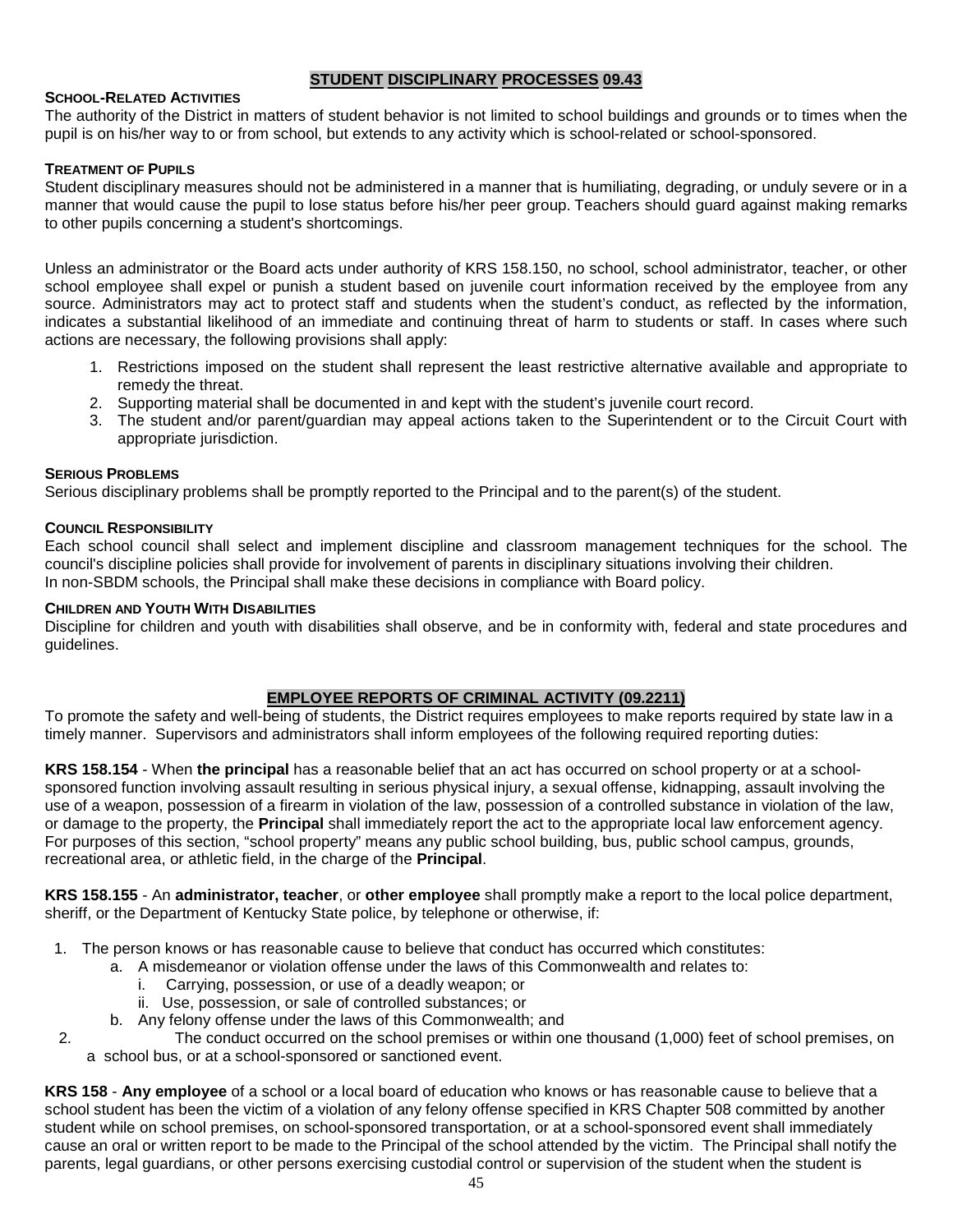## STUDENT DISCIPLINARY PROCESSES 09.43

**SCHOOL-RELATED ACTIVITIES**

The authority of the District in matters of student behavior is not limited to school buildings and grounds or to times when the pupil is on his/her way to or from school, but extends to any activity which is school-related or school-sponsored.

**TREATMENT OF PUPILS**

Student disciplinary measures should not be administered in a manner that is humiliating, degrading, or unduly severe or in a manner that would cause the pupil to lose status before his/her peer group. Teachers should guard against making remarks to other pupils concerning a student's shortcomings.

Unless an administrator or the Board acts under authority of KRS 158.150, no school, school administrator, teacher, or other school employee shall expel or punish a student based on juvenile court information received by the employee from any source. Administrators may act to protect staff and students when the student's conduct, as reflected by the information, indicates a substantial likelihood of an immediate and continuing threat of harm to students or staff. In cases where such actions are necessary, the following provisions shall apply:

1. Restrictions imposed on the student shall represent the least restrictive alternative available and appropriate to remedy the threat.
2. Supporting material shall be documented in and kept with the student's juvenile court record.
3. The student and/or parent/guardian may appeal actions taken to the Superintendent or to the Circuit Court with appropriate jurisdiction.

**SERIOUS PROBLEMS**

Serious disciplinary problems shall be promptly reported to the Principal and to the parent(s) of the student.

**COUNCIL RESPONSIBILITY**

Each school council shall select and implement discipline and classroom management techniques for the school. The council's discipline policies shall provide for involvement of parents in disciplinary situations involving their children.
In non-SBDM schools, the Principal shall make these decisions in compliance with Board policy.

**CHILDREN AND YOUTH WITH DISABILITIES**

Discipline for children and youth with disabilities shall observe, and be in conformity with, federal and state procedures and guidelines.

## EMPLOYEE REPORTS OF CRIMINAL ACTIVITY (09.2211)

To promote the safety and well-being of students, the District requires employees to make reports required by state law in a timely manner. Supervisors and administrators shall inform employees of the following required reporting duties:

**KRS 158.154** - When **the principal** has a reasonable belief that an act has occurred on school property or at a school-sponsored function involving assault resulting in serious physical injury, a sexual offense, kidnapping, assault involving the use of a weapon, possession of a firearm in violation of the law, possession of a controlled substance in violation of the law, or damage to the property, the **Principal** shall immediately report the act to the appropriate local law enforcement agency. For purposes of this section, "school property" means any public school building, bus, public school campus, grounds, recreational area, or athletic field, in the charge of the **Principal**.

**KRS 158.155** - An **administrator, teacher**, or **other employee** shall promptly make a report to the local police department, sheriff, or the Department of Kentucky State police, by telephone or otherwise, if:

1. The person knows or has reasonable cause to believe that conduct has occurred which constitutes:
   a. A misdemeanor or violation offense under the laws of this Commonwealth and relates to:
      i. Carrying, possession, or use of a deadly weapon; or
      ii. Use, possession, or sale of controlled substances; or
   b. Any felony offense under the laws of this Commonwealth; and
2. The conduct occurred on the school premises or within one thousand (1,000) feet of school premises, on a school bus, or at a school-sponsored or sanctioned event.

**KRS 158** - **Any employee** of a school or a local board of education who knows or has reasonable cause to believe that a school student has been the victim of a violation of any felony offense specified in KRS Chapter 508 committed by another student while on school premises, on school-sponsored transportation, or at a school-sponsored event shall immediately cause an oral or written report to be made to the Principal of the school attended by the victim. The Principal shall notify the parents, legal guardians, or other persons exercising custodial control or supervision of the student when the student is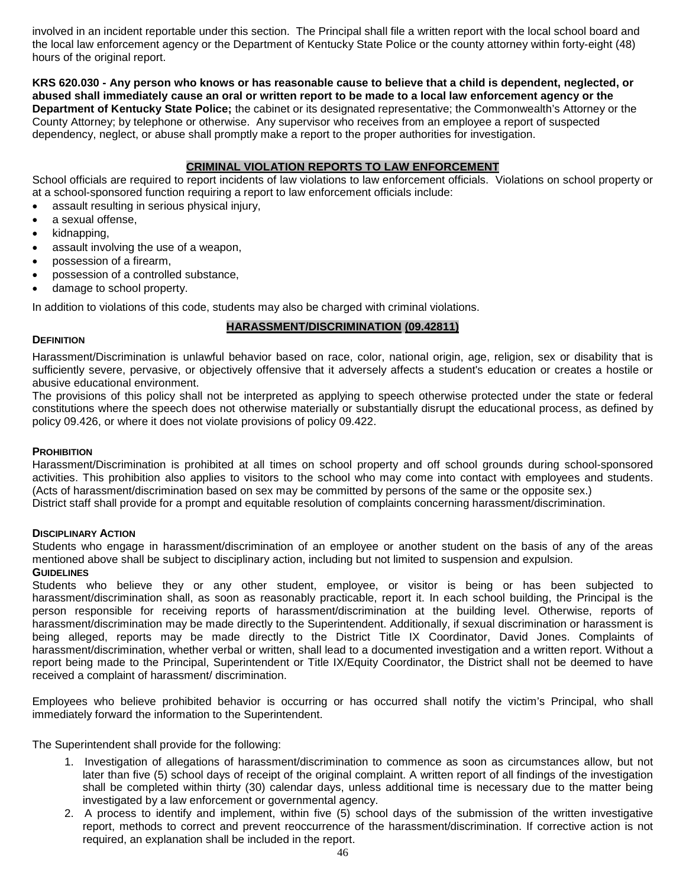involved in an incident reportable under this section. The Principal shall file a written report with the local school board and the local law enforcement agency or the Department of Kentucky State Police or the county attorney within forty-eight (48) hours of the original report.

**KRS 620.030 - Any person who knows or has reasonable cause to believe that a child is dependent, neglected, or abused shall immediately cause an oral or written report to be made to a local law enforcement agency or the Department of Kentucky State Police;** the cabinet or its designated representative; the Commonwealth's Attorney or the County Attorney; by telephone or otherwise. Any supervisor who receives from an employee a report of suspected dependency, neglect, or abuse shall promptly make a report to the proper authorities for investigation.

## CRIMINAL VIOLATION REPORTS TO LAW ENFORCEMENT

School officials are required to report incidents of law violations to law enforcement officials. Violations on school property or at a school-sponsored function requiring a report to law enforcement officials include:

- assault resulting in serious physical injury,
- a sexual offense,
- kidnapping,
- assault involving the use of a weapon,
- possession of a firearm,
- possession of a controlled substance,
- damage to school property.

In addition to violations of this code, students may also be charged with criminal violations.

## HARASSMENT/DISCRIMINATION (09.42811)

### DEFINITION

Harassment/Discrimination is unlawful behavior based on race, color, national origin, age, religion, sex or disability that is sufficiently severe, pervasive, or objectively offensive that it adversely affects a student's education or creates a hostile or abusive educational environment.

The provisions of this policy shall not be interpreted as applying to speech otherwise protected under the state or federal constitutions where the speech does not otherwise materially or substantially disrupt the educational process, as defined by policy 09.426, or where it does not violate provisions of policy 09.422.

### PROHIBITION

Harassment/Discrimination is prohibited at all times on school property and off school grounds during school-sponsored activities. This prohibition also applies to visitors to the school who may come into contact with employees and students. (Acts of harassment/discrimination based on sex may be committed by persons of the same or the opposite sex.)

District staff shall provide for a prompt and equitable resolution of complaints concerning harassment/discrimination.

### DISCIPLINARY ACTION

Students who engage in harassment/discrimination of an employee or another student on the basis of any of the areas mentioned above shall be subject to disciplinary action, including but not limited to suspension and expulsion.

### GUIDELINES

Students who believe they or any other student, employee, or visitor is being or has been subjected to harassment/discrimination shall, as soon as reasonably practicable, report it. In each school building, the Principal is the person responsible for receiving reports of harassment/discrimination at the building level. Otherwise, reports of harassment/discrimination may be made directly to the Superintendent. Additionally, if sexual discrimination or harassment is being alleged, reports may be made directly to the District Title IX Coordinator, David Jones. Complaints of harassment/discrimination, whether verbal or written, shall lead to a documented investigation and a written report. Without a report being made to the Principal, Superintendent or Title IX/Equity Coordinator, the District shall not be deemed to have received a complaint of harassment/ discrimination.

Employees who believe prohibited behavior is occurring or has occurred shall notify the victim's Principal, who shall immediately forward the information to the Superintendent.

The Superintendent shall provide for the following:

1. Investigation of allegations of harassment/discrimination to commence as soon as circumstances allow, but not later than five (5) school days of receipt of the original complaint. A written report of all findings of the investigation shall be completed within thirty (30) calendar days, unless additional time is necessary due to the matter being investigated by a law enforcement or governmental agency.
2. A process to identify and implement, within five (5) school days of the submission of the written investigative report, methods to correct and prevent reoccurrence of the harassment/discrimination. If corrective action is not required, an explanation shall be included in the report.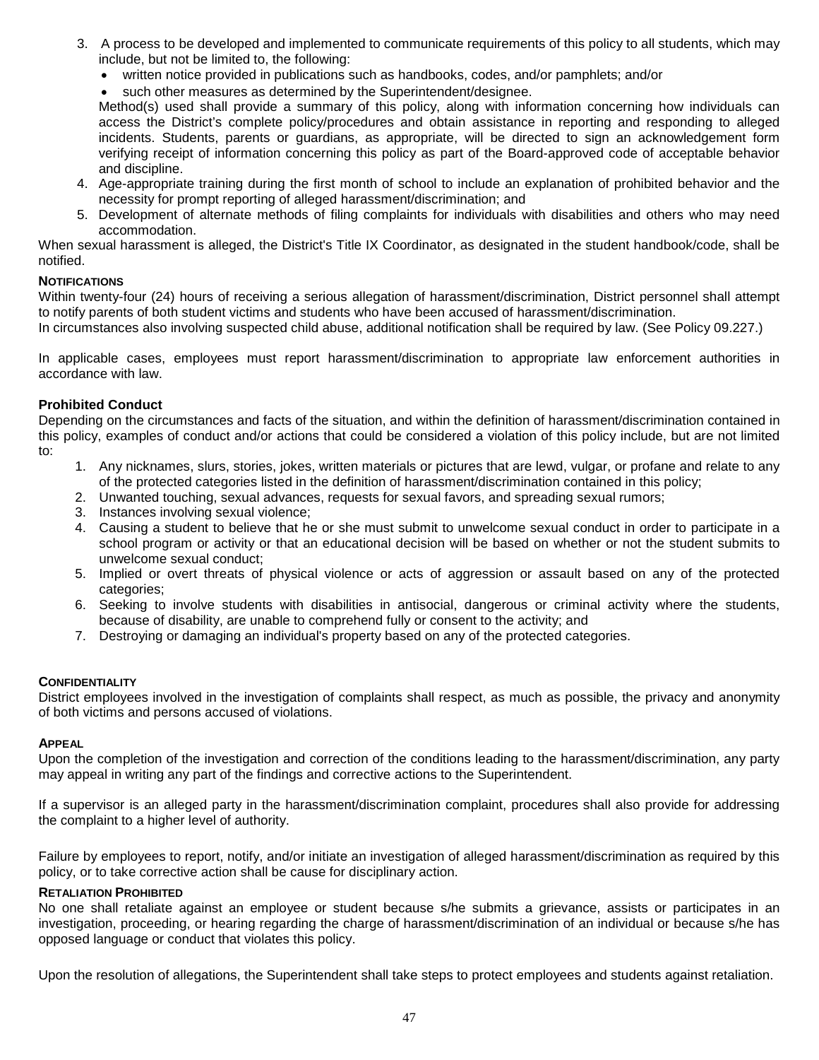3. A process to be developed and implemented to communicate requirements of this policy to all students, which may include, but not be limited to, the following:
   - written notice provided in publications such as handbooks, codes, and/or pamphlets; and/or
   - such other measures as determined by the Superintendent/designee.

   Method(s) used shall provide a summary of this policy, along with information concerning how individuals can access the District's complete policy/procedures and obtain assistance in reporting and responding to alleged incidents. Students, parents or guardians, as appropriate, will be directed to sign an acknowledgement form verifying receipt of information concerning this policy as part of the Board-approved code of acceptable behavior and discipline.
4. Age-appropriate training during the first month of school to include an explanation of prohibited behavior and the necessity for prompt reporting of alleged harassment/discrimination; and
5. Development of alternate methods of filing complaints for individuals with disabilities and others who may need accommodation.

When sexual harassment is alleged, the District's Title IX Coordinator, as designated in the student handbook/code, shall be notified.

**NOTIFICATIONS**

Within twenty-four (24) hours of receiving a serious allegation of harassment/discrimination, District personnel shall attempt to notify parents of both student victims and students who have been accused of harassment/discrimination.

In circumstances also involving suspected child abuse, additional notification shall be required by law. (See Policy 09.227.)

In applicable cases, employees must report harassment/discrimination to appropriate law enforcement authorities in accordance with law.

**Prohibited Conduct**

Depending on the circumstances and facts of the situation, and within the definition of harassment/discrimination contained in this policy, examples of conduct and/or actions that could be considered a violation of this policy include, but are not limited to:

1. Any nicknames, slurs, stories, jokes, written materials or pictures that are lewd, vulgar, or profane and relate to any of the protected categories listed in the definition of harassment/discrimination contained in this policy;
2. Unwanted touching, sexual advances, requests for sexual favors, and spreading sexual rumors;
3. Instances involving sexual violence;
4. Causing a student to believe that he or she must submit to unwelcome sexual conduct in order to participate in a school program or activity or that an educational decision will be based on whether or not the student submits to unwelcome sexual conduct;
5. Implied or overt threats of physical violence or acts of aggression or assault based on any of the protected categories;
6. Seeking to involve students with disabilities in antisocial, dangerous or criminal activity where the students, because of disability, are unable to comprehend fully or consent to the activity; and
7. Destroying or damaging an individual's property based on any of the protected categories.

**CONFIDENTIALITY**

District employees involved in the investigation of complaints shall respect, as much as possible, the privacy and anonymity of both victims and persons accused of violations.

**APPEAL**

Upon the completion of the investigation and correction of the conditions leading to the harassment/discrimination, any party may appeal in writing any part of the findings and corrective actions to the Superintendent.

If a supervisor is an alleged party in the harassment/discrimination complaint, procedures shall also provide for addressing the complaint to a higher level of authority.

Failure by employees to report, notify, and/or initiate an investigation of alleged harassment/discrimination as required by this policy, or to take corrective action shall be cause for disciplinary action.

**RETALIATION PROHIBITED**

No one shall retaliate against an employee or student because s/he submits a grievance, assists or participates in an investigation, proceeding, or hearing regarding the charge of harassment/discrimination of an individual or because s/he has opposed language or conduct that violates this policy.

Upon the resolution of allegations, the Superintendent shall take steps to protect employees and students against retaliation.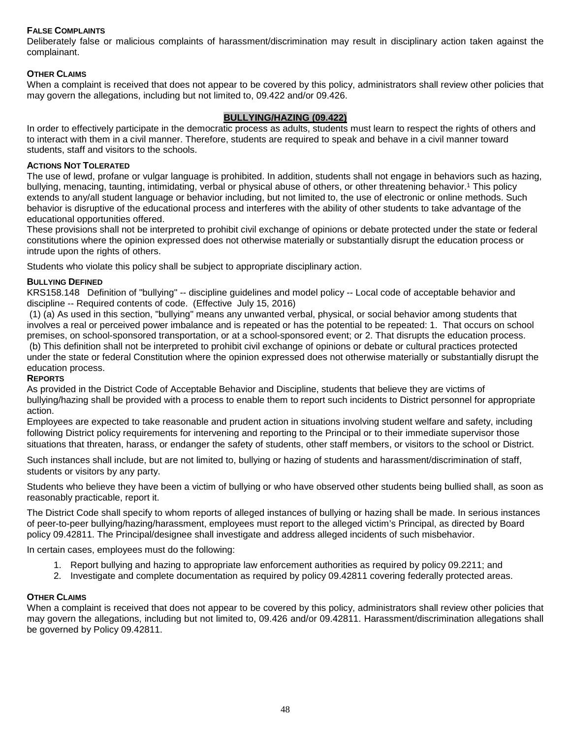#### FALSE COMPLAINTS

Deliberately false or malicious complaints of harassment/discrimination may result in disciplinary action taken against the complainant.

#### OTHER CLAIMS

When a complaint is received that does not appear to be covered by this policy, administrators shall review other policies that may govern the allegations, including but not limited to, 09.422 and/or 09.426.

## BULLYING/HAZING (09.422)

In order to effectively participate in the democratic process as adults, students must learn to respect the rights of others and to interact with them in a civil manner. Therefore, students are required to speak and behave in a civil manner toward students, staff and visitors to the schools.

#### ACTIONS NOT TOLERATED

The use of lewd, profane or vulgar language is prohibited. In addition, students shall not engage in behaviors such as hazing, bullying, menacing, taunting, intimidating, verbal or physical abuse of others, or other threatening behavior.[1] This policy extends to any/all student language or behavior including, but not limited to, the use of electronic or online methods. Such behavior is disruptive of the educational process and interferes with the ability of other students to take advantage of the educational opportunities offered.

These provisions shall not be interpreted to prohibit civil exchange of opinions or debate protected under the state or federal constitutions where the opinion expressed does not otherwise materially or substantially disrupt the education process or intrude upon the rights of others.

Students who violate this policy shall be subject to appropriate disciplinary action.

#### BULLYING DEFINED

KRS158.148 Definition of "bullying" -- discipline guidelines and model policy -- Local code of acceptable behavior and discipline -- Required contents of code. (Effective July 15, 2016)

(1) (a) As used in this section, "bullying" means any unwanted verbal, physical, or social behavior among students that involves a real or perceived power imbalance and is repeated or has the potential to be repeated: 1. That occurs on school premises, on school-sponsored transportation, or at a school-sponsored event; or 2. That disrupts the education process.

(b) This definition shall not be interpreted to prohibit civil exchange of opinions or debate or cultural practices protected under the state or federal Constitution where the opinion expressed does not otherwise materially or substantially disrupt the education process.

#### REPORTS

As provided in the District Code of Acceptable Behavior and Discipline, students that believe they are victims of bullying/hazing shall be provided with a process to enable them to report such incidents to District personnel for appropriate action.

Employees are expected to take reasonable and prudent action in situations involving student welfare and safety, including following District policy requirements for intervening and reporting to the Principal or to their immediate supervisor those situations that threaten, harass, or endanger the safety of students, other staff members, or visitors to the school or District.

Such instances shall include, but are not limited to, bullying or hazing of students and harassment/discrimination of staff, students or visitors by any party.

Students who believe they have been a victim of bullying or who have observed other students being bullied shall, as soon as reasonably practicable, report it.

The District Code shall specify to whom reports of alleged instances of bullying or hazing shall be made. In serious instances of peer-to-peer bullying/hazing/harassment, employees must report to the alleged victim's Principal, as directed by Board policy 09.42811. The Principal/designee shall investigate and address alleged incidents of such misbehavior.

In certain cases, employees must do the following:

1. Report bullying and hazing to appropriate law enforcement authorities as required by policy 09.2211; and
2. Investigate and complete documentation as required by policy 09.42811 covering federally protected areas.

#### OTHER CLAIMS

When a complaint is received that does not appear to be covered by this policy, administrators shall review other policies that may govern the allegations, including but not limited to, 09.426 and/or 09.42811. Harassment/discrimination allegations shall be governed by Policy 09.42811.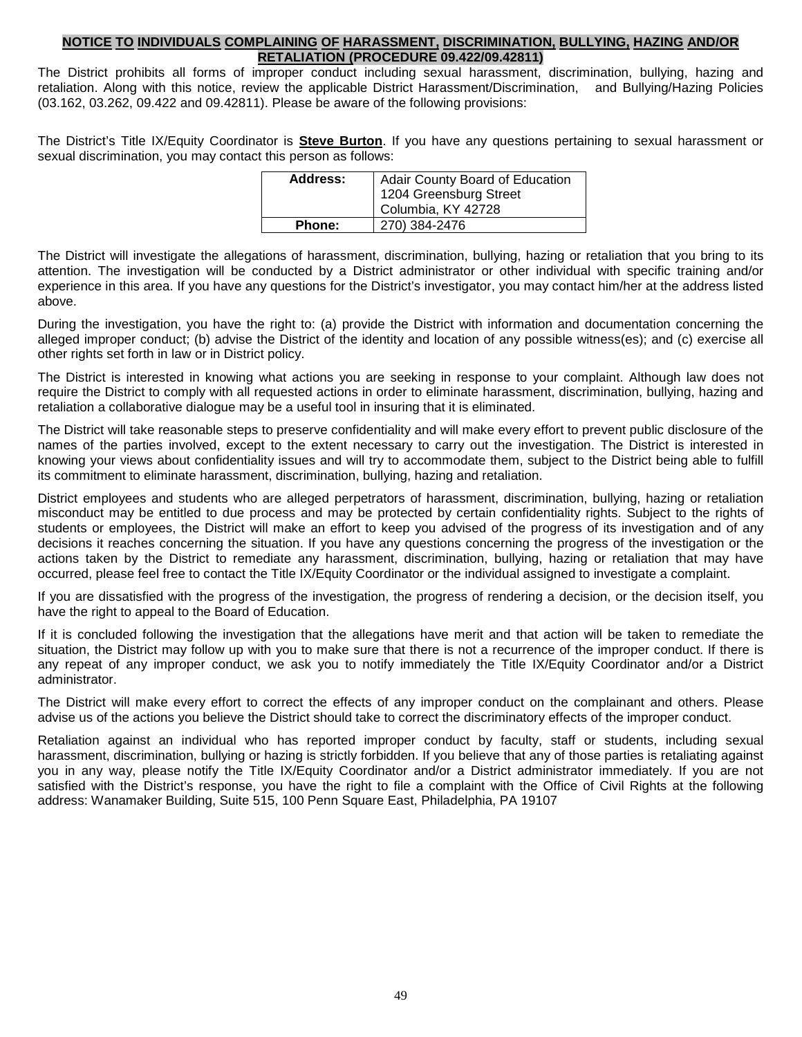## NOTICE TO INDIVIDUALS COMPLAINING OF HARASSMENT, DISCRIMINATION, BULLYING, HAZING AND/OR RETALIATION (PROCEDURE 09.422/09.42811)

The District prohibits all forms of improper conduct including sexual harassment, discrimination, bullying, hazing and retaliation. Along with this notice, review the applicable District Harassment/Discrimination, and Bullying/Hazing Policies (03.162, 03.262, 09.422 and 09.42811). Please be aware of the following provisions:

The District's Title IX/Equity Coordinator is **Steve Burton**. If you have any questions pertaining to sexual harassment or sexual discrimination, you may contact this person as follows:

| **Address:** | Adair County Board of Education<br>1204 Greensburg Street<br>Columbia, KY 42728 |
|---|---|
| **Phone:** | 270) 384-2476 |

The District will investigate the allegations of harassment, discrimination, bullying, hazing or retaliation that you bring to its attention. The investigation will be conducted by a District administrator or other individual with specific training and/or experience in this area. If you have any questions for the District's investigator, you may contact him/her at the address listed above.

During the investigation, you have the right to: (a) provide the District with information and documentation concerning the alleged improper conduct; (b) advise the District of the identity and location of any possible witness(es); and (c) exercise all other rights set forth in law or in District policy.

The District is interested in knowing what actions you are seeking in response to your complaint. Although law does not require the District to comply with all requested actions in order to eliminate harassment, discrimination, bullying, hazing and retaliation a collaborative dialogue may be a useful tool in insuring that it is eliminated.

The District will take reasonable steps to preserve confidentiality and will make every effort to prevent public disclosure of the names of the parties involved, except to the extent necessary to carry out the investigation. The District is interested in knowing your views about confidentiality issues and will try to accommodate them, subject to the District being able to fulfill its commitment to eliminate harassment, discrimination, bullying, hazing and retaliation.

District employees and students who are alleged perpetrators of harassment, discrimination, bullying, hazing or retaliation misconduct may be entitled to due process and may be protected by certain confidentiality rights. Subject to the rights of students or employees, the District will make an effort to keep you advised of the progress of its investigation and of any decisions it reaches concerning the situation. If you have any questions concerning the progress of the investigation or the actions taken by the District to remediate any harassment, discrimination, bullying, hazing or retaliation that may have occurred, please feel free to contact the Title IX/Equity Coordinator or the individual assigned to investigate a complaint.

If you are dissatisfied with the progress of the investigation, the progress of rendering a decision, or the decision itself, you have the right to appeal to the Board of Education.

If it is concluded following the investigation that the allegations have merit and that action will be taken to remediate the situation, the District may follow up with you to make sure that there is not a recurrence of the improper conduct. If there is any repeat of any improper conduct, we ask you to notify immediately the Title IX/Equity Coordinator and/or a District administrator.

The District will make every effort to correct the effects of any improper conduct on the complainant and others. Please advise us of the actions you believe the District should take to correct the discriminatory effects of the improper conduct.

Retaliation against an individual who has reported improper conduct by faculty, staff or students, including sexual harassment, discrimination, bullying or hazing is strictly forbidden. If you believe that any of those parties is retaliating against you in any way, please notify the Title IX/Equity Coordinator and/or a District administrator immediately. If you are not satisfied with the District's response, you have the right to file a complaint with the Office of Civil Rights at the following address: Wanamaker Building, Suite 515, 100 Penn Square East, Philadelphia, PA 19107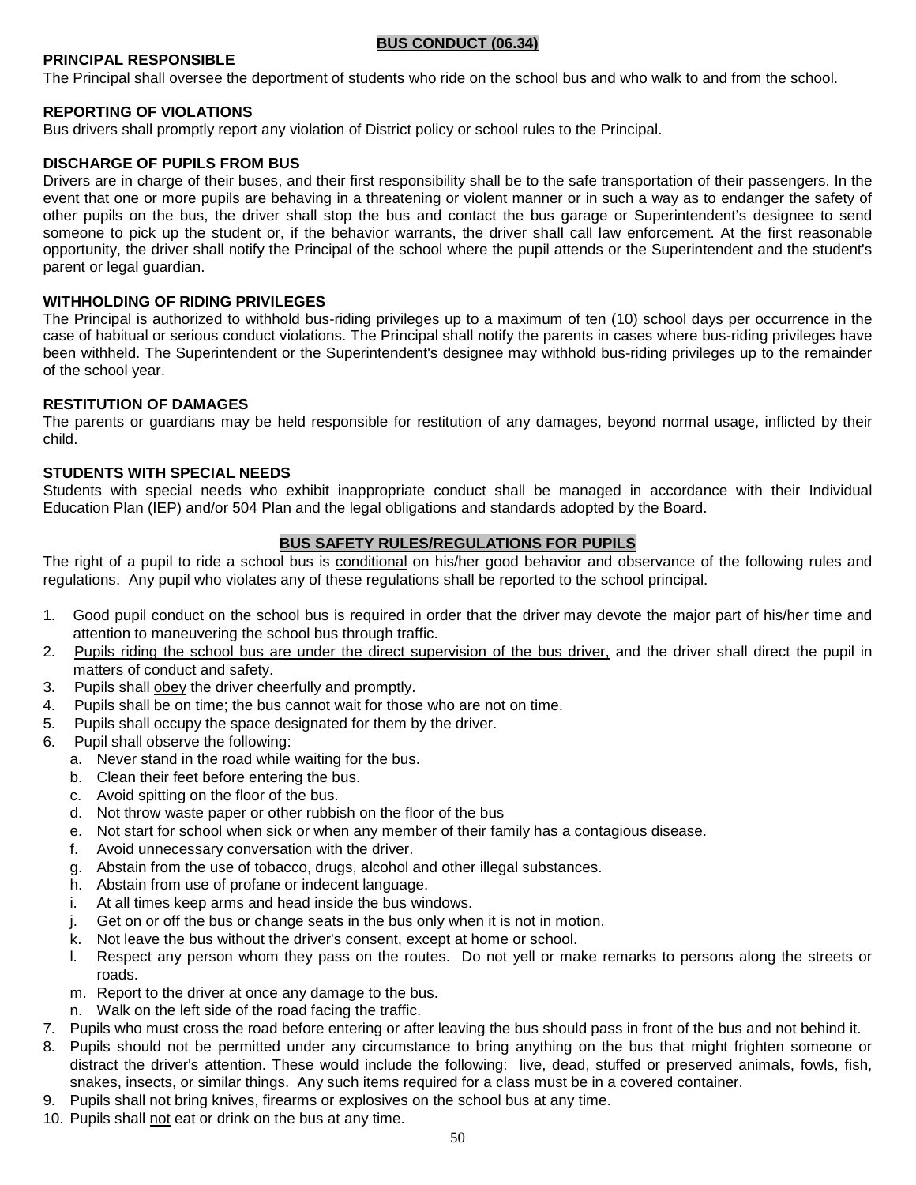## BUS CONDUCT (06.34)

### PRINCIPAL RESPONSIBLE

The Principal shall oversee the deportment of students who ride on the school bus and who walk to and from the school.

### REPORTING OF VIOLATIONS

Bus drivers shall promptly report any violation of District policy or school rules to the Principal.

### DISCHARGE OF PUPILS FROM BUS

Drivers are in charge of their buses, and their first responsibility shall be to the safe transportation of their passengers. In the event that one or more pupils are behaving in a threatening or violent manner or in such a way as to endanger the safety of other pupils on the bus, the driver shall stop the bus and contact the bus garage or Superintendent's designee to send someone to pick up the student or, if the behavior warrants, the driver shall call law enforcement. At the first reasonable opportunity, the driver shall notify the Principal of the school where the pupil attends or the Superintendent and the student's parent or legal guardian.

### WITHHOLDING OF RIDING PRIVILEGES

The Principal is authorized to withhold bus-riding privileges up to a maximum of ten (10) school days per occurrence in the case of habitual or serious conduct violations. The Principal shall notify the parents in cases where bus-riding privileges have been withheld. The Superintendent or the Superintendent's designee may withhold bus-riding privileges up to the remainder of the school year.

### RESTITUTION OF DAMAGES

The parents or guardians may be held responsible for restitution of any damages, beyond normal usage, inflicted by their child.

### STUDENTS WITH SPECIAL NEEDS

Students with special needs who exhibit inappropriate conduct shall be managed in accordance with their Individual Education Plan (IEP) and/or 504 Plan and the legal obligations and standards adopted by the Board.

## BUS SAFETY RULES/REGULATIONS FOR PUPILS

The right of a pupil to ride a school bus is conditional on his/her good behavior and observance of the following rules and regulations. Any pupil who violates any of these regulations shall be reported to the school principal.

1. Good pupil conduct on the school bus is required in order that the driver may devote the major part of his/her time and attention to maneuvering the school bus through traffic.
2. Pupils riding the school bus are under the direct supervision of the bus driver, and the driver shall direct the pupil in matters of conduct and safety.
3. Pupils shall obey the driver cheerfully and promptly.
4. Pupils shall be on time; the bus cannot wait for those who are not on time.
5. Pupils shall occupy the space designated for them by the driver.
6. Pupil shall observe the following:
   a. Never stand in the road while waiting for the bus.
   b. Clean their feet before entering the bus.
   c. Avoid spitting on the floor of the bus.
   d. Not throw waste paper or other rubbish on the floor of the bus
   e. Not start for school when sick or when any member of their family has a contagious disease.
   f. Avoid unnecessary conversation with the driver.
   g. Abstain from the use of tobacco, drugs, alcohol and other illegal substances.
   h. Abstain from use of profane or indecent language.
   i. At all times keep arms and head inside the bus windows.
   j. Get on or off the bus or change seats in the bus only when it is not in motion.
   k. Not leave the bus without the driver's consent, except at home or school.
   l. Respect any person whom they pass on the routes. Do not yell or make remarks to persons along the streets or roads.
   m. Report to the driver at once any damage to the bus.
   n. Walk on the left side of the road facing the traffic.
7. Pupils who must cross the road before entering or after leaving the bus should pass in front of the bus and not behind it.
8. Pupils should not be permitted under any circumstance to bring anything on the bus that might frighten someone or distract the driver's attention. These would include the following: live, dead, stuffed or preserved animals, fowls, fish, snakes, insects, or similar things. Any such items required for a class must be in a covered container.
9. Pupils shall not bring knives, firearms or explosives on the school bus at any time.
10. Pupils shall not eat or drink on the bus at any time.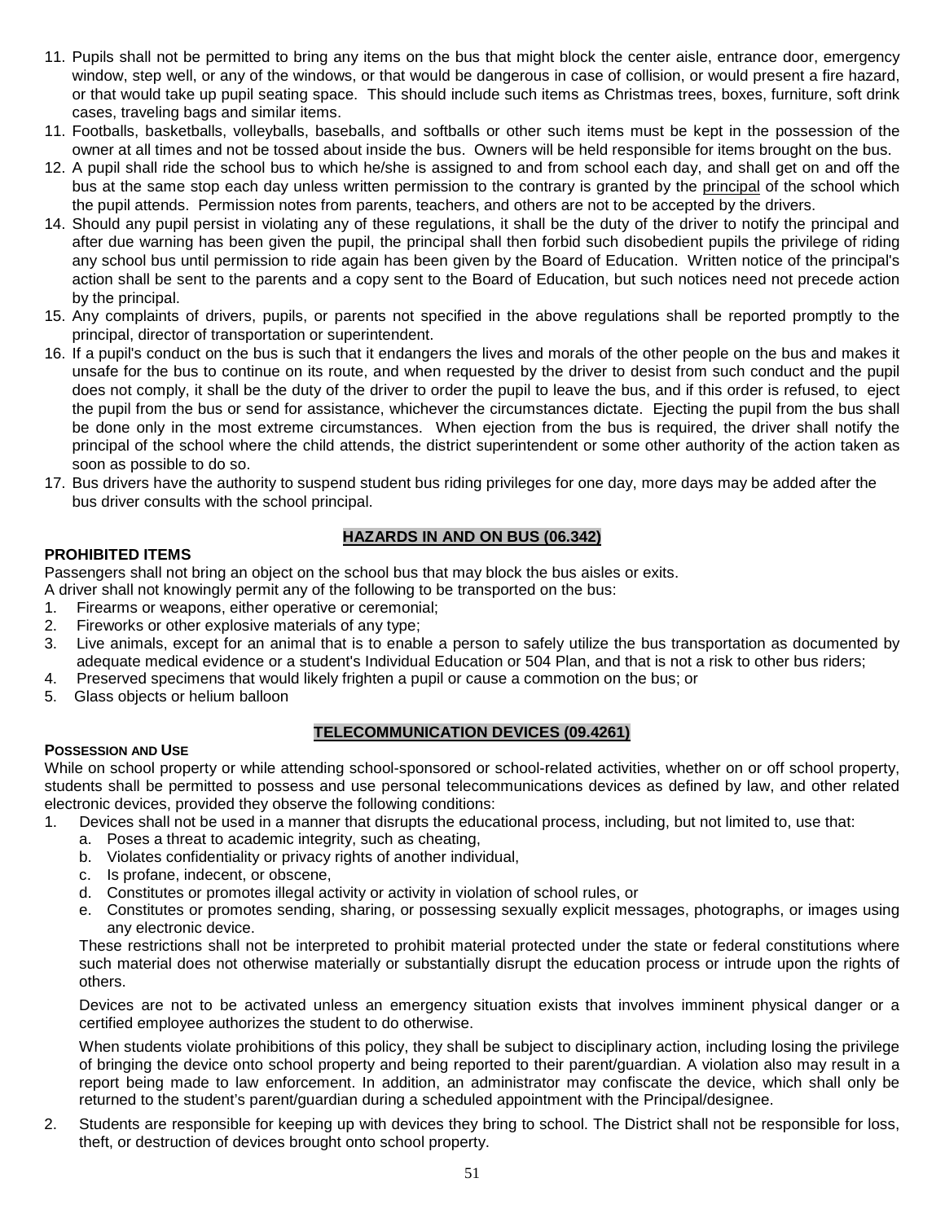11. Pupils shall not be permitted to bring any items on the bus that might block the center aisle, entrance door, emergency window, step well, or any of the windows, or that would be dangerous in case of collision, or would present a fire hazard, or that would take up pupil seating space. This should include such items as Christmas trees, boxes, furniture, soft drink cases, traveling bags and similar items.
11. Footballs, basketballs, volleyballs, baseballs, and softballs or other such items must be kept in the possession of the owner at all times and not be tossed about inside the bus. Owners will be held responsible for items brought on the bus.
12. A pupil shall ride the school bus to which he/she is assigned to and from school each day, and shall get on and off the bus at the same stop each day unless written permission to the contrary is granted by the <u>principal</u> of the school which the pupil attends. Permission notes from parents, teachers, and others are not to be accepted by the drivers.
14. Should any pupil persist in violating any of these regulations, it shall be the duty of the driver to notify the principal and after due warning has been given the pupil, the principal shall then forbid such disobedient pupils the privilege of riding any school bus until permission to ride again has been given by the Board of Education. Written notice of the principal's action shall be sent to the parents and a copy sent to the Board of Education, but such notices need not precede action by the principal.
15. Any complaints of drivers, pupils, or parents not specified in the above regulations shall be reported promptly to the principal, director of transportation or superintendent.
16. If a pupil's conduct on the bus is such that it endangers the lives and morals of the other people on the bus and makes it unsafe for the bus to continue on its route, and when requested by the driver to desist from such conduct and the pupil does not comply, it shall be the duty of the driver to order the pupil to leave the bus, and if this order is refused, to eject the pupil from the bus or send for assistance, whichever the circumstances dictate. Ejecting the pupil from the bus shall be done only in the most extreme circumstances. When ejection from the bus is required, the driver shall notify the principal of the school where the child attends, the district superintendent or some other authority of the action taken as soon as possible to do so.
17. Bus drivers have the authority to suspend student bus riding privileges for one day, more days may be added after the bus driver consults with the school principal.

## HAZARDS IN AND ON BUS (06.342)

**PROHIBITED ITEMS**

Passengers shall not bring an object on the school bus that may block the bus aisles or exits.

A driver shall not knowingly permit any of the following to be transported on the bus:

1. Firearms or weapons, either operative or ceremonial;
2. Fireworks or other explosive materials of any type;
3. Live animals, except for an animal that is to enable a person to safely utilize the bus transportation as documented by adequate medical evidence or a student's Individual Education or 504 Plan, and that is not a risk to other bus riders;
4. Preserved specimens that would likely frighten a pupil or cause a commotion on the bus; or
5. Glass objects or helium balloon

## TELECOMMUNICATION DEVICES (09.4261)

**POSSESSION AND USE**

While on school property or while attending school-sponsored or school-related activities, whether on or off school property, students shall be permitted to possess and use personal telecommunications devices as defined by law, and other related electronic devices, provided they observe the following conditions:

1. Devices shall not be used in a manner that disrupts the educational process, including, but not limited to, use that:
   a. Poses a threat to academic integrity, such as cheating,
   b. Violates confidentiality or privacy rights of another individual,
   c. Is profane, indecent, or obscene,
   d. Constitutes or promotes illegal activity or activity in violation of school rules, or
   e. Constitutes or promotes sending, sharing, or possessing sexually explicit messages, photographs, or images using any electronic device.

   These restrictions shall not be interpreted to prohibit material protected under the state or federal constitutions where such material does not otherwise materially or substantially disrupt the education process or intrude upon the rights of others.

   Devices are not to be activated unless an emergency situation exists that involves imminent physical danger or a certified employee authorizes the student to do otherwise.

   When students violate prohibitions of this policy, they shall be subject to disciplinary action, including losing the privilege of bringing the device onto school property and being reported to their parent/guardian. A violation also may result in a report being made to law enforcement. In addition, an administrator may confiscate the device, which shall only be returned to the student's parent/guardian during a scheduled appointment with the Principal/designee.

2. Students are responsible for keeping up with devices they bring to school. The District shall not be responsible for loss, theft, or destruction of devices brought onto school property.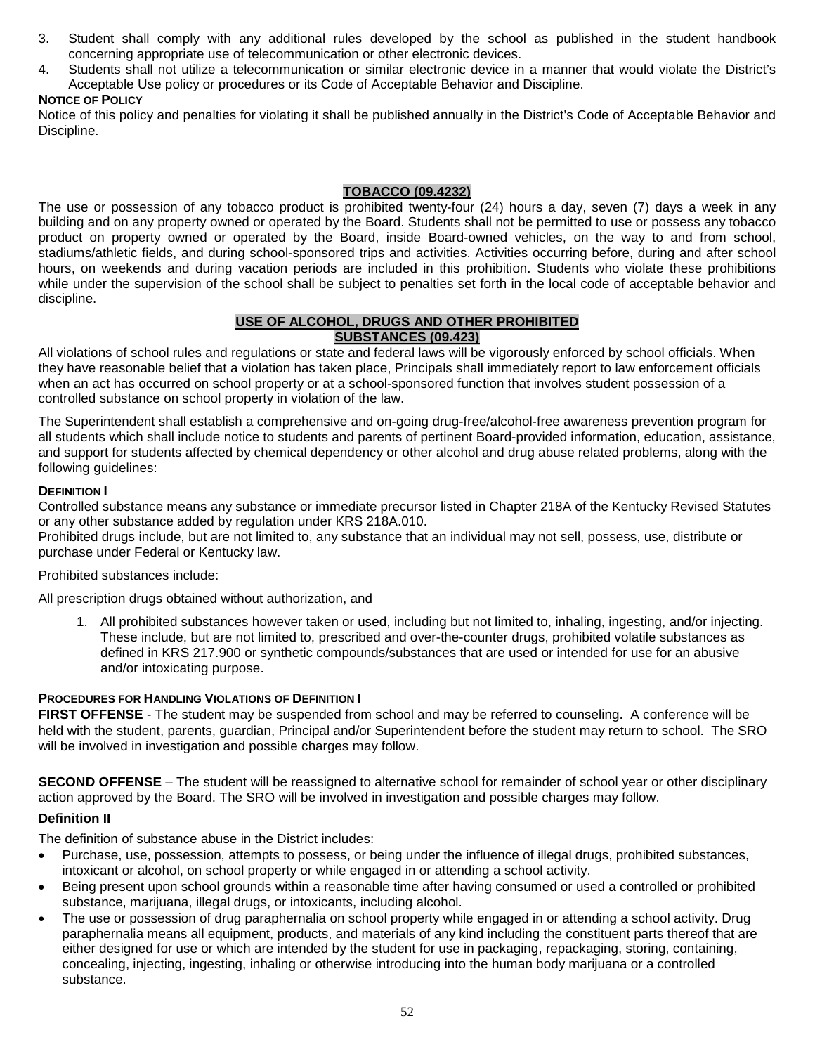3. Student shall comply with any additional rules developed by the school as published in the student handbook concerning appropriate use of telecommunication or other electronic devices.
4. Students shall not utilize a telecommunication or similar electronic device in a manner that would violate the District's Acceptable Use policy or procedures or its Code of Acceptable Behavior and Discipline.

**NOTICE OF POLICY**

Notice of this policy and penalties for violating it shall be published annually in the District's Code of Acceptable Behavior and Discipline.

## TOBACCO (09.4232)

The use or possession of any tobacco product is prohibited twenty-four (24) hours a day, seven (7) days a week in any building and on any property owned or operated by the Board. Students shall not be permitted to use or possess any tobacco product on property owned or operated by the Board, inside Board-owned vehicles, on the way to and from school, stadiums/athletic fields, and during school-sponsored trips and activities. Activities occurring before, during and after school hours, on weekends and during vacation periods are included in this prohibition. Students who violate these prohibitions while under the supervision of the school shall be subject to penalties set forth in the local code of acceptable behavior and discipline.

## USE OF ALCOHOL, DRUGS AND OTHER PROHIBITED SUBSTANCES (09.423)

All violations of school rules and regulations or state and federal laws will be vigorously enforced by school officials. When they have reasonable belief that a violation has taken place, Principals shall immediately report to law enforcement officials when an act has occurred on school property or at a school-sponsored function that involves student possession of a controlled substance on school property in violation of the law.

The Superintendent shall establish a comprehensive and on-going drug-free/alcohol-free awareness prevention program for all students which shall include notice to students and parents of pertinent Board-provided information, education, assistance, and support for students affected by chemical dependency or other alcohol and drug abuse related problems, along with the following guidelines:

**DEFINITION I**

Controlled substance means any substance or immediate precursor listed in Chapter 218A of the Kentucky Revised Statutes or any other substance added by regulation under KRS 218A.010.

Prohibited drugs include, but are not limited to, any substance that an individual may not sell, possess, use, distribute or purchase under Federal or Kentucky law.

Prohibited substances include:

All prescription drugs obtained without authorization, and

1. All prohibited substances however taken or used, including but not limited to, inhaling, ingesting, and/or injecting. These include, but are not limited to, prescribed and over-the-counter drugs, prohibited volatile substances as defined in KRS 217.900 or synthetic compounds/substances that are used or intended for use for an abusive and/or intoxicating purpose.

**PROCEDURES FOR HANDLING VIOLATIONS OF DEFINITION I**

**FIRST OFFENSE** - The student may be suspended from school and may be referred to counseling. A conference will be held with the student, parents, guardian, Principal and/or Superintendent before the student may return to school. The SRO will be involved in investigation and possible charges may follow.

**SECOND OFFENSE** – The student will be reassigned to alternative school for remainder of school year or other disciplinary action approved by the Board. The SRO will be involved in investigation and possible charges may follow.

**Definition II**

The definition of substance abuse in the District includes:

- Purchase, use, possession, attempts to possess, or being under the influence of illegal drugs, prohibited substances, intoxicant or alcohol, on school property or while engaged in or attending a school activity.
- Being present upon school grounds within a reasonable time after having consumed or used a controlled or prohibited substance, marijuana, illegal drugs, or intoxicants, including alcohol.
- The use or possession of drug paraphernalia on school property while engaged in or attending a school activity. Drug paraphernalia means all equipment, products, and materials of any kind including the constituent parts thereof that are either designed for use or which are intended by the student for use in packaging, repackaging, storing, containing, concealing, injecting, ingesting, inhaling or otherwise introducing into the human body marijuana or a controlled substance.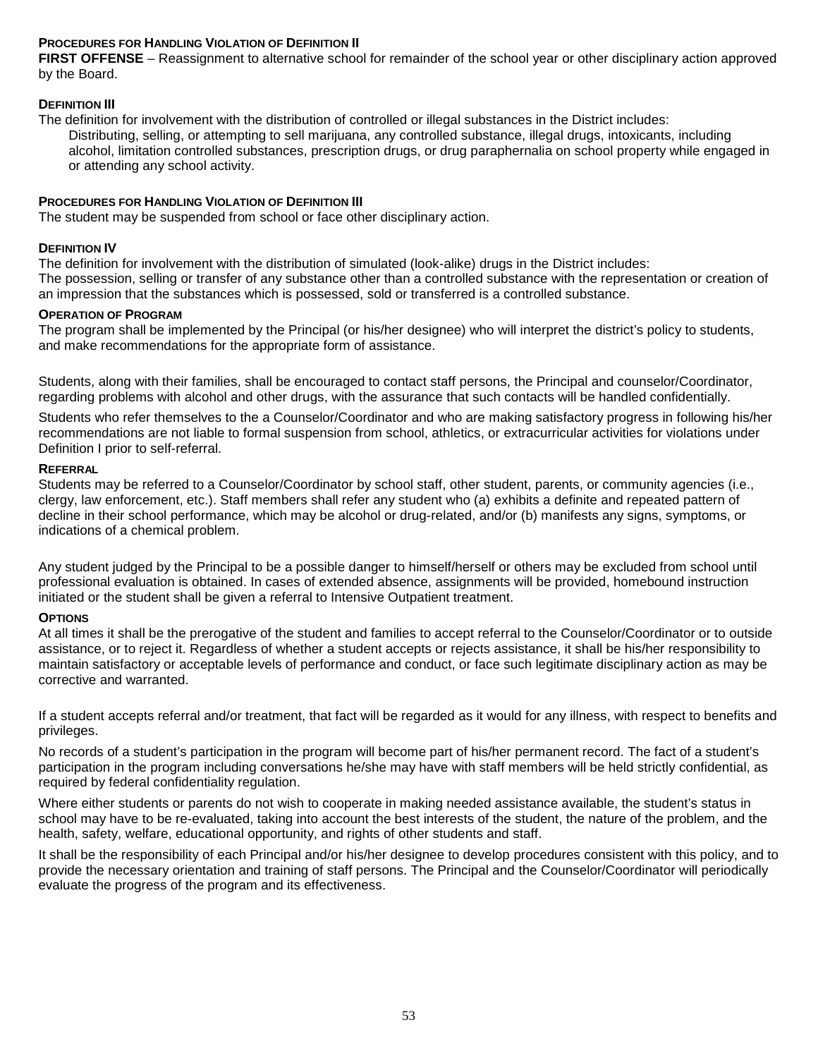#### Procedures for Handling Violation of Definition II

**FIRST OFFENSE** – Reassignment to alternative school for remainder of the school year or other disciplinary action approved by the Board.

#### Definition III

The definition for involvement with the distribution of controlled or illegal substances in the District includes:

Distributing, selling, or attempting to sell marijuana, any controlled substance, illegal drugs, intoxicants, including alcohol, limitation controlled substances, prescription drugs, or drug paraphernalia on school property while engaged in or attending any school activity.

#### Procedures for Handling Violation of Definition III

The student may be suspended from school or face other disciplinary action.

#### Definition IV

The definition for involvement with the distribution of simulated (look-alike) drugs in the District includes:
The possession, selling or transfer of any substance other than a controlled substance with the representation or creation of an impression that the substances which is possessed, sold or transferred is a controlled substance.

#### Operation of Program

The program shall be implemented by the Principal (or his/her designee) who will interpret the district's policy to students, and make recommendations for the appropriate form of assistance.

Students, along with their families, shall be encouraged to contact staff persons, the Principal and counselor/Coordinator, regarding problems with alcohol and other drugs, with the assurance that such contacts will be handled confidentially.

Students who refer themselves to the a Counselor/Coordinator and who are making satisfactory progress in following his/her recommendations are not liable to formal suspension from school, athletics, or extracurricular activities for violations under Definition I prior to self-referral.

#### Referral

Students may be referred to a Counselor/Coordinator by school staff, other student, parents, or community agencies (i.e., clergy, law enforcement, etc.). Staff members shall refer any student who (a) exhibits a definite and repeated pattern of decline in their school performance, which may be alcohol or drug-related, and/or (b) manifests any signs, symptoms, or indications of a chemical problem.

Any student judged by the Principal to be a possible danger to himself/herself or others may be excluded from school until professional evaluation is obtained. In cases of extended absence, assignments will be provided, homebound instruction initiated or the student shall be given a referral to Intensive Outpatient treatment.

#### Options

At all times it shall be the prerogative of the student and families to accept referral to the Counselor/Coordinator or to outside assistance, or to reject it. Regardless of whether a student accepts or rejects assistance, it shall be his/her responsibility to maintain satisfactory or acceptable levels of performance and conduct, or face such legitimate disciplinary action as may be corrective and warranted.

If a student accepts referral and/or treatment, that fact will be regarded as it would for any illness, with respect to benefits and privileges.

No records of a student's participation in the program will become part of his/her permanent record. The fact of a student's participation in the program including conversations he/she may have with staff members will be held strictly confidential, as required by federal confidentiality regulation.

Where either students or parents do not wish to cooperate in making needed assistance available, the student's status in school may have to be re-evaluated, taking into account the best interests of the student, the nature of the problem, and the health, safety, welfare, educational opportunity, and rights of other students and staff.

It shall be the responsibility of each Principal and/or his/her designee to develop procedures consistent with this policy, and to provide the necessary orientation and training of staff persons. The Principal and the Counselor/Coordinator will periodically evaluate the progress of the program and its effectiveness.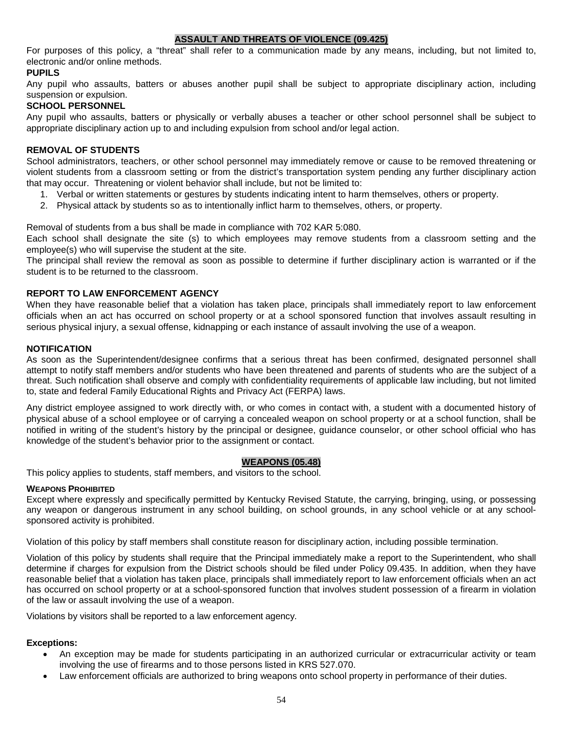## ASSAULT AND THREATS OF VIOLENCE (09.425)

For purposes of this policy, a "threat" shall refer to a communication made by any means, including, but not limited to, electronic and/or online methods.

**PUPILS**

Any pupil who assaults, batters or abuses another pupil shall be subject to appropriate disciplinary action, including suspension or expulsion.

**SCHOOL PERSONNEL**

Any pupil who assaults, batters or physically or verbally abuses a teacher or other school personnel shall be subject to appropriate disciplinary action up to and including expulsion from school and/or legal action.

**REMOVAL OF STUDENTS**

School administrators, teachers, or other school personnel may immediately remove or cause to be removed threatening or violent students from a classroom setting or from the district's transportation system pending any further disciplinary action that may occur. Threatening or violent behavior shall include, but not be limited to:

1. Verbal or written statements or gestures by students indicating intent to harm themselves, others or property.
2. Physical attack by students so as to intentionally inflict harm to themselves, others, or property.

Removal of students from a bus shall be made in compliance with 702 KAR 5:080.

Each school shall designate the site (s) to which employees may remove students from a classroom setting and the employee(s) who will supervise the student at the site.

The principal shall review the removal as soon as possible to determine if further disciplinary action is warranted or if the student is to be returned to the classroom.

**REPORT TO LAW ENFORCEMENT AGENCY**

When they have reasonable belief that a violation has taken place, principals shall immediately report to law enforcement officials when an act has occurred on school property or at a school sponsored function that involves assault resulting in serious physical injury, a sexual offense, kidnapping or each instance of assault involving the use of a weapon.

**NOTIFICATION**

As soon as the Superintendent/designee confirms that a serious threat has been confirmed, designated personnel shall attempt to notify staff members and/or students who have been threatened and parents of students who are the subject of a threat. Such notification shall observe and comply with confidentiality requirements of applicable law including, but not limited to, state and federal Family Educational Rights and Privacy Act (FERPA) laws.

Any district employee assigned to work directly with, or who comes in contact with, a student with a documented history of physical abuse of a school employee or of carrying a concealed weapon on school property or at a school function, shall be notified in writing of the student's history by the principal or designee, guidance counselor, or other school official who has knowledge of the student's behavior prior to the assignment or contact.

## WEAPONS (05.48)

This policy applies to students, staff members, and visitors to the school.

**WEAPONS PROHIBITED**

Except where expressly and specifically permitted by Kentucky Revised Statute, the carrying, bringing, using, or possessing any weapon or dangerous instrument in any school building, on school grounds, in any school vehicle or at any school-sponsored activity is prohibited.

Violation of this policy by staff members shall constitute reason for disciplinary action, including possible termination.

Violation of this policy by students shall require that the Principal immediately make a report to the Superintendent, who shall determine if charges for expulsion from the District schools should be filed under Policy 09.435. In addition, when they have reasonable belief that a violation has taken place, principals shall immediately report to law enforcement officials when an act has occurred on school property or at a school-sponsored function that involves student possession of a firearm in violation of the law or assault involving the use of a weapon.

Violations by visitors shall be reported to a law enforcement agency.

**Exceptions:**

- An exception may be made for students participating in an authorized curricular or extracurricular activity or team involving the use of firearms and to those persons listed in KRS 527.070.
- Law enforcement officials are authorized to bring weapons onto school property in performance of their duties.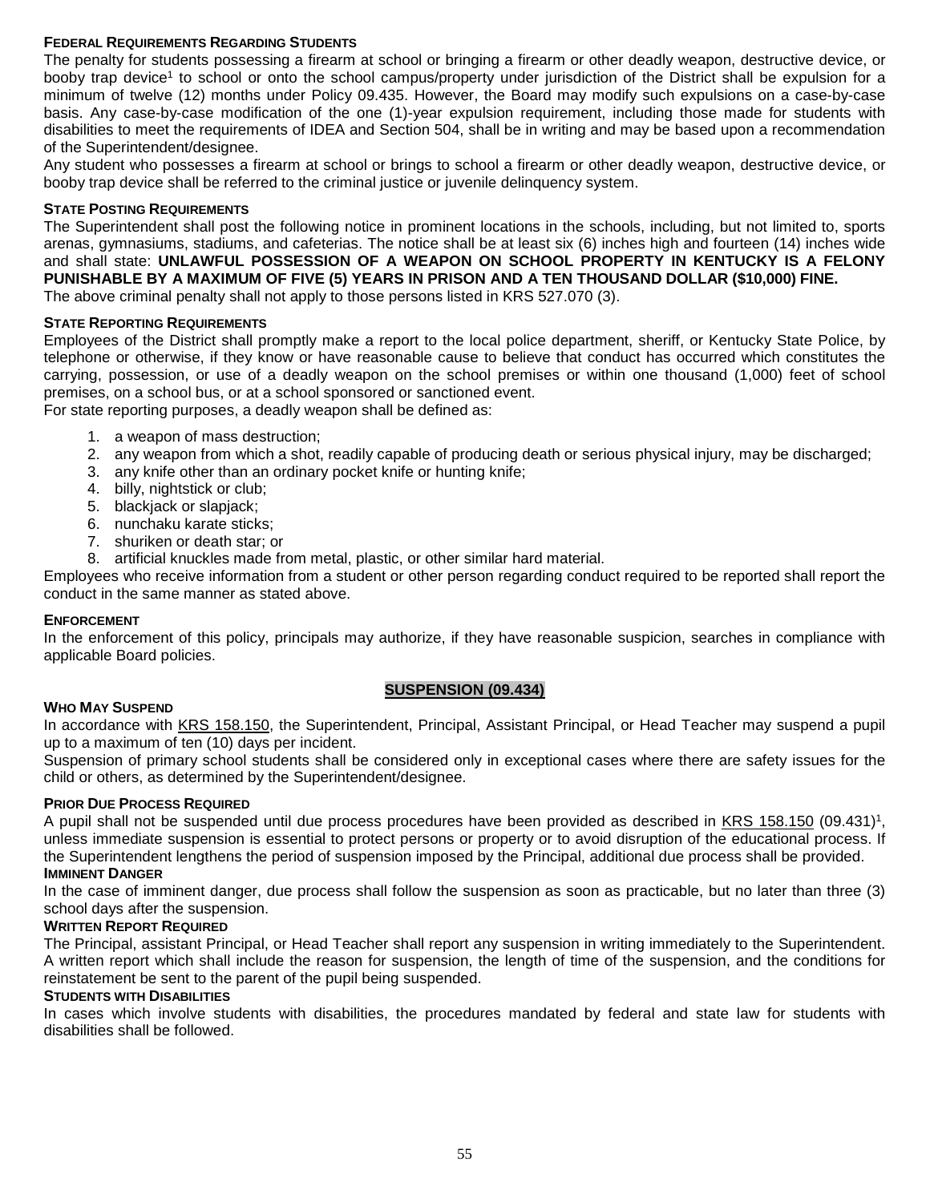#### FEDERAL REQUIREMENTS REGARDING STUDENTS

The penalty for students possessing a firearm at school or bringing a firearm or other deadly weapon, destructive device, or booby trap device[1] to school or onto the school campus/property under jurisdiction of the District shall be expulsion for a minimum of twelve (12) months under Policy 09.435. However, the Board may modify such expulsions on a case-by-case basis. Any case-by-case modification of the one (1)-year expulsion requirement, including those made for students with disabilities to meet the requirements of IDEA and Section 504, shall be in writing and may be based upon a recommendation of the Superintendent/designee.

Any student who possesses a firearm at school or brings to school a firearm or other deadly weapon, destructive device, or booby trap device shall be referred to the criminal justice or juvenile delinquency system.

#### STATE POSTING REQUIREMENTS

The Superintendent shall post the following notice in prominent locations in the schools, including, but not limited to, sports arenas, gymnasiums, stadiums, and cafeterias. The notice shall be at least six (6) inches high and fourteen (14) inches wide and shall state: **UNLAWFUL POSSESSION OF A WEAPON ON SCHOOL PROPERTY IN KENTUCKY IS A FELONY PUNISHABLE BY A MAXIMUM OF FIVE (5) YEARS IN PRISON AND A TEN THOUSAND DOLLAR ($10,000) FINE.**

The above criminal penalty shall not apply to those persons listed in KRS 527.070 (3).

#### STATE REPORTING REQUIREMENTS

Employees of the District shall promptly make a report to the local police department, sheriff, or Kentucky State Police, by telephone or otherwise, if they know or have reasonable cause to believe that conduct has occurred which constitutes the carrying, possession, or use of a deadly weapon on the school premises or within one thousand (1,000) feet of school premises, on a school bus, or at a school sponsored or sanctioned event.

For state reporting purposes, a deadly weapon shall be defined as:

1. a weapon of mass destruction;
2. any weapon from which a shot, readily capable of producing death or serious physical injury, may be discharged;
3. any knife other than an ordinary pocket knife or hunting knife;
4. billy, nightstick or club;
5. blackjack or slapjack;
6. nunchaku karate sticks;
7. shuriken or death star; or
8. artificial knuckles made from metal, plastic, or other similar hard material.

Employees who receive information from a student or other person regarding conduct required to be reported shall report the conduct in the same manner as stated above.

#### ENFORCEMENT

In the enforcement of this policy, principals may authorize, if they have reasonable suspicion, searches in compliance with applicable Board policies.

### SUSPENSION (09.434)

#### WHO MAY SUSPEND

In accordance with KRS 158.150, the Superintendent, Principal, Assistant Principal, or Head Teacher may suspend a pupil up to a maximum of ten (10) days per incident.

Suspension of primary school students shall be considered only in exceptional cases where there are safety issues for the child or others, as determined by the Superintendent/designee.

#### PRIOR DUE PROCESS REQUIRED

A pupil shall not be suspended until due process procedures have been provided as described in KRS 158.150 (09.431)[1], unless immediate suspension is essential to protect persons or property or to avoid disruption of the educational process. If the Superintendent lengthens the period of suspension imposed by the Principal, additional due process shall be provided.

#### IMMINENT DANGER

In the case of imminent danger, due process shall follow the suspension as soon as practicable, but no later than three (3) school days after the suspension.

#### WRITTEN REPORT REQUIRED

The Principal, assistant Principal, or Head Teacher shall report any suspension in writing immediately to the Superintendent. A written report which shall include the reason for suspension, the length of time of the suspension, and the conditions for reinstatement be sent to the parent of the pupil being suspended.

#### STUDENTS WITH DISABILITIES

In cases which involve students with disabilities, the procedures mandated by federal and state law for students with disabilities shall be followed.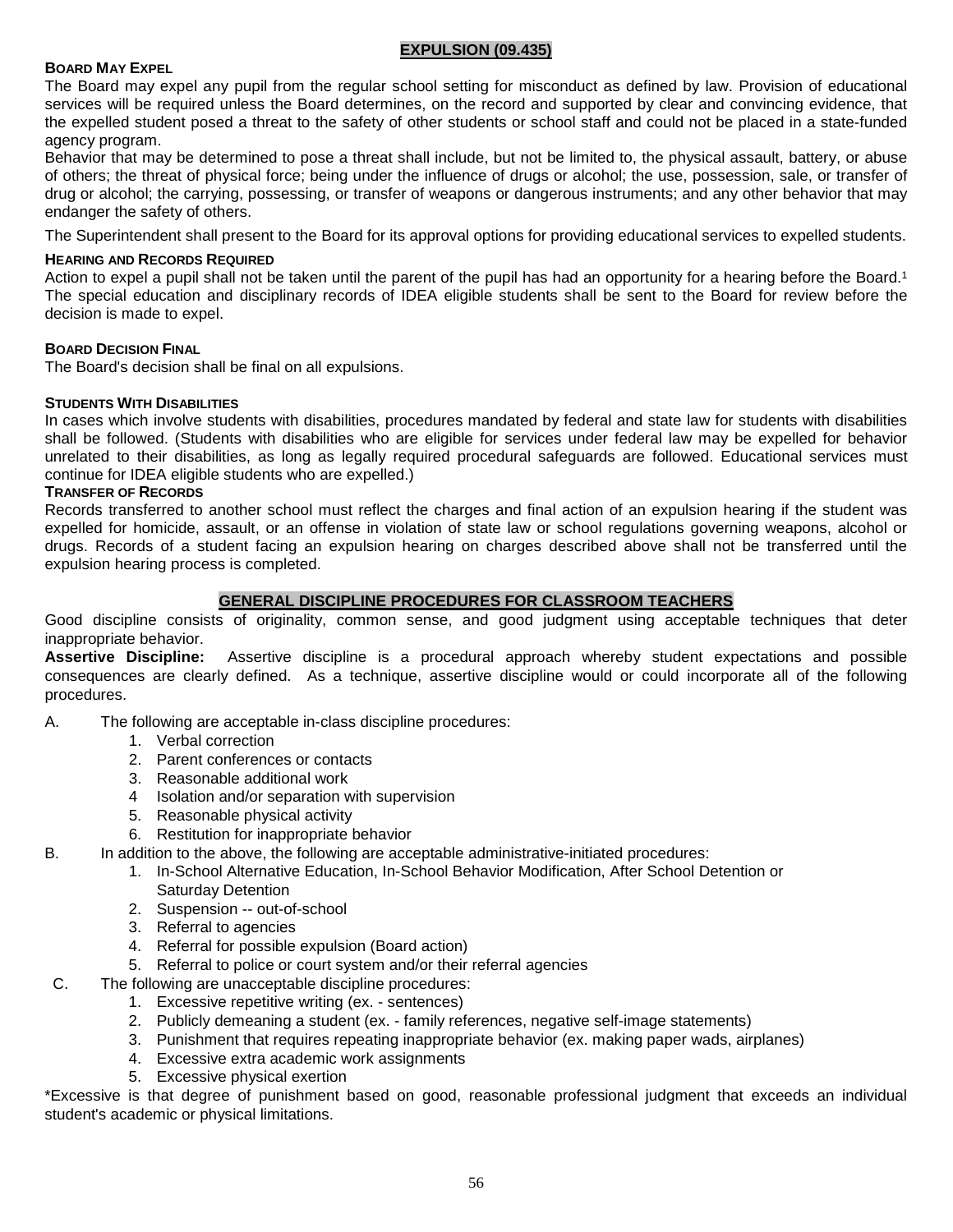## EXPULSION (09.435)

### BOARD MAY EXPEL

The Board may expel any pupil from the regular school setting for misconduct as defined by law. Provision of educational services will be required unless the Board determines, on the record and supported by clear and convincing evidence, that the expelled student posed a threat to the safety of other students or school staff and could not be placed in a state-funded agency program.

Behavior that may be determined to pose a threat shall include, but not be limited to, the physical assault, battery, or abuse of others; the threat of physical force; being under the influence of drugs or alcohol; the use, possession, sale, or transfer of drug or alcohol; the carrying, possessing, or transfer of weapons or dangerous instruments; and any other behavior that may endanger the safety of others.

The Superintendent shall present to the Board for its approval options for providing educational services to expelled students.

### HEARING AND RECORDS REQUIRED

Action to expel a pupil shall not be taken until the parent of the pupil has had an opportunity for a hearing before the Board.[1] The special education and disciplinary records of IDEA eligible students shall be sent to the Board for review before the decision is made to expel.

### BOARD DECISION FINAL

The Board's decision shall be final on all expulsions.

### STUDENTS WITH DISABILITIES

In cases which involve students with disabilities, procedures mandated by federal and state law for students with disabilities shall be followed. (Students with disabilities who are eligible for services under federal law may be expelled for behavior unrelated to their disabilities, as long as legally required procedural safeguards are followed. Educational services must continue for IDEA eligible students who are expelled.)

### TRANSFER OF RECORDS

Records transferred to another school must reflect the charges and final action of an expulsion hearing if the student was expelled for homicide, assault, or an offense in violation of state law or school regulations governing weapons, alcohol or drugs. Records of a student facing an expulsion hearing on charges described above shall not be transferred until the expulsion hearing process is completed.

## GENERAL DISCIPLINE PROCEDURES FOR CLASSROOM TEACHERS

Good discipline consists of originality, common sense, and good judgment using acceptable techniques that deter inappropriate behavior.

**Assertive Discipline:** Assertive discipline is a procedural approach whereby student expectations and possible consequences are clearly defined. As a technique, assertive discipline would or could incorporate all of the following procedures.

A. The following are acceptable in-class discipline procedures:
   1. Verbal correction
   2. Parent conferences or contacts
   3. Reasonable additional work
   4. Isolation and/or separation with supervision
   5. Reasonable physical activity
   6. Restitution for inappropriate behavior

B. In addition to the above, the following are acceptable administrative-initiated procedures:
   1. In-School Alternative Education, In-School Behavior Modification, After School Detention or Saturday Detention
   2. Suspension -- out-of-school
   3. Referral to agencies
   4. Referral for possible expulsion (Board action)
   5. Referral to police or court system and/or their referral agencies

C. The following are unacceptable discipline procedures:
   1. Excessive repetitive writing (ex. - sentences)
   2. Publicly demeaning a student (ex. - family references, negative self-image statements)
   3. Punishment that requires repeating inappropriate behavior (ex. making paper wads, airplanes)
   4. Excessive extra academic work assignments
   5. Excessive physical exertion

*Excessive is that degree of punishment based on good, reasonable professional judgment that exceeds an individual student's academic or physical limitations.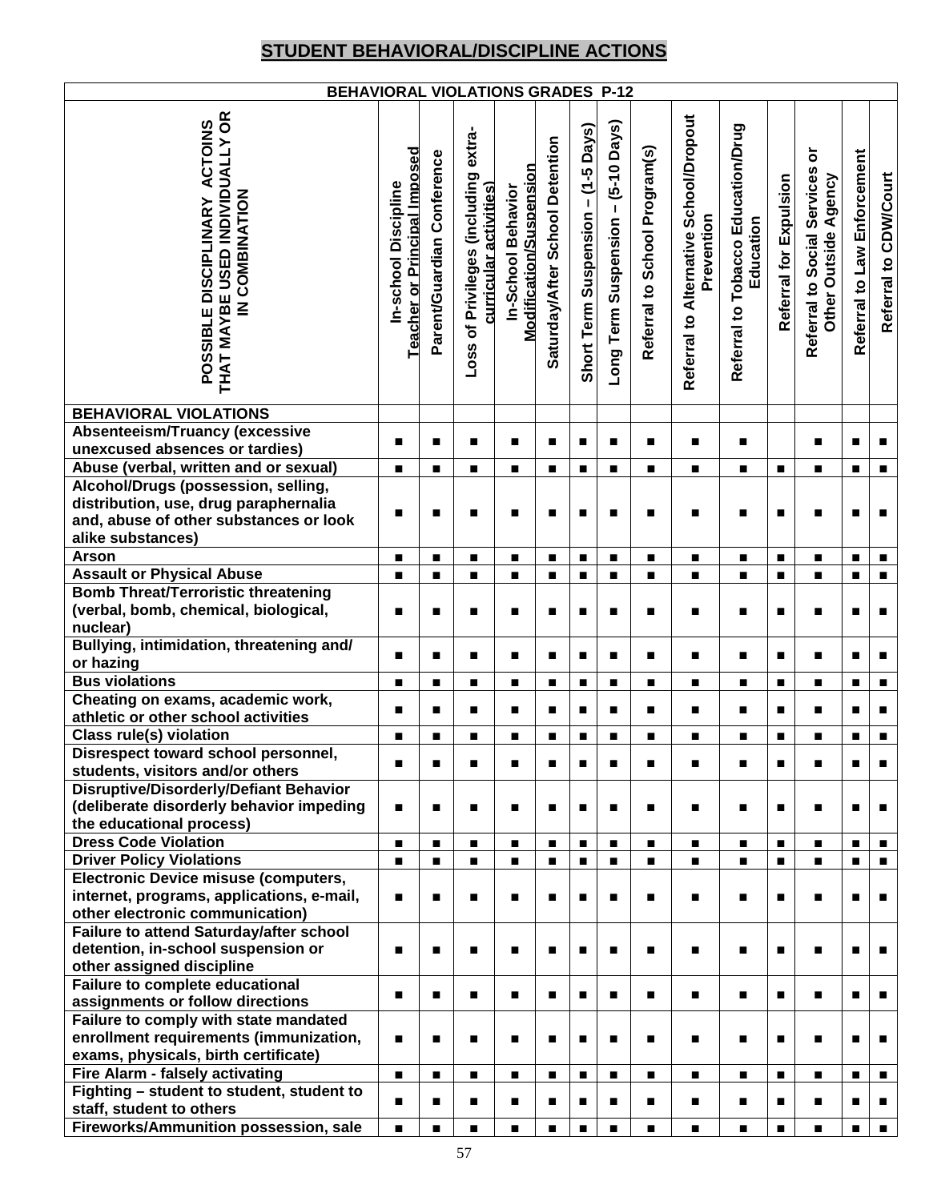## STUDENT BEHAVIORAL/DISCIPLINE ACTIONS

| BEHAVIORAL VIOLATIONS GRADES P-12 | | | | | | | | | | | | | | |
|---|---|---|---|---|---|---|---|---|---|---|---|---|---|---|
| POSSIBLE DISCIPLINARY ACTOINS THAT MAYBE USED INDIVIDUALLY OR IN COMBINATION | In-school Discipline Teacher or Principal Imposed | Parent/Guardian Conference | Loss of Privileges (including extra-curricular activities) | In-School Behavior Modification/Suspension | Saturday/After School Detention | Short Term Suspension – (1-5 Days) | Long Term Suspension – (5-10 Days) | Referral to School Program(s) | Referral to Alternative School/Dropout Prevention | Referral to Tobacco Education/Drug Education | Referral for Expulsion | Referral to Social Services or Other Outside Agency | Referral to Law Enforcement | Referral to CDW/Court |
| **BEHAVIORAL VIOLATIONS** | | | | | | | | | | | | | | |
| **Absenteeism/Truancy (excessive unexcused absences or tardies)** | ■ | ■ | ■ | ■ | ■ | ■ | ■ | ■ | ■ | ■ | | ■ | ■ | ■ |
| **Abuse (verbal, written and or sexual)** | ■ | ■ | ■ | ■ | ■ | ■ | ■ | ■ | ■ | ■ | ■ | ■ | ■ | ■ |
| **Alcohol/Drugs (possession, selling, distribution, use, drug paraphernalia and, abuse of other substances or look alike substances)** | ■ | ■ | ■ | ■ | ■ | ■ | ■ | ■ | ■ | ■ | ■ | ■ | ■ | ■ |
| **Arson** | ■ | ■ | ■ | ■ | ■ | ■ | ■ | ■ | ■ | ■ | ■ | ■ | ■ | ■ |
| **Assault or Physical Abuse** | ■ | ■ | ■ | ■ | ■ | ■ | ■ | ■ | ■ | ■ | ■ | ■ | ■ | ■ |
| **Bomb Threat/Terroristic threatening (verbal, bomb, chemical, biological, nuclear)** | ■ | ■ | ■ | ■ | ■ | ■ | ■ | ■ | ■ | ■ | ■ | ■ | ■ | ■ |
| **Bullying, intimidation, threatening and/ or hazing** | ■ | ■ | ■ | ■ | ■ | ■ | ■ | ■ | ■ | ■ | ■ | ■ | ■ | ■ |
| **Bus violations** | ■ | ■ | ■ | ■ | ■ | ■ | ■ | ■ | ■ | ■ | ■ | ■ | ■ | ■ |
| **Cheating on exams, academic work, athletic or other school activities** | ■ | ■ | ■ | ■ | ■ | ■ | ■ | ■ | ■ | ■ | ■ | ■ | ■ | ■ |
| **Class rule(s) violation** | ■ | ■ | ■ | ■ | ■ | ■ | ■ | ■ | ■ | ■ | ■ | ■ | ■ | ■ |
| **Disrespect toward school personnel, students, visitors and/or others** | ■ | ■ | ■ | ■ | ■ | ■ | ■ | ■ | ■ | ■ | ■ | ■ | ■ | ■ |
| **Disruptive/Disorderly/Defiant Behavior (deliberate disorderly behavior impeding the educational process)** | ■ | ■ | ■ | ■ | ■ | ■ | ■ | ■ | ■ | ■ | ■ | ■ | ■ | ■ |
| **Dress Code Violation** | ■ | ■ | ■ | ■ | ■ | ■ | ■ | ■ | ■ | ■ | ■ | ■ | ■ | ■ |
| **Driver Policy Violations** | ■ | ■ | ■ | ■ | ■ | ■ | ■ | ■ | ■ | ■ | ■ | ■ | ■ | ■ |
| **Electronic Device misuse (computers, internet, programs, applications, e-mail, other electronic communication)** | ■ | ■ | ■ | ■ | ■ | ■ | ■ | ■ | ■ | ■ | ■ | ■ | ■ | ■ |
| **Failure to attend Saturday/after school detention, in-school suspension or other assigned discipline** | ■ | ■ | ■ | ■ | ■ | ■ | ■ | ■ | ■ | ■ | ■ | ■ | ■ | ■ |
| **Failure to complete educational assignments or follow directions** | ■ | ■ | ■ | ■ | ■ | ■ | ■ | ■ | ■ | ■ | ■ | ■ | ■ | ■ |
| **Failure to comply with state mandated enrollment requirements (immunization, exams, physicals, birth certificate)** | ■ | ■ | ■ | ■ | ■ | ■ | ■ | ■ | ■ | ■ | ■ | ■ | ■ | ■ |
| **Fire Alarm - falsely activating** | ■ | ■ | ■ | ■ | ■ | ■ | ■ | ■ | ■ | ■ | ■ | ■ | ■ | ■ |
| **Fighting – student to student, student to staff, student to others** | ■ | ■ | ■ | ■ | ■ | ■ | ■ | ■ | ■ | ■ | ■ | ■ | ■ | ■ |
| **Fireworks/Ammunition possession, sale** | ■ | ■ | ■ | ■ | ■ | ■ | ■ | ■ | ■ | ■ | ■ | ■ | ■ | ■ |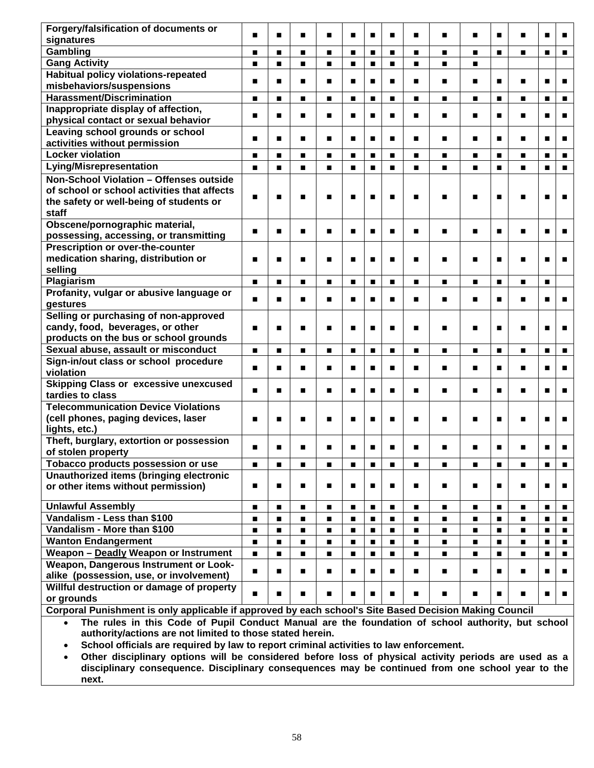| | | | | | | | | | | | | | | |
|---|---|---|---|---|---|---|---|---|---|---|---|---|---|---|
| **Forgery/falsification of documents or signatures** | ■ | ■ | ■ | ■ | ■ | ■ | ■ | ■ | ■ | ■ | ■ | ■ | ■ | ■ |
| **Gambling** | ■ | ■ | ■ | ■ | ■ | ■ | ■ | ■ | ■ | ■ | ■ | ■ | ■ | ■ |
| **Gang Activity** | ■ | ■ | ■ | ■ | ■ | ■ | ■ | ■ | ■ | ■ | | | | |
| **Habitual policy violations-repeated misbehaviors/suspensions** | ■ | ■ | ■ | ■ | ■ | ■ | ■ | ■ | ■ | ■ | ■ | ■ | ■ | ■ |
| **Harassment/Discrimination** | ■ | ■ | ■ | ■ | ■ | ■ | ■ | ■ | ■ | ■ | ■ | ■ | ■ | ■ |
| **Inappropriate display of affection, physical contact or sexual behavior** | ■ | ■ | ■ | ■ | ■ | ■ | ■ | ■ | ■ | ■ | ■ | ■ | ■ | ■ |
| **Leaving school grounds or school activities without permission** | ■ | ■ | ■ | ■ | ■ | ■ | ■ | ■ | ■ | ■ | ■ | ■ | ■ | ■ |
| **Locker violation** | ■ | ■ | ■ | ■ | ■ | ■ | ■ | ■ | ■ | ■ | ■ | ■ | ■ | ■ |
| **Lying/Misrepresentation** | ■ | ■ | ■ | ■ | ■ | ■ | ■ | ■ | ■ | ■ | ■ | ■ | ■ | ■ |
| **Non-School Violation – Offenses outside of school or school activities that affects the safety or well-being of students or staff** | ■ | ■ | ■ | ■ | ■ | ■ | ■ | ■ | ■ | ■ | ■ | ■ | ■ | ■ |
| **Obscene/pornographic material, possessing, accessing, or transmitting** | ■ | ■ | ■ | ■ | ■ | ■ | ■ | ■ | ■ | ■ | ■ | ■ | ■ | ■ |
| **Prescription or over-the-counter medication sharing, distribution or selling** | ■ | ■ | ■ | ■ | ■ | ■ | ■ | ■ | ■ | ■ | ■ | ■ | ■ | ■ |
| **Plagiarism** | ■ | ■ | ■ | ■ | ■ | ■ | ■ | ■ | ■ | ■ | ■ | ■ | ■ | |
| **Profanity, vulgar or abusive language or gestures** | ■ | ■ | ■ | ■ | ■ | ■ | ■ | ■ | ■ | ■ | ■ | ■ | ■ | ■ |
| **Selling or purchasing of non-approved candy, food, beverages, or other products on the bus or school grounds** | ■ | ■ | ■ | ■ | ■ | ■ | ■ | ■ | ■ | ■ | ■ | ■ | ■ | ■ |
| **Sexual abuse, assault or misconduct** | ■ | ■ | ■ | ■ | ■ | ■ | ■ | ■ | ■ | ■ | ■ | ■ | ■ | ■ |
| **Sign-in/out class or school procedure violation** | ■ | ■ | ■ | ■ | ■ | ■ | ■ | ■ | ■ | ■ | ■ | ■ | ■ | ■ |
| **Skipping Class or excessive unexcused tardies to class** | ■ | ■ | ■ | ■ | ■ | ■ | ■ | ■ | ■ | ■ | ■ | ■ | ■ | ■ |
| **Telecommunication Device Violations (cell phones, paging devices, laser lights, etc.)** | ■ | ■ | ■ | ■ | ■ | ■ | ■ | ■ | ■ | ■ | ■ | ■ | ■ | ■ |
| **Theft, burglary, extortion or possession of stolen property** | ■ | ■ | ■ | ■ | ■ | ■ | ■ | ■ | ■ | ■ | ■ | ■ | ■ | ■ |
| **Tobacco products possession or use** | ■ | ■ | ■ | ■ | ■ | ■ | ■ | ■ | ■ | ■ | ■ | ■ | ■ | ■ |
| **Unauthorized items (bringing electronic or other items without permission)** | ■ | ■ | ■ | ■ | ■ | ■ | ■ | ■ | ■ | ■ | ■ | ■ | ■ | ■ |
| **Unlawful Assembly** | ■ | ■ | ■ | ■ | ■ | ■ | ■ | ■ | ■ | ■ | ■ | ■ | ■ | ■ |
| **Vandalism - Less than $100** | ■ | ■ | ■ | ■ | ■ | ■ | ■ | ■ | ■ | ■ | ■ | ■ | ■ | ■ |
| **Vandalism - More than $100** | ■ | ■ | ■ | ■ | ■ | ■ | ■ | ■ | ■ | ■ | ■ | ■ | ■ | ■ |
| **Wanton Endangerment** | ■ | ■ | ■ | ■ | ■ | ■ | ■ | ■ | ■ | ■ | ■ | ■ | ■ | ■ |
| **Weapon – Deadly Weapon or Instrument** | ■ | ■ | ■ | ■ | ■ | ■ | ■ | ■ | ■ | ■ | ■ | ■ | ■ | ■ |
| **Weapon, Dangerous Instrument or Look-alike (possession, use, or involvement)** | ■ | ■ | ■ | ■ | ■ | ■ | ■ | ■ | ■ | ■ | ■ | ■ | ■ | ■ |
| **Willful destruction or damage of property or grounds** | ■ | ■ | ■ | ■ | ■ | ■ | ■ | ■ | ■ | ■ | ■ | ■ | ■ | ■ |

**Corporal Punishment is only applicable if approved by each school's Site Based Decision Making Council**

- **The rules in this Code of Pupil Conduct Manual are the foundation of school authority, but school authority/actions are not limited to those stated herein.**
- **School officials are required by law to report criminal activities to law enforcement.**
- **Other disciplinary options will be considered before loss of physical activity periods are used as a disciplinary consequence. Disciplinary consequences may be continued from one school year to the next.**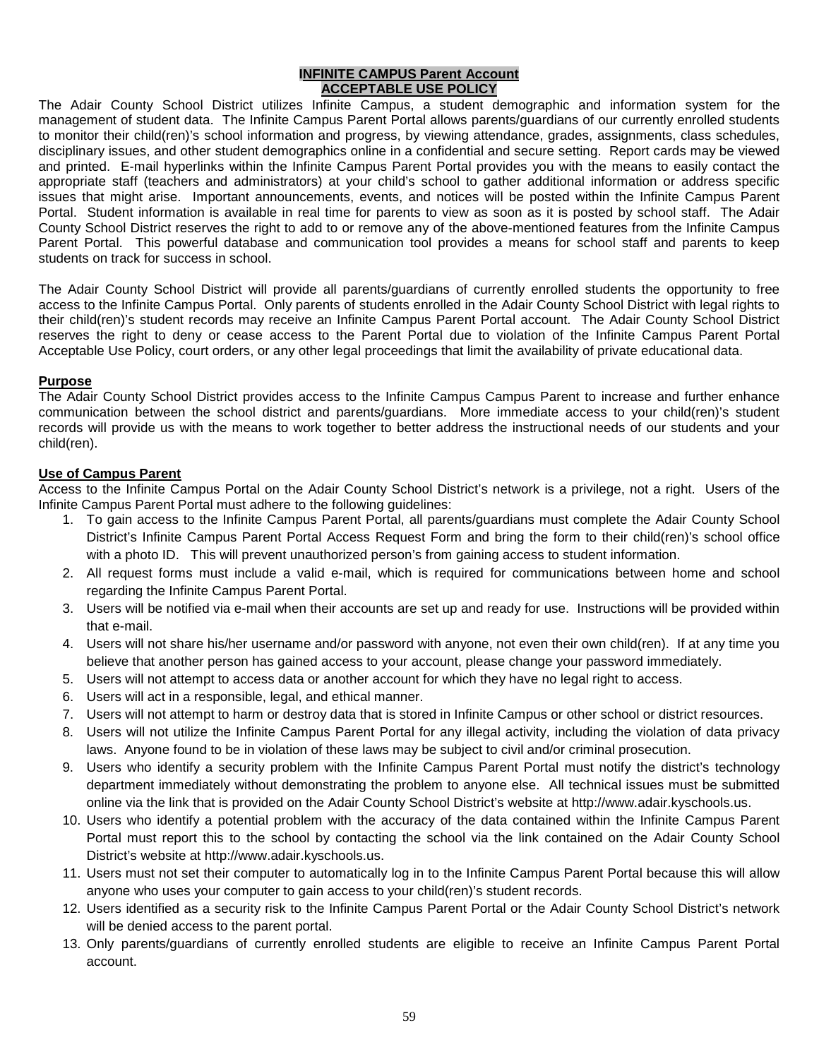**INFINITE CAMPUS Parent Account**
**ACCEPTABLE USE POLICY**

The Adair County School District utilizes Infinite Campus, a student demographic and information system for the management of student data. The Infinite Campus Parent Portal allows parents/guardians of our currently enrolled students to monitor their child(ren)'s school information and progress, by viewing attendance, grades, assignments, class schedules, disciplinary issues, and other student demographics online in a confidential and secure setting. Report cards may be viewed and printed. E-mail hyperlinks within the Infinite Campus Parent Portal provides you with the means to easily contact the appropriate staff (teachers and administrators) at your child's school to gather additional information or address specific issues that might arise. Important announcements, events, and notices will be posted within the Infinite Campus Parent Portal. Student information is available in real time for parents to view as soon as it is posted by school staff. The Adair County School District reserves the right to add to or remove any of the above-mentioned features from the Infinite Campus Parent Portal. This powerful database and communication tool provides a means for school staff and parents to keep students on track for success in school.

The Adair County School District will provide all parents/guardians of currently enrolled students the opportunity to free access to the Infinite Campus Portal. Only parents of students enrolled in the Adair County School District with legal rights to their child(ren)'s student records may receive an Infinite Campus Parent Portal account. The Adair County School District reserves the right to deny or cease access to the Parent Portal due to violation of the Infinite Campus Parent Portal Acceptable Use Policy, court orders, or any other legal proceedings that limit the availability of private educational data.

**Purpose**

The Adair County School District provides access to the Infinite Campus Campus Parent to increase and further enhance communication between the school district and parents/guardians. More immediate access to your child(ren)'s student records will provide us with the means to work together to better address the instructional needs of our students and your child(ren).

**Use of Campus Parent**

Access to the Infinite Campus Portal on the Adair County School District's network is a privilege, not a right. Users of the Infinite Campus Parent Portal must adhere to the following guidelines:

1. To gain access to the Infinite Campus Parent Portal, all parents/guardians must complete the Adair County School District's Infinite Campus Parent Portal Access Request Form and bring the form to their child(ren)'s school office with a photo ID. This will prevent unauthorized person's from gaining access to student information.
2. All request forms must include a valid e-mail, which is required for communications between home and school regarding the Infinite Campus Parent Portal.
3. Users will be notified via e-mail when their accounts are set up and ready for use. Instructions will be provided within that e-mail.
4. Users will not share his/her username and/or password with anyone, not even their own child(ren). If at any time you believe that another person has gained access to your account, please change your password immediately.
5. Users will not attempt to access data or another account for which they have no legal right to access.
6. Users will act in a responsible, legal, and ethical manner.
7. Users will not attempt to harm or destroy data that is stored in Infinite Campus or other school or district resources.
8. Users will not utilize the Infinite Campus Parent Portal for any illegal activity, including the violation of data privacy laws. Anyone found to be in violation of these laws may be subject to civil and/or criminal prosecution.
9. Users who identify a security problem with the Infinite Campus Parent Portal must notify the district's technology department immediately without demonstrating the problem to anyone else. All technical issues must be submitted online via the link that is provided on the Adair County School District's website at http://www.adair.kyschools.us.
10. Users who identify a potential problem with the accuracy of the data contained within the Infinite Campus Parent Portal must report this to the school by contacting the school via the link contained on the Adair County School District's website at http://www.adair.kyschools.us.
11. Users must not set their computer to automatically log in to the Infinite Campus Parent Portal because this will allow anyone who uses your computer to gain access to your child(ren)'s student records.
12. Users identified as a security risk to the Infinite Campus Parent Portal or the Adair County School District's network will be denied access to the parent portal.
13. Only parents/guardians of currently enrolled students are eligible to receive an Infinite Campus Parent Portal account.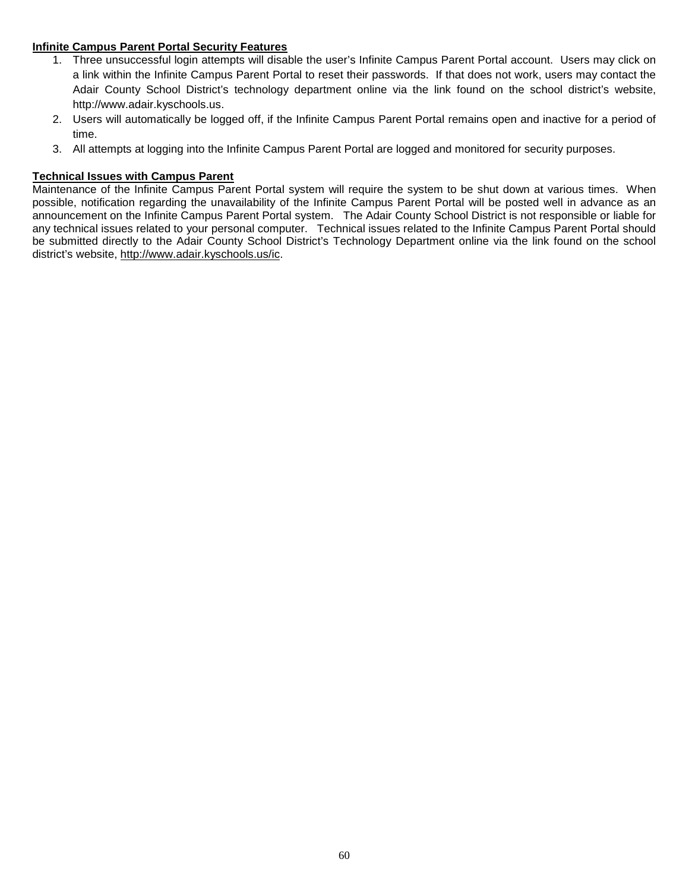**Infinite Campus Parent Portal Security Features**

1. Three unsuccessful login attempts will disable the user's Infinite Campus Parent Portal account. Users may click on a link within the Infinite Campus Parent Portal to reset their passwords. If that does not work, users may contact the Adair County School District's technology department online via the link found on the school district's website, http://www.adair.kyschools.us.
2. Users will automatically be logged off, if the Infinite Campus Parent Portal remains open and inactive for a period of time.
3. All attempts at logging into the Infinite Campus Parent Portal are logged and monitored for security purposes.

**Technical Issues with Campus Parent**

Maintenance of the Infinite Campus Parent Portal system will require the system to be shut down at various times. When possible, notification regarding the unavailability of the Infinite Campus Parent Portal will be posted well in advance as an announcement on the Infinite Campus Parent Portal system. The Adair County School District is not responsible or liable for any technical issues related to your personal computer. Technical issues related to the Infinite Campus Parent Portal should be submitted directly to the Adair County School District's Technology Department online via the link found on the school district's website, http://www.adair.kyschools.us/ic.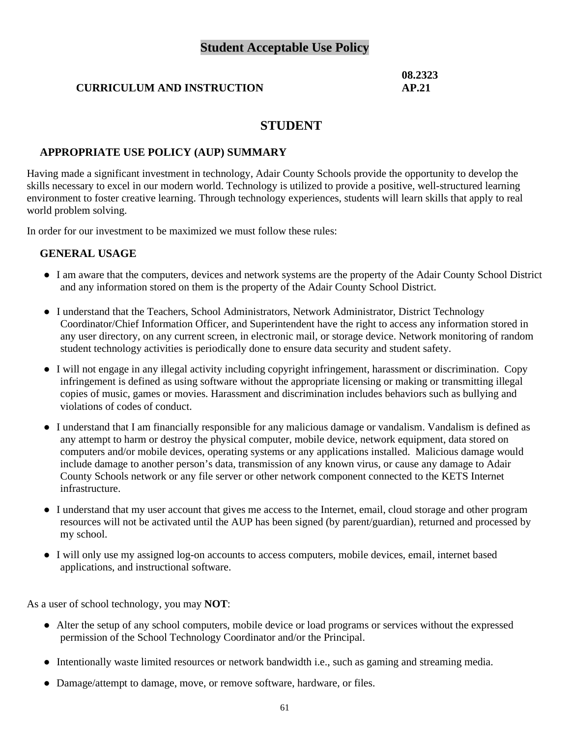# Student Acceptable Use Policy

**CURRICULUM AND INSTRUCTION** **08.2323 AP.21**

## STUDENT

### APPROPRIATE USE POLICY (AUP) SUMMARY

Having made a significant investment in technology, Adair County Schools provide the opportunity to develop the skills necessary to excel in our modern world. Technology is utilized to provide a positive, well-structured learning environment to foster creative learning. Through technology experiences, students will learn skills that apply to real world problem solving.

In order for our investment to be maximized we must follow these rules:

### GENERAL USAGE

- I am aware that the computers, devices and network systems are the property of the Adair County School District and any information stored on them is the property of the Adair County School District.
- I understand that the Teachers, School Administrators, Network Administrator, District Technology Coordinator/Chief Information Officer, and Superintendent have the right to access any information stored in any user directory, on any current screen, in electronic mail, or storage device. Network monitoring of random student technology activities is periodically done to ensure data security and student safety.
- I will not engage in any illegal activity including copyright infringement, harassment or discrimination. Copy infringement is defined as using software without the appropriate licensing or making or transmitting illegal copies of music, games or movies. Harassment and discrimination includes behaviors such as bullying and violations of codes of conduct.
- I understand that I am financially responsible for any malicious damage or vandalism. Vandalism is defined as any attempt to harm or destroy the physical computer, mobile device, network equipment, data stored on computers and/or mobile devices, operating systems or any applications installed. Malicious damage would include damage to another person's data, transmission of any known virus, or cause any damage to Adair County Schools network or any file server or other network component connected to the KETS Internet infrastructure.
- I understand that my user account that gives me access to the Internet, email, cloud storage and other program resources will not be activated until the AUP has been signed (by parent/guardian), returned and processed by my school.
- I will only use my assigned log-on accounts to access computers, mobile devices, email, internet based applications, and instructional software.

As a user of school technology, you may **NOT**:

- Alter the setup of any school computers, mobile device or load programs or services without the expressed permission of the School Technology Coordinator and/or the Principal.
- Intentionally waste limited resources or network bandwidth i.e., such as gaming and streaming media.
- Damage/attempt to damage, move, or remove software, hardware, or files.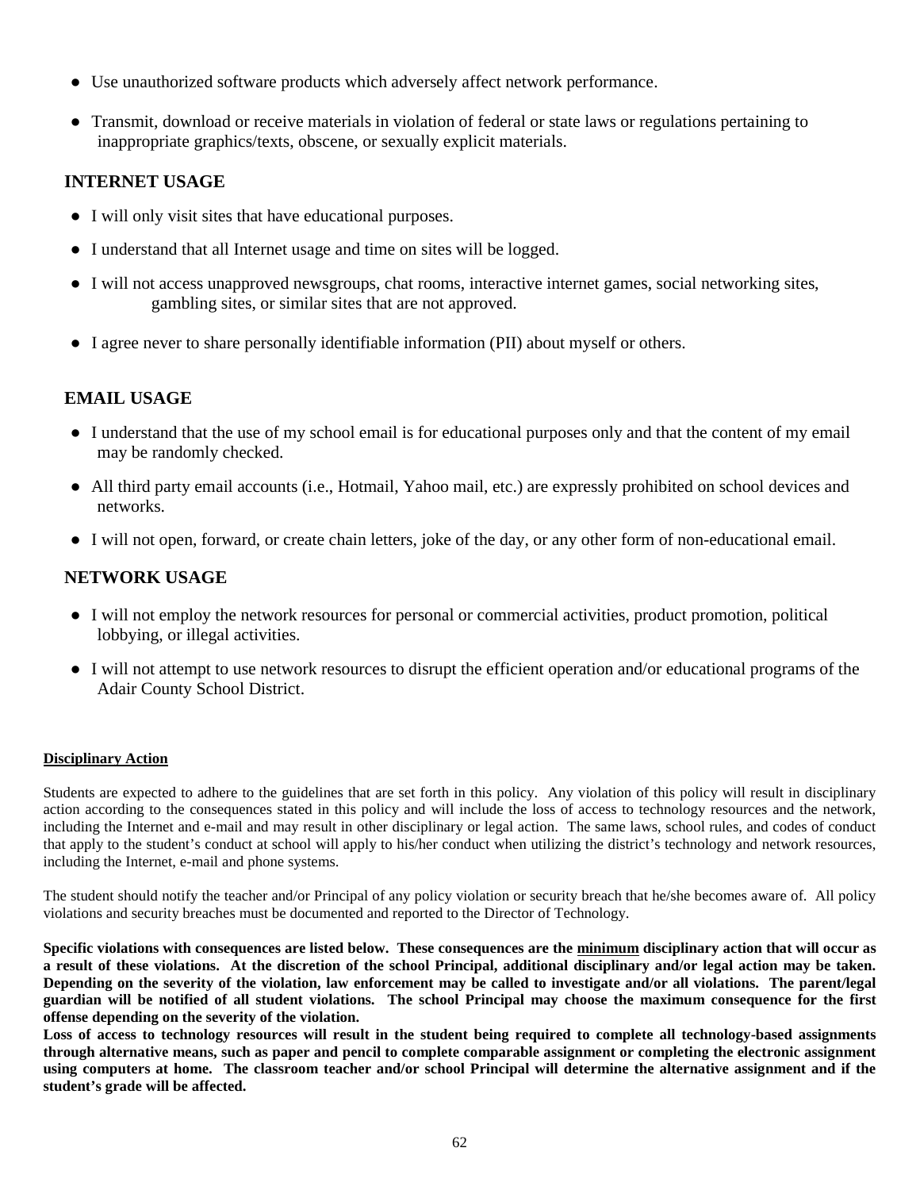- Use unauthorized software products which adversely affect network performance.
- Transmit, download or receive materials in violation of federal or state laws or regulations pertaining to inappropriate graphics/texts, obscene, or sexually explicit materials.

## INTERNET USAGE

- I will only visit sites that have educational purposes.
- I understand that all Internet usage and time on sites will be logged.
- I will not access unapproved newsgroups, chat rooms, interactive internet games, social networking sites, gambling sites, or similar sites that are not approved.
- I agree never to share personally identifiable information (PII) about myself or others.

## EMAIL USAGE

- I understand that the use of my school email is for educational purposes only and that the content of my email may be randomly checked.
- All third party email accounts (i.e., Hotmail, Yahoo mail, etc.) are expressly prohibited on school devices and networks.
- I will not open, forward, or create chain letters, joke of the day, or any other form of non-educational email.

## NETWORK USAGE

- I will not employ the network resources for personal or commercial activities, product promotion, political lobbying, or illegal activities.
- I will not attempt to use network resources to disrupt the efficient operation and/or educational programs of the Adair County School District.

**Disciplinary Action**

Students are expected to adhere to the guidelines that are set forth in this policy. Any violation of this policy will result in disciplinary action according to the consequences stated in this policy and will include the loss of access to technology resources and the network, including the Internet and e-mail and may result in other disciplinary or legal action. The same laws, school rules, and codes of conduct that apply to the student's conduct at school will apply to his/her conduct when utilizing the district's technology and network resources, including the Internet, e-mail and phone systems.

The student should notify the teacher and/or Principal of any policy violation or security breach that he/she becomes aware of. All policy violations and security breaches must be documented and reported to the Director of Technology.

**Specific violations with consequences are listed below. These consequences are the minimum disciplinary action that will occur as a result of these violations. At the discretion of the school Principal, additional disciplinary and/or legal action may be taken. Depending on the severity of the violation, law enforcement may be called to investigate and/or all violations. The parent/legal guardian will be notified of all student violations. The school Principal may choose the maximum consequence for the first offense depending on the severity of the violation.**

**Loss of access to technology resources will result in the student being required to complete all technology-based assignments through alternative means, such as paper and pencil to complete comparable assignment or completing the electronic assignment using computers at home. The classroom teacher and/or school Principal will determine the alternative assignment and if the student's grade will be affected.**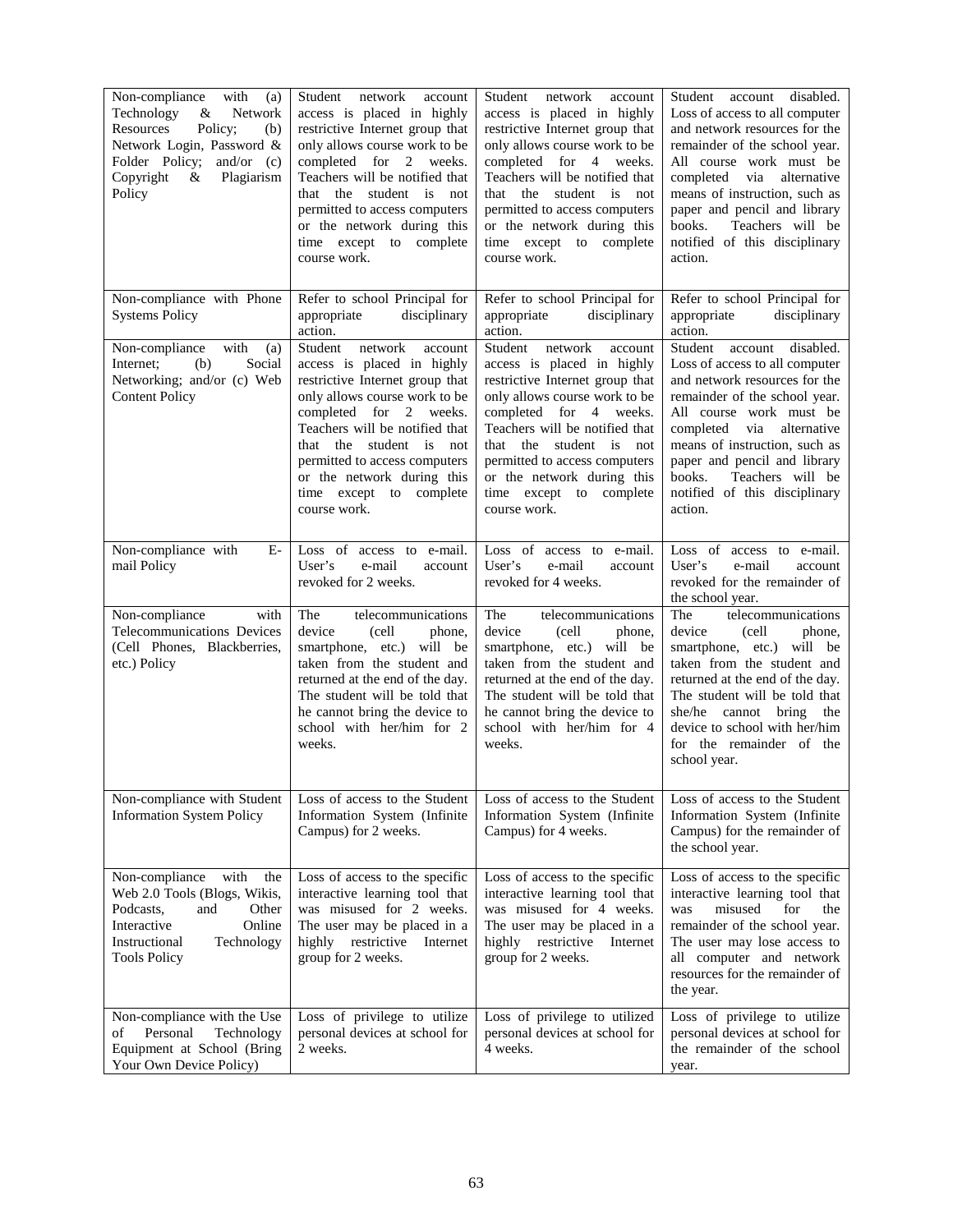| Non-compliance with (a) Technology & Network Resources Policy; (b) Network Login, Password & Folder Policy; and/or (c) Copyright & Plagiarism Policy | Student network account access is placed in highly restrictive Internet group that only allows course work to be completed for 2 weeks. Teachers will be notified that that the student is not permitted to access computers or the network during this time except to complete course work. | Student network account access is placed in highly restrictive Internet group that only allows course work to be completed for 4 weeks. Teachers will be notified that that the student is not permitted to access computers or the network during this time except to complete course work. | Student account disabled. Loss of access to all computer and network resources for the remainder of the school year. All course work must be completed via alternative means of instruction, such as paper and pencil and library books. Teachers will be notified of this disciplinary action. |
|---|---|---|---|
| Non-compliance with Phone Systems Policy | Refer to school Principal for appropriate disciplinary action. | Refer to school Principal for appropriate disciplinary action. | Refer to school Principal for appropriate disciplinary action. |
| Non-compliance with (a) Internet; (b) Social Networking; and/or (c) Web Content Policy | Student network account access is placed in highly restrictive Internet group that only allows course work to be completed for 2 weeks. Teachers will be notified that that the student is not permitted to access computers or the network during this time except to complete course work. | Student network account access is placed in highly restrictive Internet group that only allows course work to be completed for 4 weeks. Teachers will be notified that that the student is not permitted to access computers or the network during this time except to complete course work. | Student account disabled. Loss of access to all computer and network resources for the remainder of the school year. All course work must be completed via alternative means of instruction, such as paper and pencil and library books. Teachers will be notified of this disciplinary action. |
| Non-compliance with E-mail Policy | Loss of access to e-mail. User's e-mail account revoked for 2 weeks. | Loss of access to e-mail. User's e-mail account revoked for 4 weeks. | Loss of access to e-mail. User's e-mail account revoked for the remainder of the school year. |
| Non-compliance with Telecommunications Devices (Cell Phones, Blackberries, etc.) Policy | The telecommunications device (cell phone, smartphone, etc.) will be taken from the student and returned at the end of the day. The student will be told that he cannot bring the device to school with her/him for 2 weeks. | The telecommunications device (cell phone, smartphone, etc.) will be taken from the student and returned at the end of the day. The student will be told that he cannot bring the device to school with her/him for 4 weeks. | The telecommunications device (cell phone, smartphone, etc.) will be taken from the student and returned at the end of the day. The student will be told that she/he cannot bring the device to school with her/him for the remainder of the school year. |
| Non-compliance with Student Information System Policy | Loss of access to the Student Information System (Infinite Campus) for 2 weeks. | Loss of access to the Student Information System (Infinite Campus) for 4 weeks. | Loss of access to the Student Information System (Infinite Campus) for the remainder of the school year. |
| Non-compliance with the Web 2.0 Tools (Blogs, Wikis, Podcasts, and Other Interactive Online Instructional Technology Tools Policy | Loss of access to the specific interactive learning tool that was misused for 2 weeks. The user may be placed in a highly restrictive Internet group for 2 weeks. | Loss of access to the specific interactive learning tool that was misused for 4 weeks. The user may be placed in a highly restrictive Internet group for 2 weeks. | Loss of access to the specific interactive learning tool that was misused for the remainder of the school year. The user may lose access to all computer and network resources for the remainder of the year. |
| Non-compliance with the Use of Personal Technology Equipment at School (Bring Your Own Device Policy) | Loss of privilege to utilize personal devices at school for 2 weeks. | Loss of privilege to utilized personal devices at school for 4 weeks. | Loss of privilege to utilize personal devices at school for the remainder of the school year. |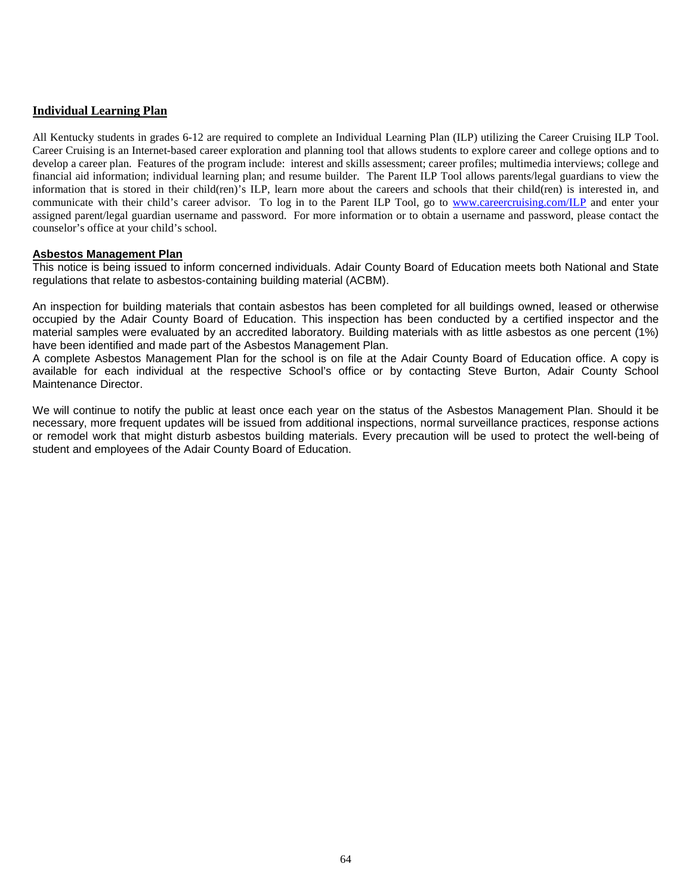## Individual Learning Plan

All Kentucky students in grades 6-12 are required to complete an Individual Learning Plan (ILP) utilizing the Career Cruising ILP Tool. Career Cruising is an Internet-based career exploration and planning tool that allows students to explore career and college options and to develop a career plan. Features of the program include: interest and skills assessment; career profiles; multimedia interviews; college and financial aid information; individual learning plan; and resume builder. The Parent ILP Tool allows parents/legal guardians to view the information that is stored in their child(ren)'s ILP, learn more about the careers and schools that their child(ren) is interested in, and communicate with their child's career advisor. To log in to the Parent ILP Tool, go to www.careercruising.com/ILP and enter your assigned parent/legal guardian username and password. For more information or to obtain a username and password, please contact the counselor's office at your child's school.

## Asbestos Management Plan

This notice is being issued to inform concerned individuals. Adair County Board of Education meets both National and State regulations that relate to asbestos-containing building material (ACBM).

An inspection for building materials that contain asbestos has been completed for all buildings owned, leased or otherwise occupied by the Adair County Board of Education. This inspection has been conducted by a certified inspector and the material samples were evaluated by an accredited laboratory. Building materials with as little asbestos as one percent (1%) have been identified and made part of the Asbestos Management Plan.
A complete Asbestos Management Plan for the school is on file at the Adair County Board of Education office. A copy is available for each individual at the respective School's office or by contacting Steve Burton, Adair County School Maintenance Director.

We will continue to notify the public at least once each year on the status of the Asbestos Management Plan. Should it be necessary, more frequent updates will be issued from additional inspections, normal surveillance practices, response actions or remodel work that might disturb asbestos building materials. Every precaution will be used to protect the well-being of student and employees of the Adair County Board of Education.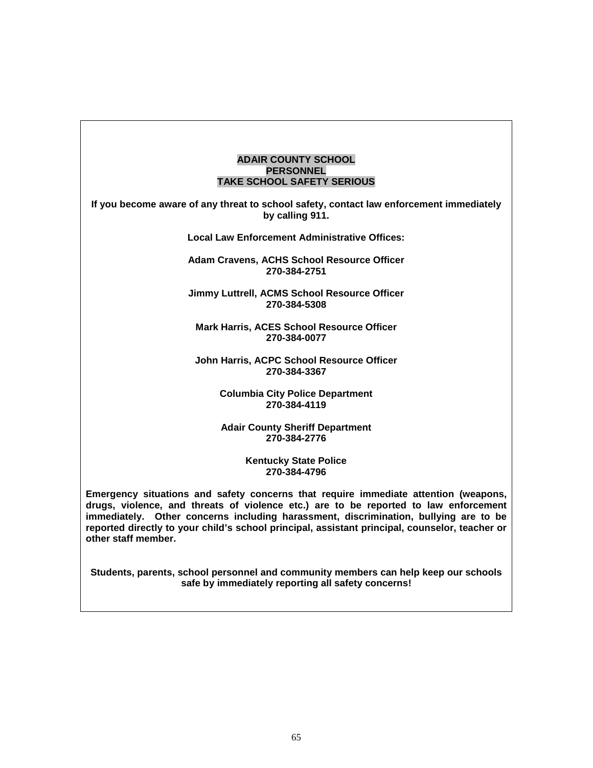**ADAIR COUNTY SCHOOL**
**PERSONNEL**
**TAKE SCHOOL SAFETY SERIOUS**

**If you become aware of any threat to school safety, contact law enforcement immediately by calling 911.**

**Local Law Enforcement Administrative Offices:**

**Adam Cravens, ACHS School Resource Officer**
**270-384-2751**

**Jimmy Luttrell, ACMS School Resource Officer**
**270-384-5308**

**Mark Harris, ACES School Resource Officer**
**270-384-0077**

**John Harris, ACPC School Resource Officer**
**270-384-3367**

**Columbia City Police Department**
**270-384-4119**

**Adair County Sheriff Department**
**270-384-2776**

**Kentucky State Police**
**270-384-4796**

**Emergency situations and safety concerns that require immediate attention (weapons, drugs, violence, and threats of violence etc.) are to be reported to law enforcement immediately. Other concerns including harassment, discrimination, bullying are to be reported directly to your child's school principal, assistant principal, counselor, teacher or other staff member.**

**Students, parents, school personnel and community members can help keep our schools safe by immediately reporting all safety concerns!**